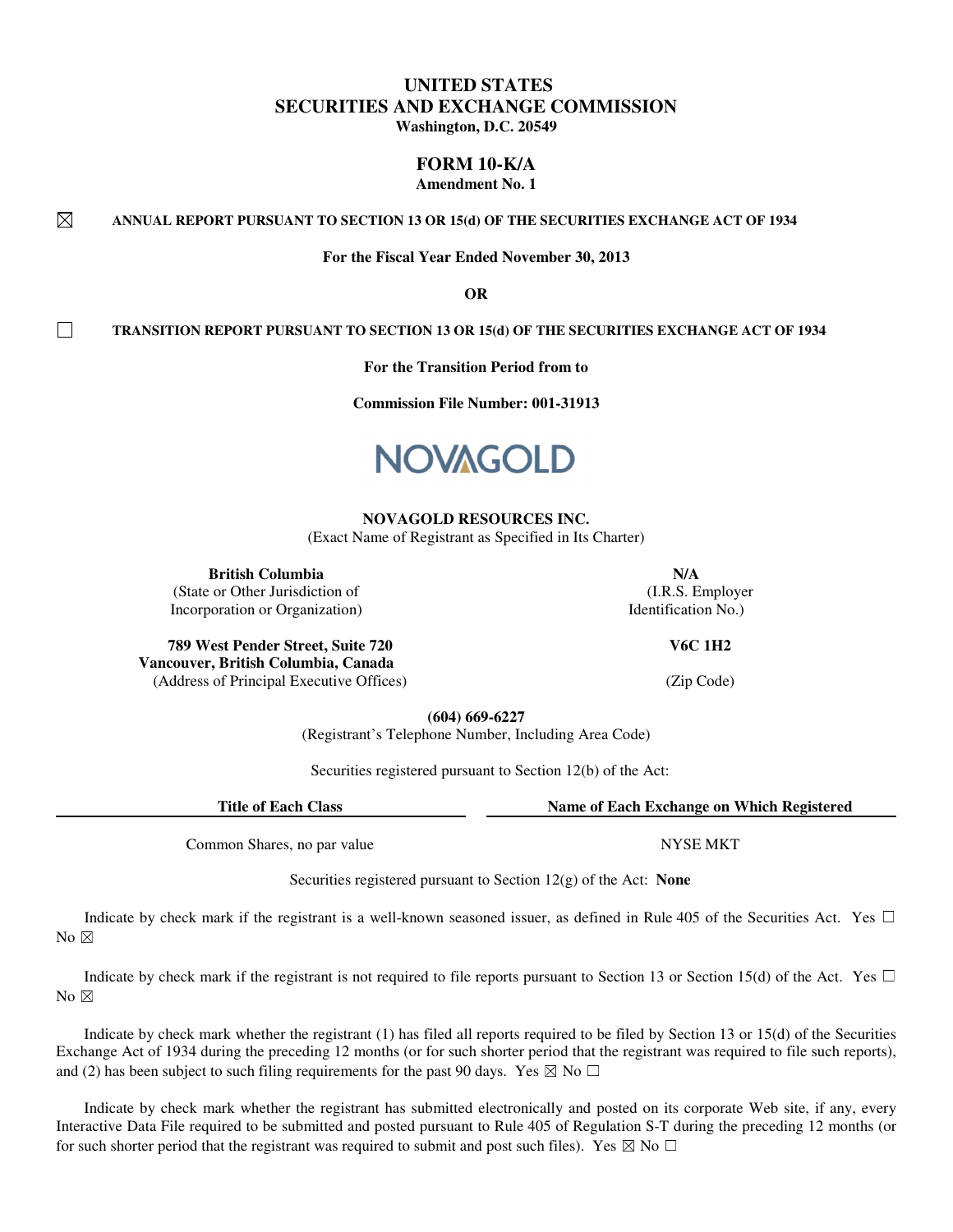# UNITED STATES
# SECURITIES AND EXCHANGE COMMISSION
**Washington, D.C. 20549**

## FORM 10-K/A
**Amendment No. 1**

☒ **ANNUAL REPORT PURSUANT TO SECTION 13 OR 15(d) OF THE SECURITIES EXCHANGE ACT OF 1934**

**For the Fiscal Year Ended November 30, 2013**

**OR**

☐ **TRANSITION REPORT PURSUANT TO SECTION 13 OR 15(d) OF THE SECURITIES EXCHANGE ACT OF 1934**

**For the Transition Period from to**

**Commission File Number: 001-31913**

NOVAGOLD

**NOVAGOLD RESOURCES INC.**
(Exact Name of Registrant as Specified in Its Charter)

| **British Columbia** | **N/A** |
|---|---|
| (State or Other Jurisdiction of Incorporation or Organization) | (I.R.S. Employer Identification No.) |
| **789 West Pender Street, Suite 720 Vancouver, British Columbia, Canada** | **V6C 1H2** |
| (Address of Principal Executive Offices) | (Zip Code) |

**(604) 669-6227**
(Registrant's Telephone Number, Including Area Code)

Securities registered pursuant to Section 12(b) of the Act:

| Title of Each Class | Name of Each Exchange on Which Registered |
|---|---|
| Common Shares, no par value | NYSE MKT |

Securities registered pursuant to Section 12(g) of the Act: **None**

Indicate by check mark if the registrant is a well-known seasoned issuer, as defined in Rule 405 of the Securities Act. Yes ☐ No ☒

Indicate by check mark if the registrant is not required to file reports pursuant to Section 13 or Section 15(d) of the Act. Yes ☐ No ☒

Indicate by check mark whether the registrant (1) has filed all reports required to be filed by Section 13 or 15(d) of the Securities Exchange Act of 1934 during the preceding 12 months (or for such shorter period that the registrant was required to file such reports), and (2) has been subject to such filing requirements for the past 90 days. Yes ☒ No ☐

Indicate by check mark whether the registrant has submitted electronically and posted on its corporate Web site, if any, every Interactive Data File required to be submitted and posted pursuant to Rule 405 of Regulation S-T during the preceding 12 months (or for such shorter period that the registrant was required to submit and post such files). Yes ☒ No ☐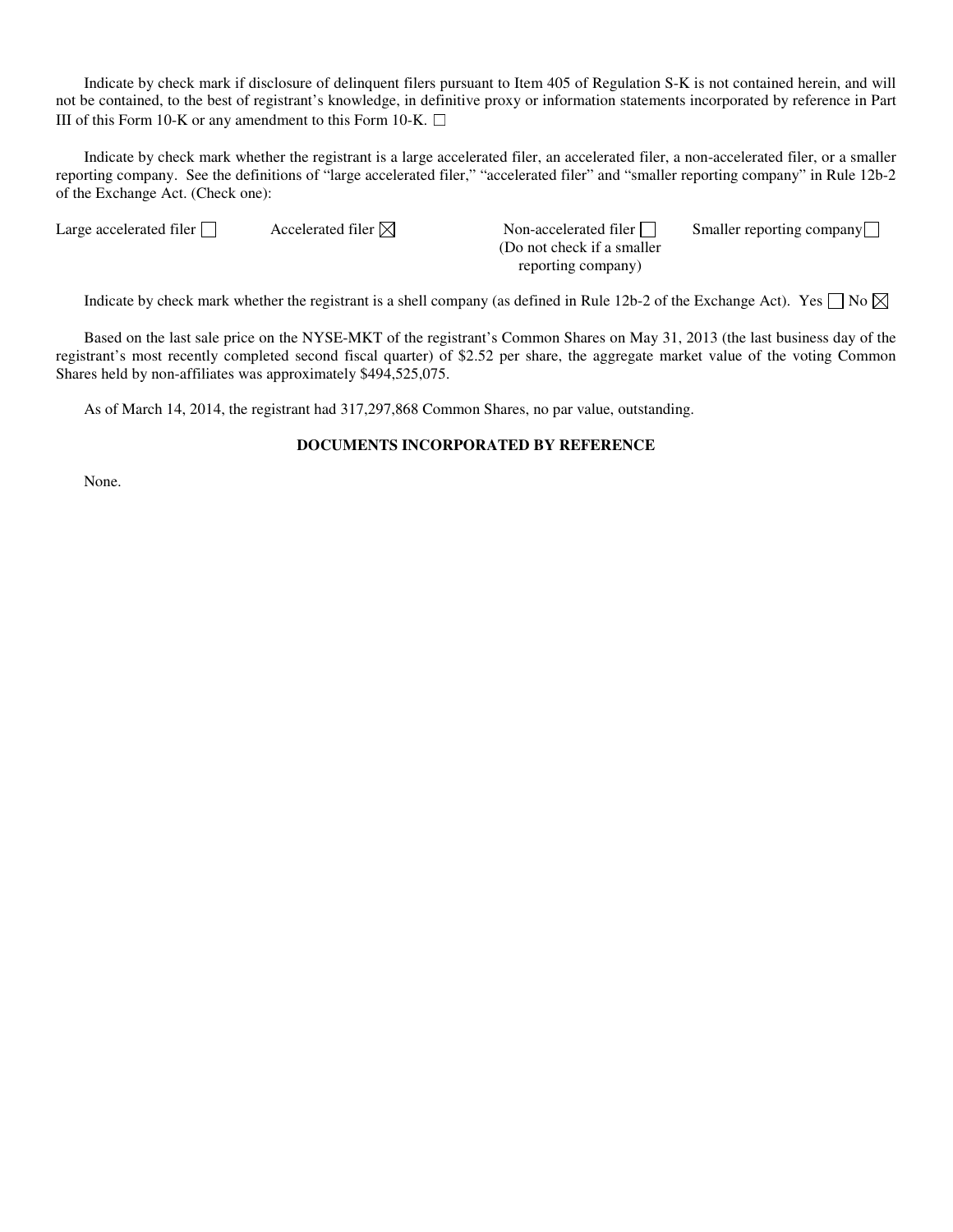Indicate by check mark if disclosure of delinquent filers pursuant to Item 405 of Regulation S-K is not contained herein, and will not be contained, to the best of registrant's knowledge, in definitive proxy or information statements incorporated by reference in Part III of this Form 10-K or any amendment to this Form 10-K. ☐

Indicate by check mark whether the registrant is a large accelerated filer, an accelerated filer, a non-accelerated filer, or a smaller reporting company. See the definitions of "large accelerated filer," "accelerated filer" and "smaller reporting company" in Rule 12b-2 of the Exchange Act. (Check one):

| Large accelerated filer ☐ | Accelerated filer ☒ | Non-accelerated filer ☐ (Do not check if a smaller reporting company) | Smaller reporting company ☐ |
|---|---|---|---|

Indicate by check mark whether the registrant is a shell company (as defined in Rule 12b-2 of the Exchange Act). Yes ☐ No ☒

Based on the last sale price on the NYSE-MKT of the registrant's Common Shares on May 31, 2013 (the last business day of the registrant's most recently completed second fiscal quarter) of $2.52 per share, the aggregate market value of the voting Common Shares held by non-affiliates was approximately $494,525,075.

As of March 14, 2014, the registrant had 317,297,868 Common Shares, no par value, outstanding.

**DOCUMENTS INCORPORATED BY REFERENCE**

None.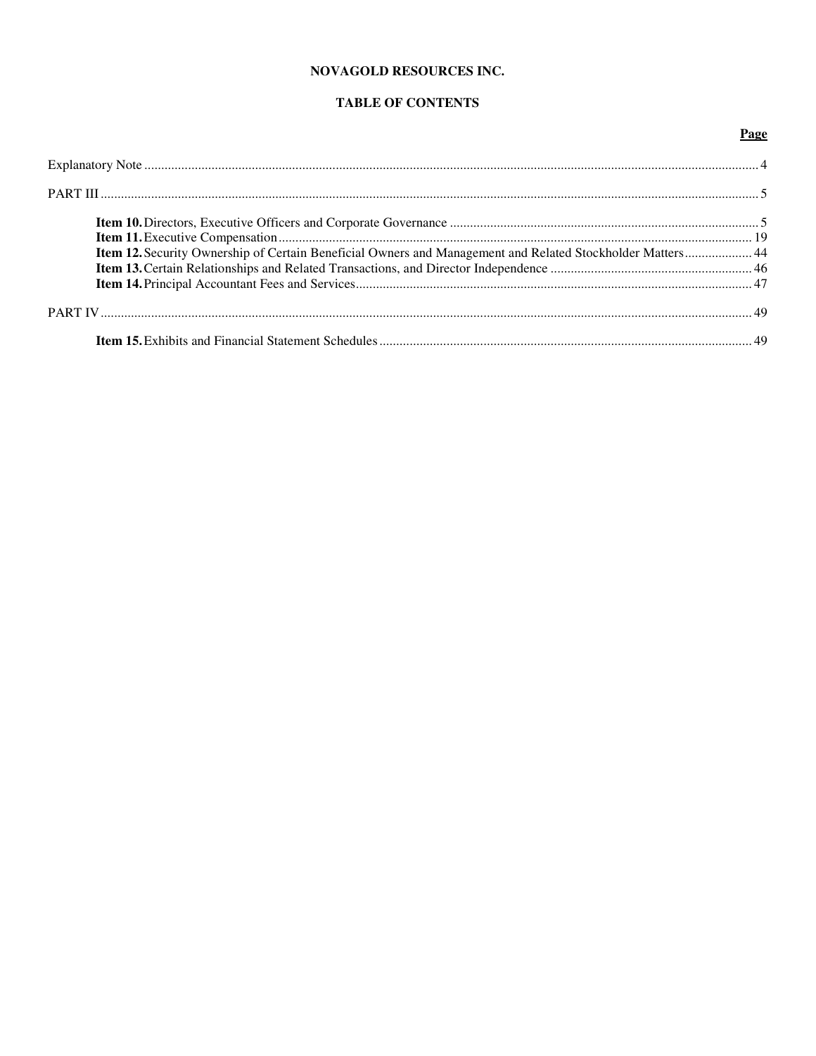**NOVAGOLD RESOURCES INC.**

**TABLE OF CONTENTS**

| | Page |
|---|---|
| Explanatory Note | 4 |
| PART III | 5 |
| **Item 10.** Directors, Executive Officers and Corporate Governance | 5 |
| **Item 11.** Executive Compensation | 19 |
| **Item 12.** Security Ownership of Certain Beneficial Owners and Management and Related Stockholder Matters | 44 |
| **Item 13.** Certain Relationships and Related Transactions, and Director Independence | 46 |
| **Item 14.** Principal Accountant Fees and Services | 47 |
| PART IV | 49 |
| **Item 15.** Exhibits and Financial Statement Schedules | 49 |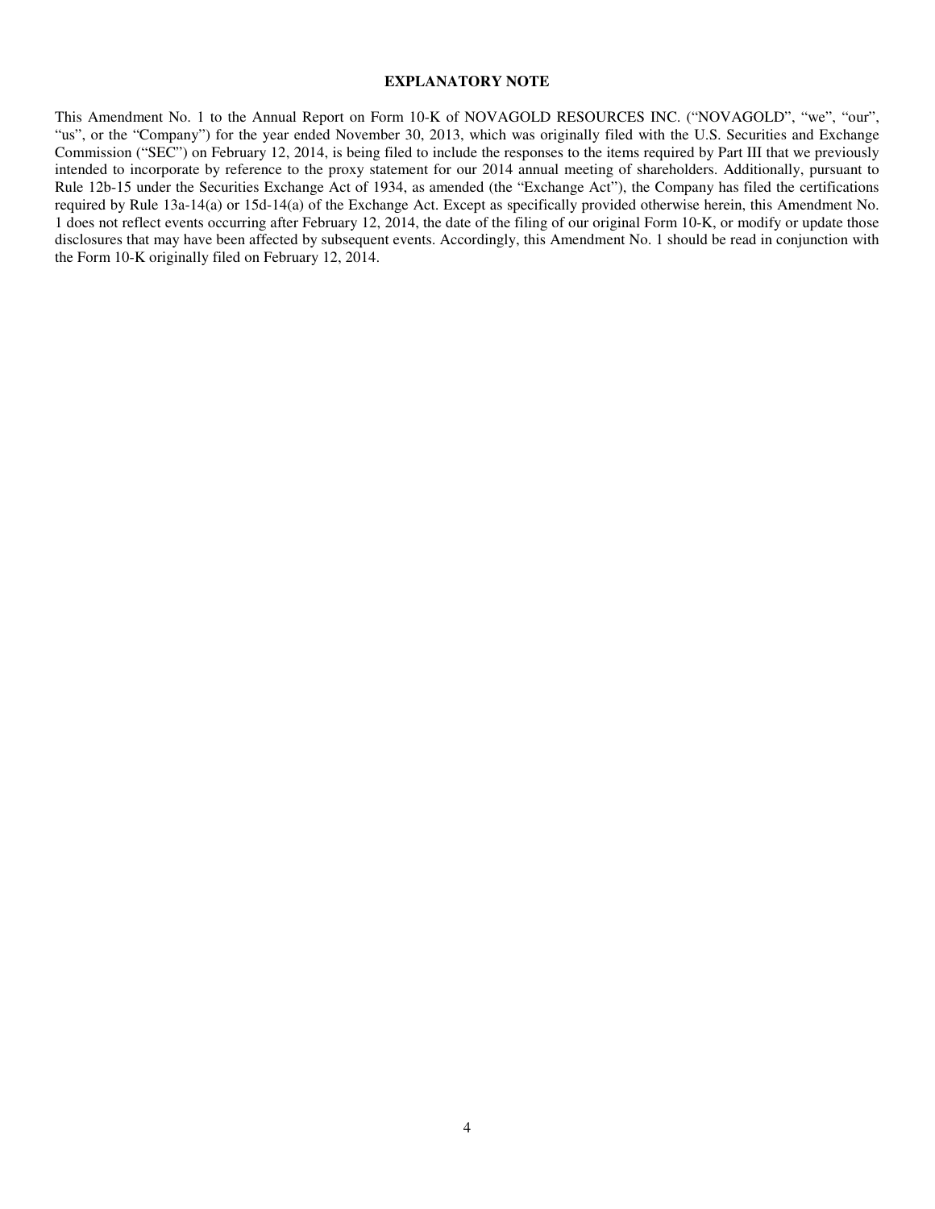## EXPLANATORY NOTE

This Amendment No. 1 to the Annual Report on Form 10-K of NOVAGOLD RESOURCES INC. ("NOVAGOLD", "we", "our", "us", or the "Company") for the year ended November 30, 2013, which was originally filed with the U.S. Securities and Exchange Commission ("SEC") on February 12, 2014, is being filed to include the responses to the items required by Part III that we previously intended to incorporate by reference to the proxy statement for our 2014 annual meeting of shareholders. Additionally, pursuant to Rule 12b-15 under the Securities Exchange Act of 1934, as amended (the "Exchange Act"), the Company has filed the certifications required by Rule 13a-14(a) or 15d-14(a) of the Exchange Act. Except as specifically provided otherwise herein, this Amendment No. 1 does not reflect events occurring after February 12, 2014, the date of the filing of our original Form 10-K, or modify or update those disclosures that may have been affected by subsequent events. Accordingly, this Amendment No. 1 should be read in conjunction with the Form 10-K originally filed on February 12, 2014.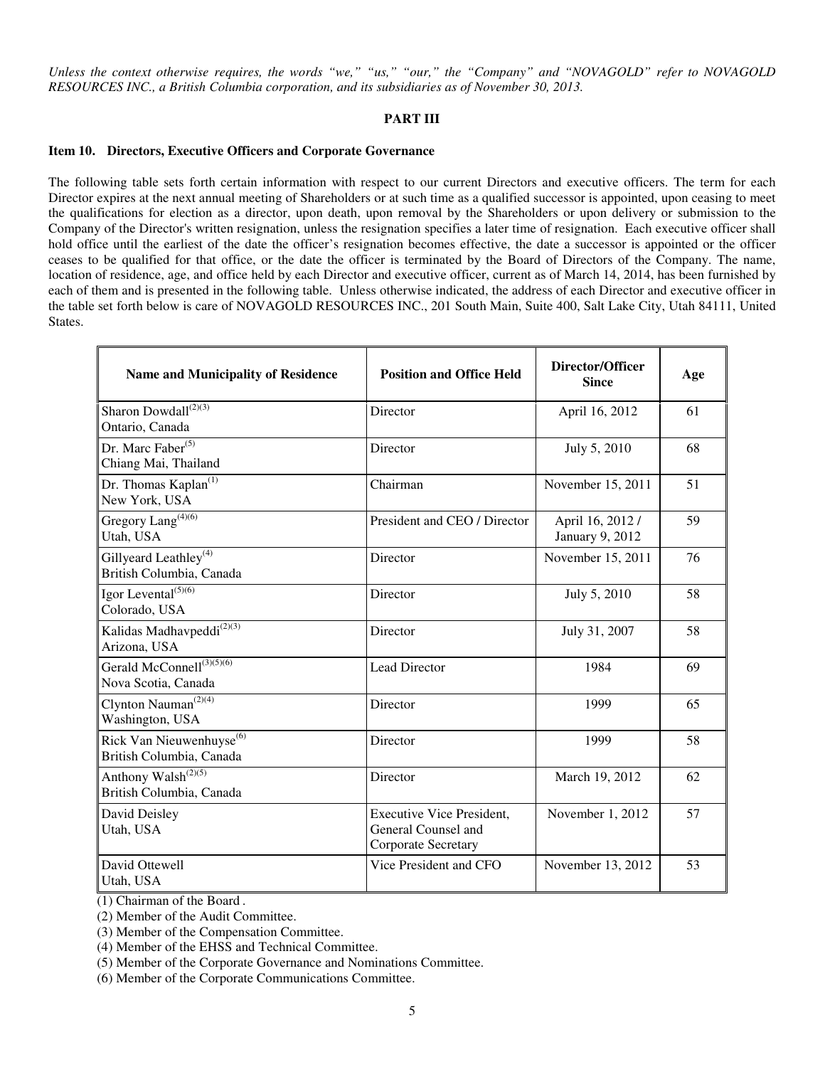*Unless the context otherwise requires, the words "we," "us," "our," the "Company" and "NOVAGOLD" refer to NOVAGOLD RESOURCES INC., a British Columbia corporation, and its subsidiaries as of November 30, 2013.*

## PART III

### Item 10. Directors, Executive Officers and Corporate Governance

The following table sets forth certain information with respect to our current Directors and executive officers. The term for each Director expires at the next annual meeting of Shareholders or at such time as a qualified successor is appointed, upon ceasing to meet the qualifications for election as a director, upon death, upon removal by the Shareholders or upon delivery or submission to the Company of the Director's written resignation, unless the resignation specifies a later time of resignation. Each executive officer shall hold office until the earliest of the date the officer's resignation becomes effective, the date a successor is appointed or the officer ceases to be qualified for that office, or the date the officer is terminated by the Board of Directors of the Company. The name, location of residence, age, and office held by each Director and executive officer, current as of March 14, 2014, has been furnished by each of them and is presented in the following table. Unless otherwise indicated, the address of each Director and executive officer in the table set forth below is care of NOVAGOLD RESOURCES INC., 201 South Main, Suite 400, Salt Lake City, Utah 84111, United States.

| Name and Municipality of Residence | Position and Office Held | Director/Officer Since | Age |
|---|---|---|---|
| Sharon Dowdall(2)(3)<br>Ontario, Canada | Director | April 16, 2012 | 61 |
| Dr. Marc Faber(5)<br>Chiang Mai, Thailand | Director | July 5, 2010 | 68 |
| Dr. Thomas Kaplan(1)<br>New York, USA | Chairman | November 15, 2011 | 51 |
| Gregory Lang(4)(6)<br>Utah, USA | President and CEO / Director | April 16, 2012 / January 9, 2012 | 59 |
| Gillyeard Leathley(4)<br>British Columbia, Canada | Director | November 15, 2011 | 76 |
| Igor Levental(5)(6)<br>Colorado, USA | Director | July 5, 2010 | 58 |
| Kalidas Madhavpeddi(2)(3)<br>Arizona, USA | Director | July 31, 2007 | 58 |
| Gerald McConnell(3)(5)(6)<br>Nova Scotia, Canada | Lead Director | 1984 | 69 |
| Clynton Nauman(2)(4)<br>Washington, USA | Director | 1999 | 65 |
| Rick Van Nieuwenhuyse(6)<br>British Columbia, Canada | Director | 1999 | 58 |
| Anthony Walsh(2)(5)<br>British Columbia, Canada | Director | March 19, 2012 | 62 |
| David Deisley<br>Utah, USA | Executive Vice President, General Counsel and Corporate Secretary | November 1, 2012 | 57 |
| David Ottewell<br>Utah, USA | Vice President and CFO | November 13, 2012 | 53 |

(1) Chairman of the Board .

(2) Member of the Audit Committee.

(3) Member of the Compensation Committee.

(4) Member of the EHSS and Technical Committee.

(5) Member of the Corporate Governance and Nominations Committee.

(6) Member of the Corporate Communications Committee.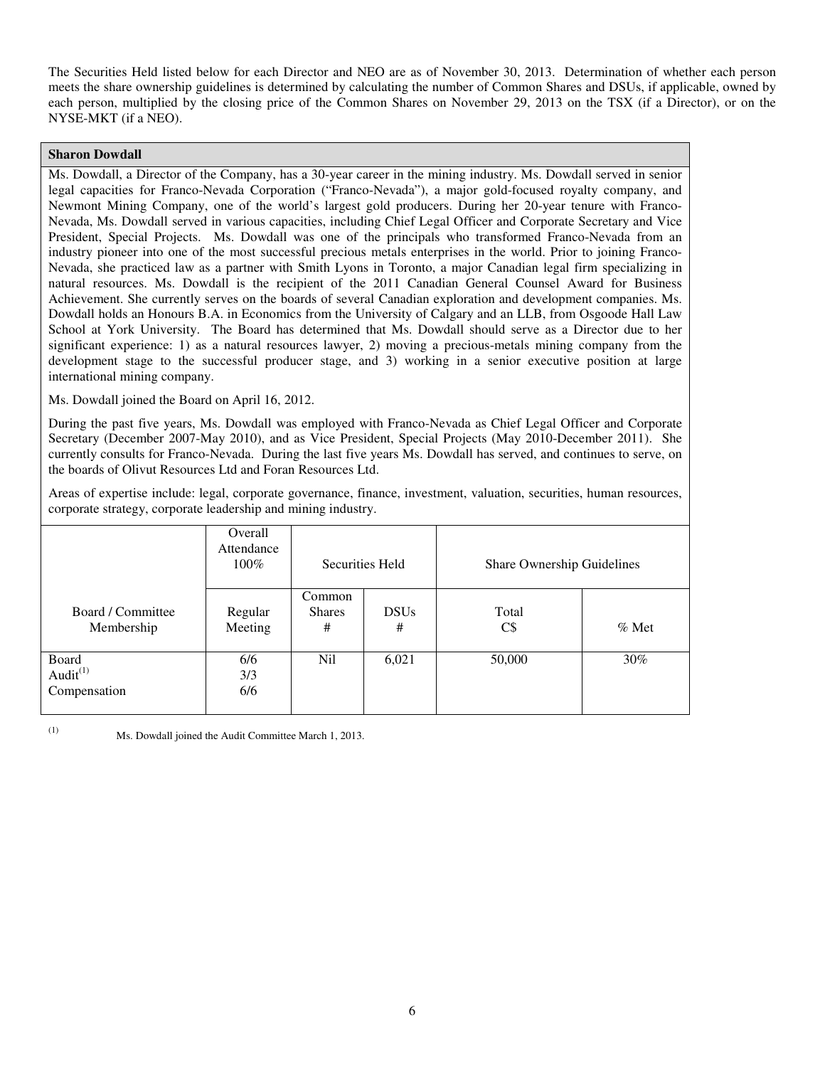The Securities Held listed below for each Director and NEO are as of November 30, 2013. Determination of whether each person meets the share ownership guidelines is determined by calculating the number of Common Shares and DSUs, if applicable, owned by each person, multiplied by the closing price of the Common Shares on November 29, 2013 on the TSX (if a Director), or on the NYSE-MKT (if a NEO).

**Sharon Dowdall**

Ms. Dowdall, a Director of the Company, has a 30-year career in the mining industry. Ms. Dowdall served in senior legal capacities for Franco-Nevada Corporation ("Franco-Nevada"), a major gold-focused royalty company, and Newmont Mining Company, one of the world's largest gold producers. During her 20-year tenure with Franco-Nevada, Ms. Dowdall served in various capacities, including Chief Legal Officer and Corporate Secretary and Vice President, Special Projects. Ms. Dowdall was one of the principals who transformed Franco-Nevada from an industry pioneer into one of the most successful precious metals enterprises in the world. Prior to joining Franco-Nevada, she practiced law as a partner with Smith Lyons in Toronto, a major Canadian legal firm specializing in natural resources. Ms. Dowdall is the recipient of the 2011 Canadian General Counsel Award for Business Achievement. She currently serves on the boards of several Canadian exploration and development companies. Ms. Dowdall holds an Honours B.A. in Economics from the University of Calgary and an LLB, from Osgoode Hall Law School at York University. The Board has determined that Ms. Dowdall should serve as a Director due to her significant experience: 1) as a natural resources lawyer, 2) moving a precious-metals mining company from the development stage to the successful producer stage, and 3) working in a senior executive position at large international mining company.

Ms. Dowdall joined the Board on April 16, 2012.

During the past five years, Ms. Dowdall was employed with Franco-Nevada as Chief Legal Officer and Corporate Secretary (December 2007-May 2010), and as Vice President, Special Projects (May 2010-December 2011). She currently consults for Franco-Nevada. During the last five years Ms. Dowdall has served, and continues to serve, on the boards of Olivut Resources Ltd and Foran Resources Ltd.

Areas of expertise include: legal, corporate governance, finance, investment, valuation, securities, human resources, corporate strategy, corporate leadership and mining industry.

| | Overall Attendance 100% | Securities Held | | Share Ownership Guidelines | |
|---|---|---|---|---|---|
| Board / Committee Membership | Regular Meeting | Common Shares # | DSUs # | Total C$ | % Met |
| Board<br>Audit[1]<br>Compensation | 6/6<br>3/3<br>6/6 | Nil | 6,021 | 50,000 | 30% |

(1) Ms. Dowdall joined the Audit Committee March 1, 2013.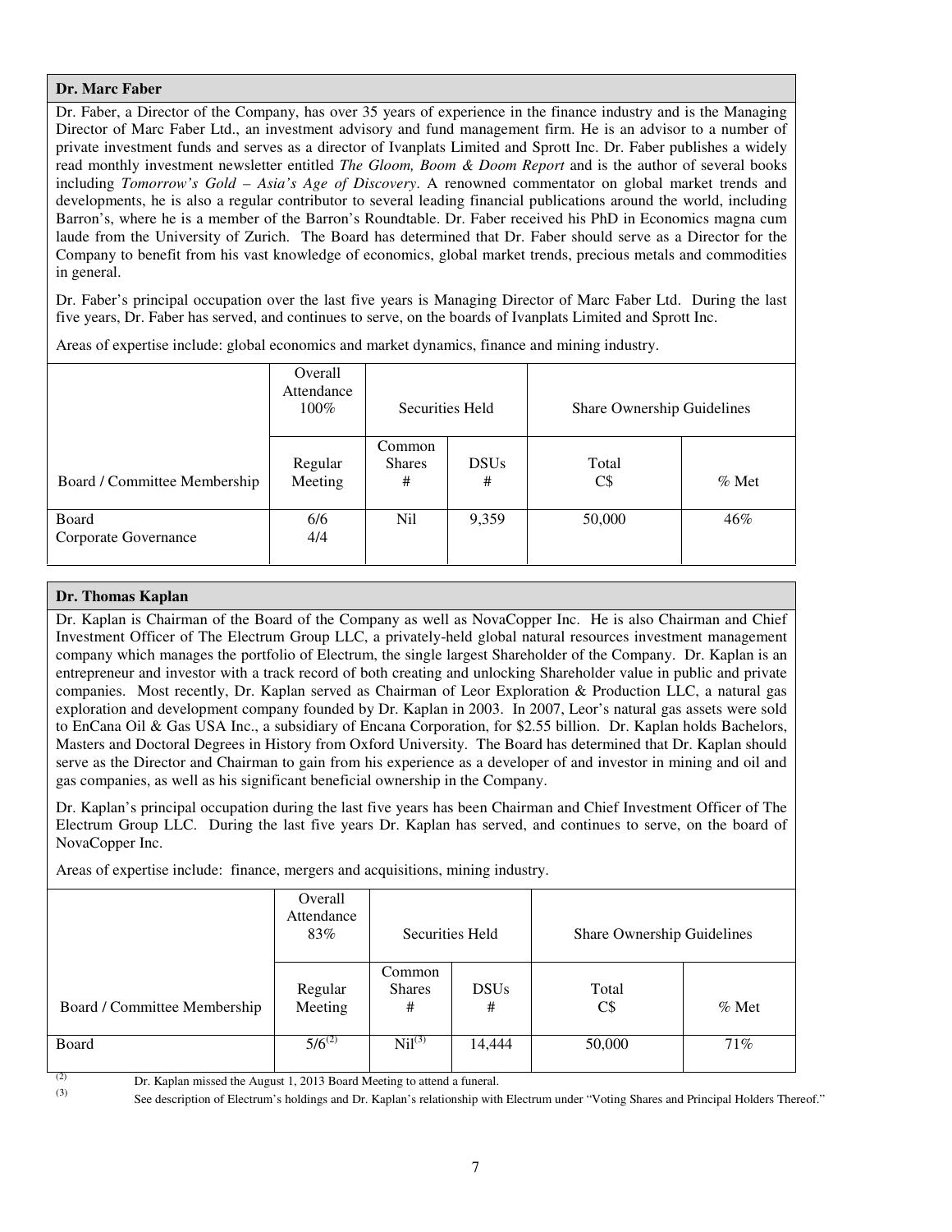### Dr. Marc Faber

Dr. Faber, a Director of the Company, has over 35 years of experience in the finance industry and is the Managing Director of Marc Faber Ltd., an investment advisory and fund management firm. He is an advisor to a number of private investment funds and serves as a director of Ivanplats Limited and Sprott Inc. Dr. Faber publishes a widely read monthly investment newsletter entitled *The Gloom, Boom & Doom Report* and is the author of several books including *Tomorrow's Gold – Asia's Age of Discovery*. A renowned commentator on global market trends and developments, he is also a regular contributor to several leading financial publications around the world, including Barron's, where he is a member of the Barron's Roundtable. Dr. Faber received his PhD in Economics magna cum laude from the University of Zurich. The Board has determined that Dr. Faber should serve as a Director for the Company to benefit from his vast knowledge of economics, global market trends, precious metals and commodities in general.

Dr. Faber's principal occupation over the last five years is Managing Director of Marc Faber Ltd. During the last five years, Dr. Faber has served, and continues to serve, on the boards of Ivanplats Limited and Sprott Inc.

Areas of expertise include: global economics and market dynamics, finance and mining industry.

| | Overall Attendance 100% | Securities Held | | Share Ownership Guidelines | |
|---|---|---|---|---|---|
| Board / Committee Membership | Regular Meeting | Common Shares # | DSUs # | Total C$ | % Met |
| Board<br>Corporate Governance | 6/6<br>4/4 | Nil | 9,359 | 50,000 | 46% |

### Dr. Thomas Kaplan

Dr. Kaplan is Chairman of the Board of the Company as well as NovaCopper Inc. He is also Chairman and Chief Investment Officer of The Electrum Group LLC, a privately-held global natural resources investment management company which manages the portfolio of Electrum, the single largest Shareholder of the Company. Dr. Kaplan is an entrepreneur and investor with a track record of both creating and unlocking Shareholder value in public and private companies. Most recently, Dr. Kaplan served as Chairman of Leor Exploration & Production LLC, a natural gas exploration and development company founded by Dr. Kaplan in 2003. In 2007, Leor's natural gas assets were sold to EnCana Oil & Gas USA Inc., a subsidiary of Encana Corporation, for $2.55 billion. Dr. Kaplan holds Bachelors, Masters and Doctoral Degrees in History from Oxford University. The Board has determined that Dr. Kaplan should serve as the Director and Chairman to gain from his experience as a developer of and investor in mining and oil and gas companies, as well as his significant beneficial ownership in the Company.

Dr. Kaplan's principal occupation during the last five years has been Chairman and Chief Investment Officer of The Electrum Group LLC. During the last five years Dr. Kaplan has served, and continues to serve, on the board of NovaCopper Inc.

Areas of expertise include: finance, mergers and acquisitions, mining industry.

| | Overall Attendance 83% | Securities Held | | Share Ownership Guidelines | |
|---|---|---|---|---|---|
| Board / Committee Membership | Regular Meeting | Common Shares # | DSUs # | Total C$ | % Met |
| Board | 5/6[2] | Nil[3] | 14,444 | 50,000 | 71% |

(2) Dr. Kaplan missed the August 1, 2013 Board Meeting to attend a funeral.

(3) See description of Electrum's holdings and Dr. Kaplan's relationship with Electrum under "Voting Shares and Principal Holders Thereof."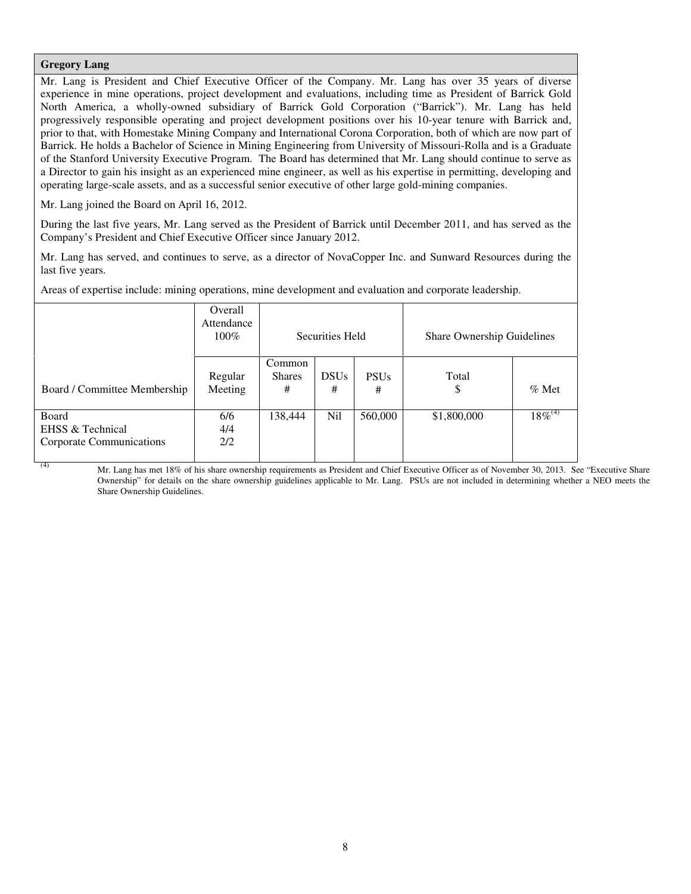**Gregory Lang**

Mr. Lang is President and Chief Executive Officer of the Company. Mr. Lang has over 35 years of diverse experience in mine operations, project development and evaluations, including time as President of Barrick Gold North America, a wholly-owned subsidiary of Barrick Gold Corporation ("Barrick"). Mr. Lang has held progressively responsible operating and project development positions over his 10-year tenure with Barrick and, prior to that, with Homestake Mining Company and International Corona Corporation, both of which are now part of Barrick. He holds a Bachelor of Science in Mining Engineering from University of Missouri-Rolla and is a Graduate of the Stanford University Executive Program. The Board has determined that Mr. Lang should continue to serve as a Director to gain his insight as an experienced mine engineer, as well as his expertise in permitting, developing and operating large-scale assets, and as a successful senior executive of other large gold-mining companies.

Mr. Lang joined the Board on April 16, 2012.

During the last five years, Mr. Lang served as the President of Barrick until December 2011, and has served as the Company's President and Chief Executive Officer since January 2012.

Mr. Lang has served, and continues to serve, as a director of NovaCopper Inc. and Sunward Resources during the last five years.

Areas of expertise include: mining operations, mine development and evaluation and corporate leadership.

| | Overall Attendance 100% | Securities Held | | | Share Ownership Guidelines | |
|---|---|---|---|---|---|---|
| Board / Committee Membership | Regular Meeting | Common Shares # | DSUs # | PSUs # | Total $ | % Met |
| Board<br>EHSS & Technical<br>Corporate Communications | 6/6<br>4/4<br>2/2 | 138,444 | Nil | 560,000 | $1,800,000 | 18%[(4)] |

(4) Mr. Lang has met 18% of his share ownership requirements as President and Chief Executive Officer as of November 30, 2013. See "Executive Share Ownership" for details on the share ownership guidelines applicable to Mr. Lang. PSUs are not included in determining whether a NEO meets the Share Ownership Guidelines.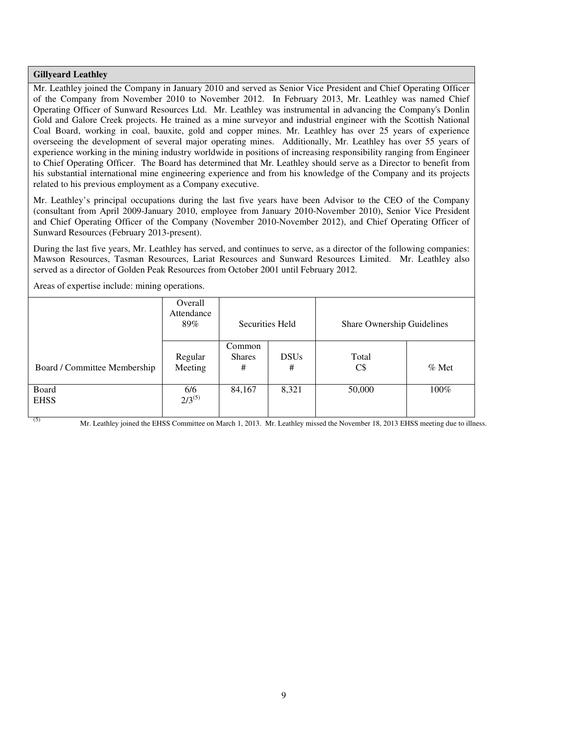### Gillyeard Leathley

Mr. Leathley joined the Company in January 2010 and served as Senior Vice President and Chief Operating Officer of the Company from November 2010 to November 2012. In February 2013, Mr. Leathley was named Chief Operating Officer of Sunward Resources Ltd. Mr. Leathley was instrumental in advancing the Company's Donlin Gold and Galore Creek projects. He trained as a mine surveyor and industrial engineer with the Scottish National Coal Board, working in coal, bauxite, gold and copper mines. Mr. Leathley has over 25 years of experience overseeing the development of several major operating mines. Additionally, Mr. Leathley has over 55 years of experience working in the mining industry worldwide in positions of increasing responsibility ranging from Engineer to Chief Operating Officer. The Board has determined that Mr. Leathley should serve as a Director to benefit from his substantial international mine engineering experience and from his knowledge of the Company and its projects related to his previous employment as a Company executive.

Mr. Leathley's principal occupations during the last five years have been Advisor to the CEO of the Company (consultant from April 2009-January 2010, employee from January 2010-November 2010), Senior Vice President and Chief Operating Officer of the Company (November 2010-November 2012), and Chief Operating Officer of Sunward Resources (February 2013-present).

During the last five years, Mr. Leathley has served, and continues to serve, as a director of the following companies: Mawson Resources, Tasman Resources, Lariat Resources and Sunward Resources Limited. Mr. Leathley also served as a director of Golden Peak Resources from October 2001 until February 2012.

Areas of expertise include: mining operations.

| | Overall Attendance 89% | Securities Held | | Share Ownership Guidelines | |
|---|---|---|---|---|---|
| Board / Committee Membership | Regular Meeting | Common Shares # | DSUs # | Total C$ | % Met |
| Board<br>EHSS | 6/6<br>2/3[5] | 84,167 | 8,321 | 50,000 | 100% |

[5] Mr. Leathley joined the EHSS Committee on March 1, 2013. Mr. Leathley missed the November 18, 2013 EHSS meeting due to illness.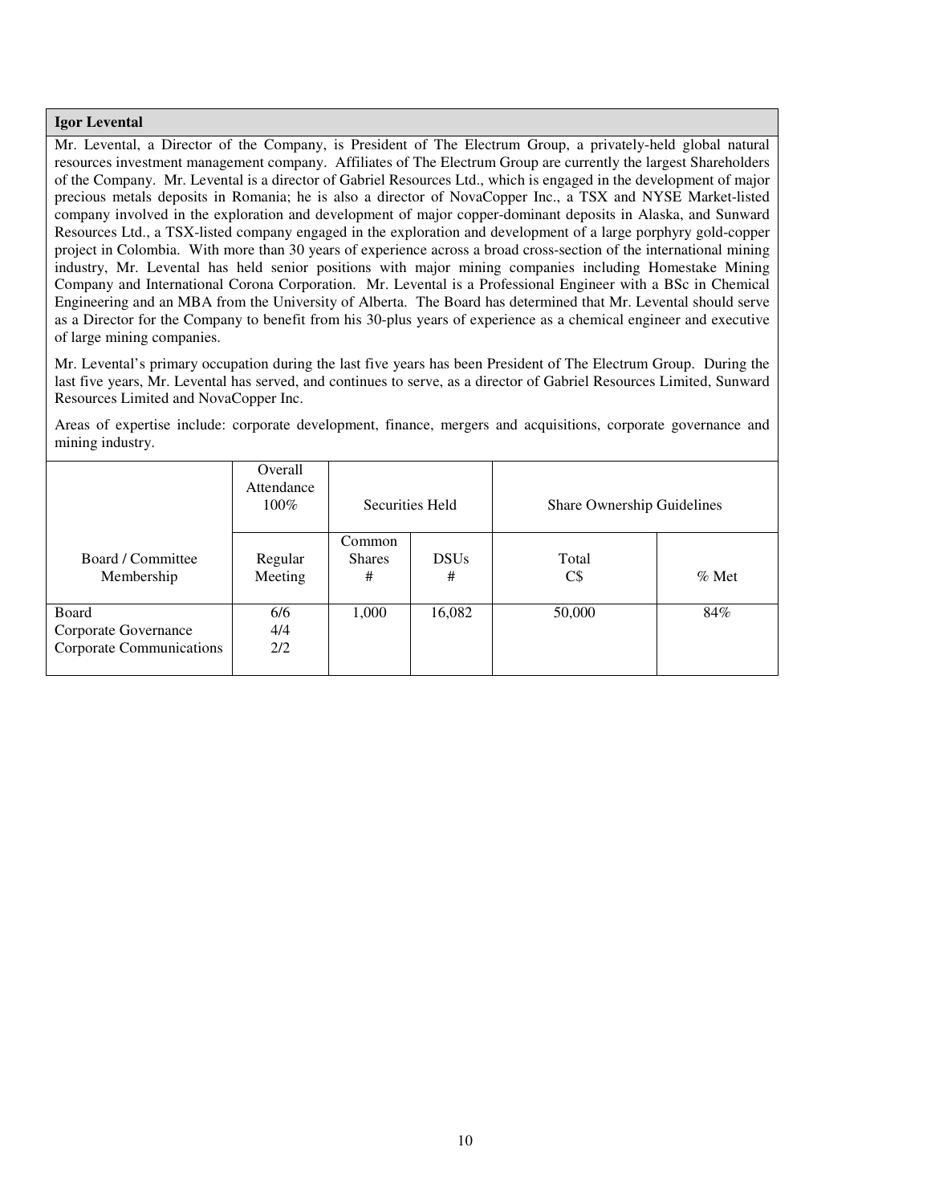**Igor Levental**

Mr. Levental, a Director of the Company, is President of The Electrum Group, a privately-held global natural resources investment management company. Affiliates of The Electrum Group are currently the largest Shareholders of the Company. Mr. Levental is a director of Gabriel Resources Ltd., which is engaged in the development of major precious metals deposits in Romania; he is also a director of NovaCopper Inc., a TSX and NYSE Market-listed company involved in the exploration and development of major copper-dominant deposits in Alaska, and Sunward Resources Ltd., a TSX-listed company engaged in the exploration and development of a large porphyry gold-copper project in Colombia. With more than 30 years of experience across a broad cross-section of the international mining industry, Mr. Levental has held senior positions with major mining companies including Homestake Mining Company and International Corona Corporation. Mr. Levental is a Professional Engineer with a BSc in Chemical Engineering and an MBA from the University of Alberta. The Board has determined that Mr. Levental should serve as a Director for the Company to benefit from his 30-plus years of experience as a chemical engineer and executive of large mining companies.

Mr. Levental's primary occupation during the last five years has been President of The Electrum Group. During the last five years, Mr. Levental has served, and continues to serve, as a director of Gabriel Resources Limited, Sunward Resources Limited and NovaCopper Inc.

Areas of expertise include: corporate development, finance, mergers and acquisitions, corporate governance and mining industry.

| | Overall Attendance 100% | Securities Held | | Share Ownership Guidelines | |
|---|---|---|---|---|---|
| Board / Committee Membership | Regular Meeting | Common Shares # | DSUs # | Total C$ | % Met |
| Board<br>Corporate Governance<br>Corporate Communications | 6/6<br>4/4<br>2/2 | 1,000 | 16,082 | 50,000 | 84% |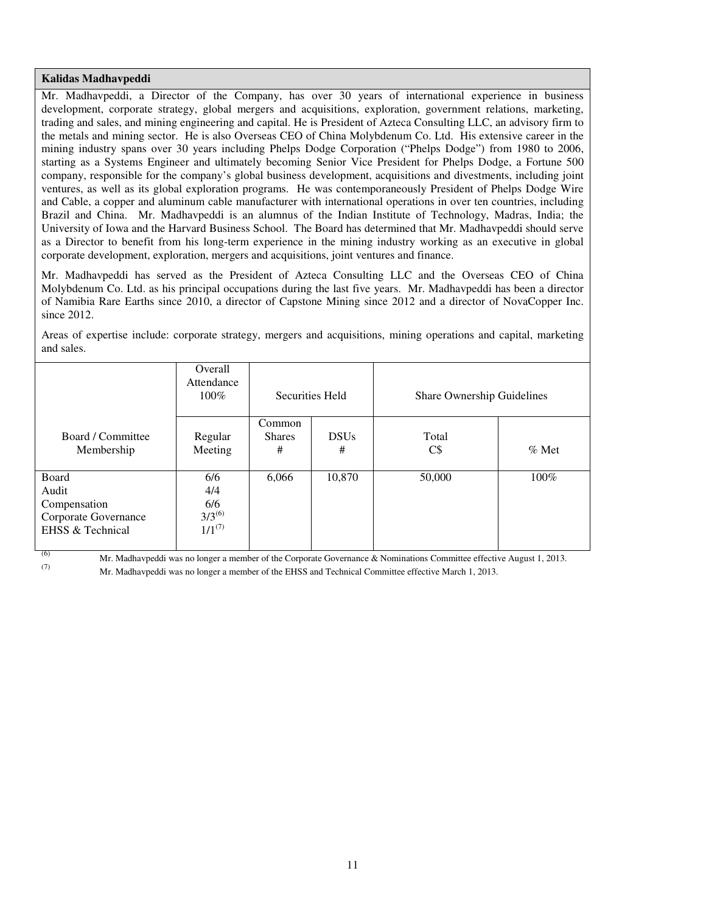**Kalidas Madhavpeddi**

Mr. Madhavpeddi, a Director of the Company, has over 30 years of international experience in business development, corporate strategy, global mergers and acquisitions, exploration, government relations, marketing, trading and sales, and mining engineering and capital. He is President of Azteca Consulting LLC, an advisory firm to the metals and mining sector. He is also Overseas CEO of China Molybdenum Co. Ltd. His extensive career in the mining industry spans over 30 years including Phelps Dodge Corporation ("Phelps Dodge") from 1980 to 2006, starting as a Systems Engineer and ultimately becoming Senior Vice President for Phelps Dodge, a Fortune 500 company, responsible for the company's global business development, acquisitions and divestments, including joint ventures, as well as its global exploration programs. He was contemporaneously President of Phelps Dodge Wire and Cable, a copper and aluminum cable manufacturer with international operations in over ten countries, including Brazil and China. Mr. Madhavpeddi is an alumnus of the Indian Institute of Technology, Madras, India; the University of Iowa and the Harvard Business School. The Board has determined that Mr. Madhavpeddi should serve as a Director to benefit from his long-term experience in the mining industry working as an executive in global corporate development, exploration, mergers and acquisitions, joint ventures and finance.

Mr. Madhavpeddi has served as the President of Azteca Consulting LLC and the Overseas CEO of China Molybdenum Co. Ltd. as his principal occupations during the last five years. Mr. Madhavpeddi has been a director of Namibia Rare Earths since 2010, a director of Capstone Mining since 2012 and a director of NovaCopper Inc. since 2012.

Areas of expertise include: corporate strategy, mergers and acquisitions, mining operations and capital, marketing and sales.

| | Overall Attendance 100% | Securities Held | | Share Ownership Guidelines | |
|---|---|---|---|---|---|
| Board / Committee Membership | Regular Meeting | Common Shares # | DSUs # | Total C$ | % Met |
| Board<br>Audit<br>Compensation<br>Corporate Governance<br>EHSS & Technical | 6/6<br>4/4<br>6/6<br>3/3[(6)]<br>1/1[(7)] | 6,066 | 10,870 | 50,000 | 100% |

(6) Mr. Madhavpeddi was no longer a member of the Corporate Governance & Nominations Committee effective August 1, 2013.

(7) Mr. Madhavpeddi was no longer a member of the EHSS and Technical Committee effective March 1, 2013.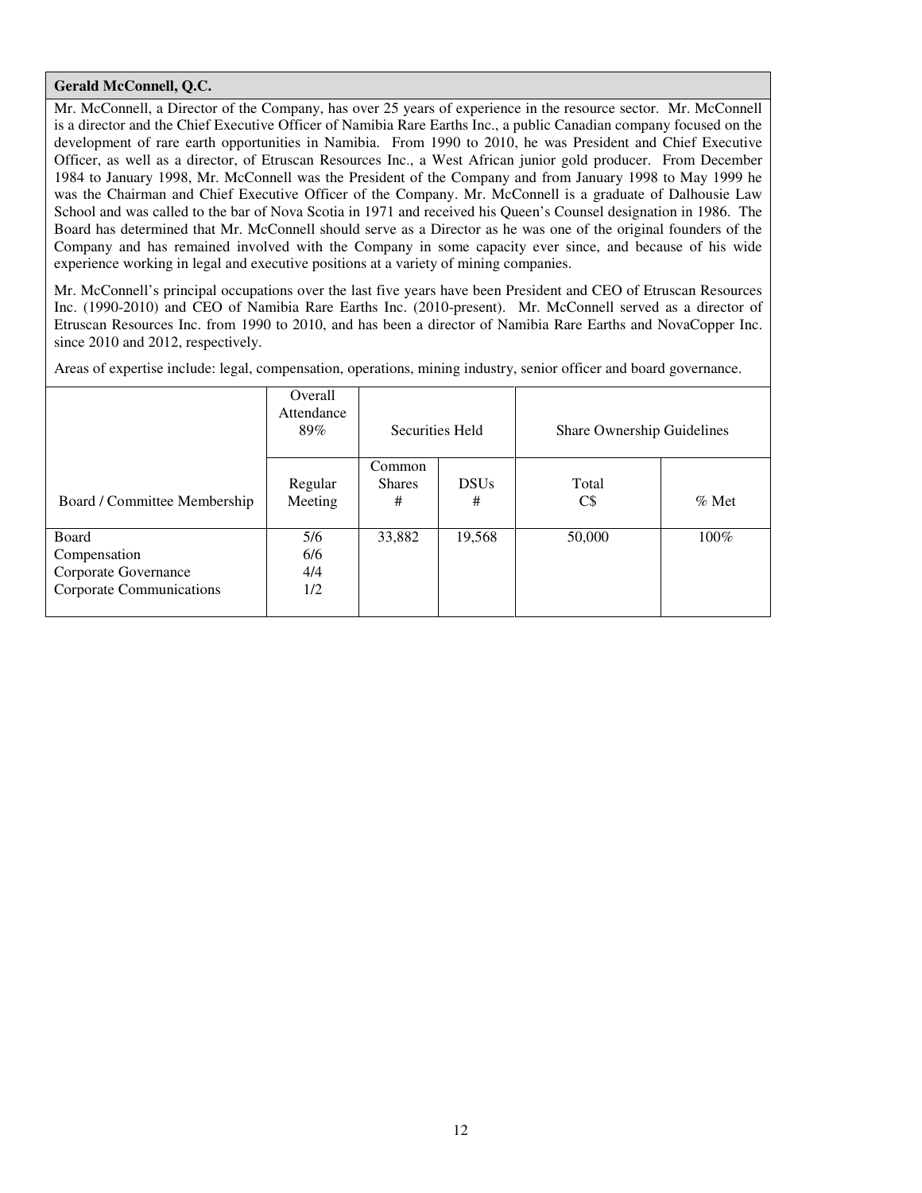**Gerald McConnell, Q.C.**

Mr. McConnell, a Director of the Company, has over 25 years of experience in the resource sector. Mr. McConnell is a director and the Chief Executive Officer of Namibia Rare Earths Inc., a public Canadian company focused on the development of rare earth opportunities in Namibia. From 1990 to 2010, he was President and Chief Executive Officer, as well as a director, of Etruscan Resources Inc., a West African junior gold producer. From December 1984 to January 1998, Mr. McConnell was the President of the Company and from January 1998 to May 1999 he was the Chairman and Chief Executive Officer of the Company. Mr. McConnell is a graduate of Dalhousie Law School and was called to the bar of Nova Scotia in 1971 and received his Queen's Counsel designation in 1986. The Board has determined that Mr. McConnell should serve as a Director as he was one of the original founders of the Company and has remained involved with the Company in some capacity ever since, and because of his wide experience working in legal and executive positions at a variety of mining companies.

Mr. McConnell's principal occupations over the last five years have been President and CEO of Etruscan Resources Inc. (1990-2010) and CEO of Namibia Rare Earths Inc. (2010-present). Mr. McConnell served as a director of Etruscan Resources Inc. from 1990 to 2010, and has been a director of Namibia Rare Earths and NovaCopper Inc. since 2010 and 2012, respectively.

Areas of expertise include: legal, compensation, operations, mining industry, senior officer and board governance.

| | Overall Attendance 89% | Securities Held | | Share Ownership Guidelines | |
|---|---|---|---|---|---|
| Board / Committee Membership | Regular Meeting | Common Shares # | DSUs # | Total C$ | % Met |
| Board<br>Compensation<br>Corporate Governance<br>Corporate Communications | 5/6<br>6/6<br>4/4<br>1/2 | 33,882 | 19,568 | 50,000 | 100% |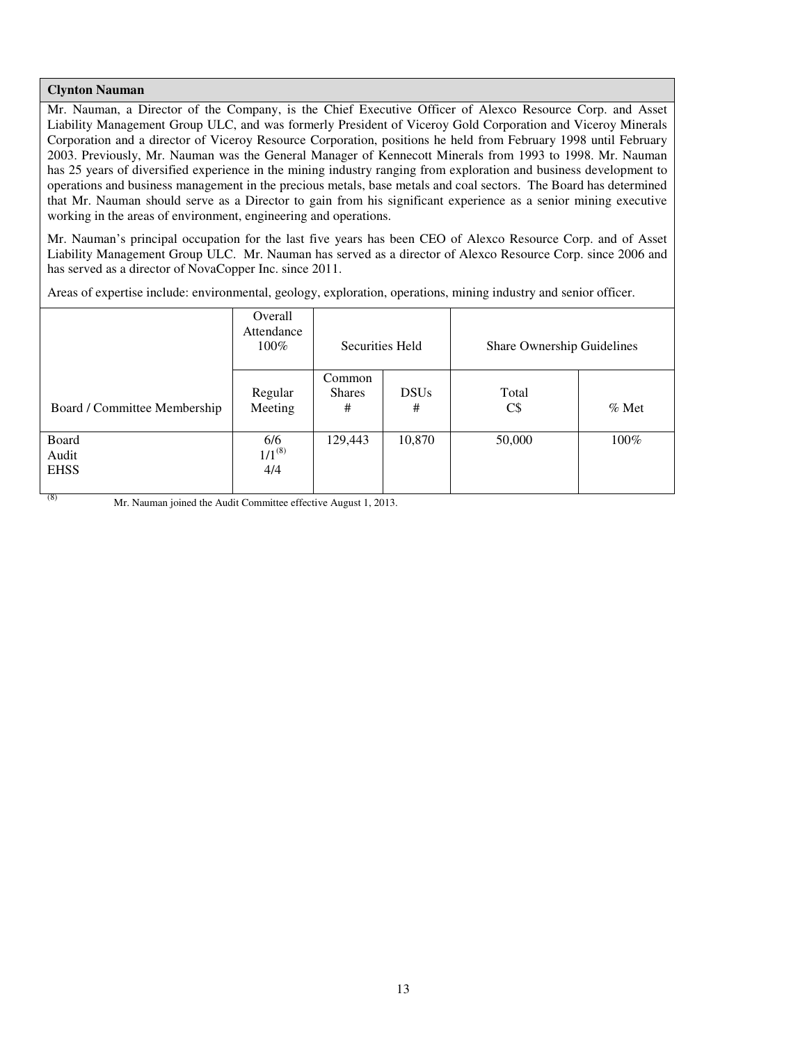**Clynton Nauman**

Mr. Nauman, a Director of the Company, is the Chief Executive Officer of Alexco Resource Corp. and Asset Liability Management Group ULC, and was formerly President of Viceroy Gold Corporation and Viceroy Minerals Corporation and a director of Viceroy Resource Corporation, positions he held from February 1998 until February 2003. Previously, Mr. Nauman was the General Manager of Kennecott Minerals from 1993 to 1998. Mr. Nauman has 25 years of diversified experience in the mining industry ranging from exploration and business development to operations and business management in the precious metals, base metals and coal sectors. The Board has determined that Mr. Nauman should serve as a Director to gain from his significant experience as a senior mining executive working in the areas of environment, engineering and operations.

Mr. Nauman's principal occupation for the last five years has been CEO of Alexco Resource Corp. and of Asset Liability Management Group ULC. Mr. Nauman has served as a director of Alexco Resource Corp. since 2006 and has served as a director of NovaCopper Inc. since 2011.

Areas of expertise include: environmental, geology, exploration, operations, mining industry and senior officer.

| | Overall Attendance 100% | Securities Held | | Share Ownership Guidelines | |
|---|---|---|---|---|---|
| Board / Committee Membership | Regular Meeting | Common Shares # | DSUs # | Total C$ | % Met |
| Board<br>Audit<br>EHSS | 6/6<br>1/1[8]<br>4/4 | 129,443 | 10,870 | 50,000 | 100% |

(8) Mr. Nauman joined the Audit Committee effective August 1, 2013.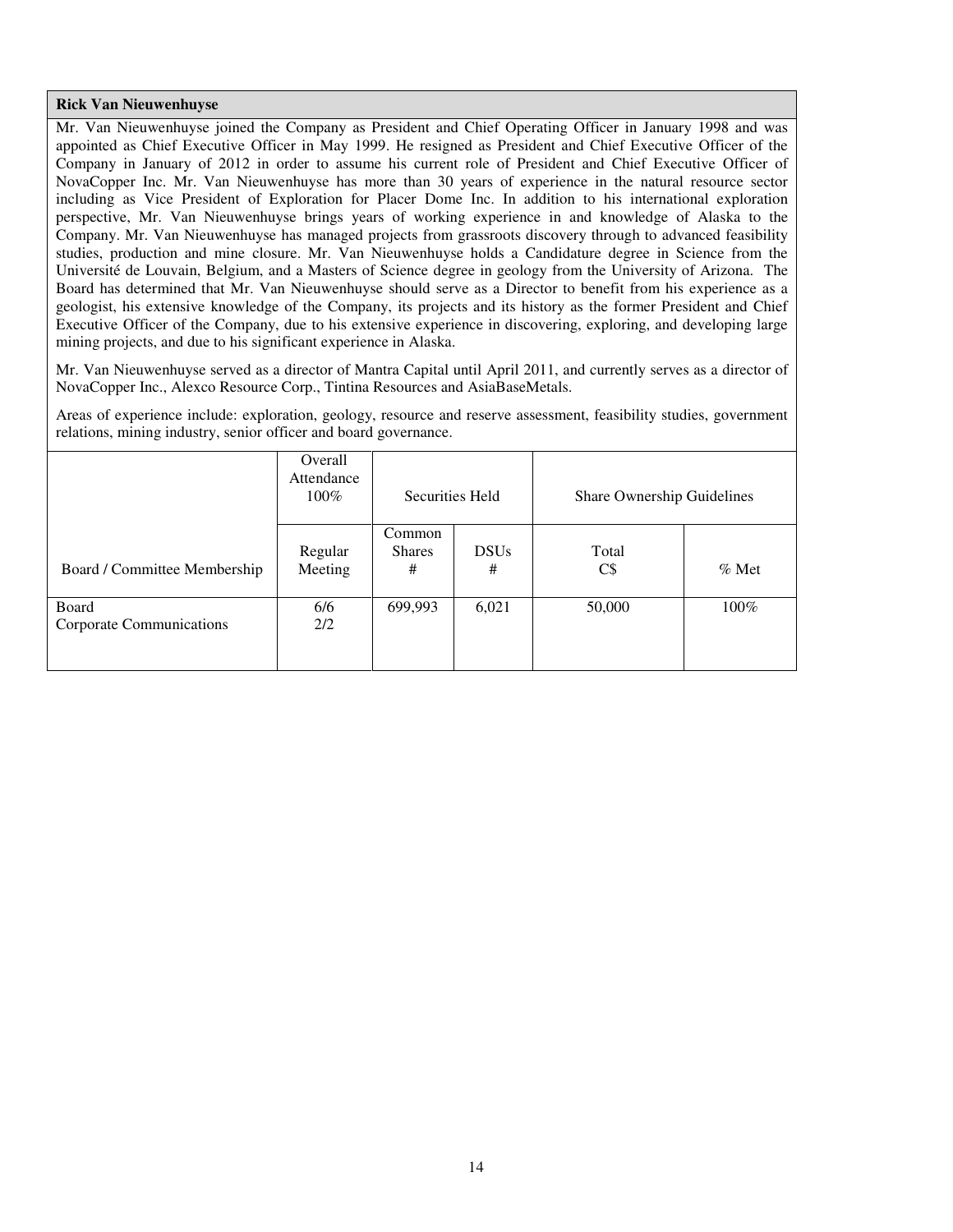**Rick Van Nieuwenhuyse**

Mr. Van Nieuwenhuyse joined the Company as President and Chief Operating Officer in January 1998 and was appointed as Chief Executive Officer in May 1999. He resigned as President and Chief Executive Officer of the Company in January of 2012 in order to assume his current role of President and Chief Executive Officer of NovaCopper Inc. Mr. Van Nieuwenhuyse has more than 30 years of experience in the natural resource sector including as Vice President of Exploration for Placer Dome Inc. In addition to his international exploration perspective, Mr. Van Nieuwenhuyse brings years of working experience in and knowledge of Alaska to the Company. Mr. Van Nieuwenhuyse has managed projects from grassroots discovery through to advanced feasibility studies, production and mine closure. Mr. Van Nieuwenhuyse holds a Candidature degree in Science from the Université de Louvain, Belgium, and a Masters of Science degree in geology from the University of Arizona. The Board has determined that Mr. Van Nieuwenhuyse should serve as a Director to benefit from his experience as a geologist, his extensive knowledge of the Company, its projects and its history as the former President and Chief Executive Officer of the Company, due to his extensive experience in discovering, exploring, and developing large mining projects, and due to his significant experience in Alaska.

Mr. Van Nieuwenhuyse served as a director of Mantra Capital until April 2011, and currently serves as a director of NovaCopper Inc., Alexco Resource Corp., Tintina Resources and AsiaBaseMetals.

Areas of experience include: exploration, geology, resource and reserve assessment, feasibility studies, government relations, mining industry, senior officer and board governance.

| | Overall Attendance 100% | Securities Held | | Share Ownership Guidelines | |
|---|---|---|---|---|---|
| Board / Committee Membership | Regular Meeting | Common Shares # | DSUs # | Total C$ | % Met |
| Board<br>Corporate Communications | 6/6<br>2/2 | 699,993 | 6,021 | 50,000 | 100% |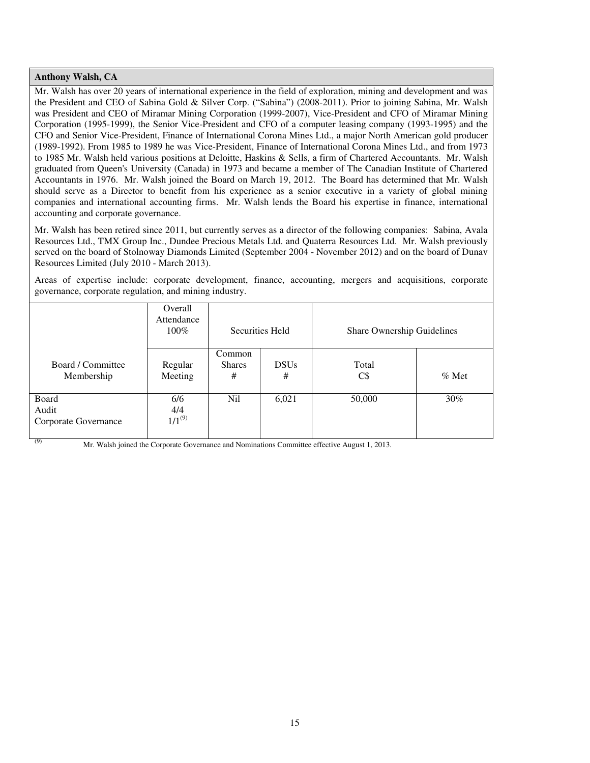**Anthony Walsh, CA**

Mr. Walsh has over 20 years of international experience in the field of exploration, mining and development and was the President and CEO of Sabina Gold & Silver Corp. ("Sabina") (2008-2011). Prior to joining Sabina, Mr. Walsh was President and CEO of Miramar Mining Corporation (1999-2007), Vice-President and CFO of Miramar Mining Corporation (1995-1999), the Senior Vice-President and CFO of a computer leasing company (1993-1995) and the CFO and Senior Vice-President, Finance of International Corona Mines Ltd., a major North American gold producer (1989-1992). From 1985 to 1989 he was Vice-President, Finance of International Corona Mines Ltd., and from 1973 to 1985 Mr. Walsh held various positions at Deloitte, Haskins & Sells, a firm of Chartered Accountants. Mr. Walsh graduated from Queen's University (Canada) in 1973 and became a member of The Canadian Institute of Chartered Accountants in 1976. Mr. Walsh joined the Board on March 19, 2012. The Board has determined that Mr. Walsh should serve as a Director to benefit from his experience as a senior executive in a variety of global mining companies and international accounting firms. Mr. Walsh lends the Board his expertise in finance, international accounting and corporate governance.

Mr. Walsh has been retired since 2011, but currently serves as a director of the following companies: Sabina, Avala Resources Ltd., TMX Group Inc., Dundee Precious Metals Ltd. and Quaterra Resources Ltd. Mr. Walsh previously served on the board of Stolnoway Diamonds Limited (September 2004 - November 2012) and on the board of Dunav Resources Limited (July 2010 - March 2013).

Areas of expertise include: corporate development, finance, accounting, mergers and acquisitions, corporate governance, corporate regulation, and mining industry.

| | Overall Attendance 100% | Securities Held | | Share Ownership Guidelines | |
|---|---|---|---|---|---|
| Board / Committee Membership | Regular Meeting | Common Shares # | DSUs # | Total C$ | % Met |
| Board<br>Audit<br>Corporate Governance | 6/6<br>4/4<br>1/1[9] | Nil | 6,021 | 50,000 | 30% |

[9] Mr. Walsh joined the Corporate Governance and Nominations Committee effective August 1, 2013.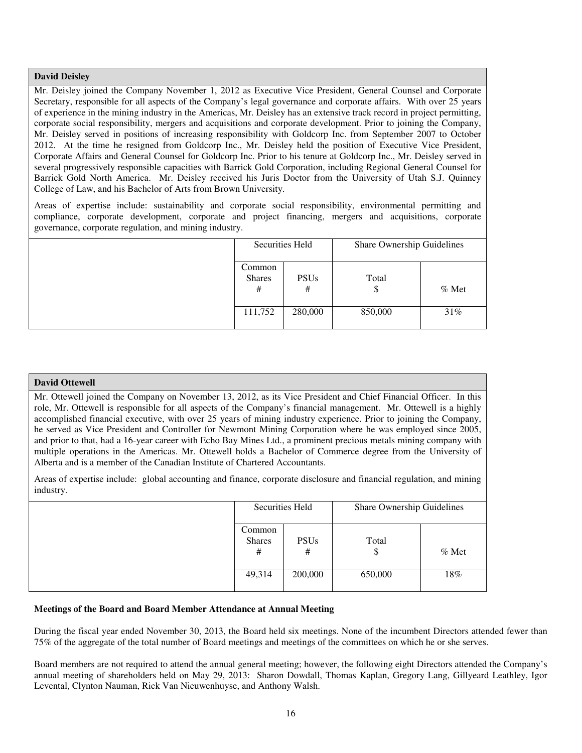**David Deisley**

Mr. Deisley joined the Company November 1, 2012 as Executive Vice President, General Counsel and Corporate Secretary, responsible for all aspects of the Company's legal governance and corporate affairs. With over 25 years of experience in the mining industry in the Americas, Mr. Deisley has an extensive track record in project permitting, corporate social responsibility, mergers and acquisitions and corporate development. Prior to joining the Company, Mr. Deisley served in positions of increasing responsibility with Goldcorp Inc. from September 2007 to October 2012. At the time he resigned from Goldcorp Inc., Mr. Deisley held the position of Executive Vice President, Corporate Affairs and General Counsel for Goldcorp Inc. Prior to his tenure at Goldcorp Inc., Mr. Deisley served in several progressively responsible capacities with Barrick Gold Corporation, including Regional General Counsel for Barrick Gold North America. Mr. Deisley received his Juris Doctor from the University of Utah S.J. Quinney College of Law, and his Bachelor of Arts from Brown University.

Areas of expertise include: sustainability and corporate social responsibility, environmental permitting and compliance, corporate development, corporate and project financing, mergers and acquisitions, corporate governance, corporate regulation, and mining industry.

| Securities Held | | Share Ownership Guidelines | |
|---|---|---|---|
| Common Shares # | PSUs # | Total $ | % Met |
| 111,752 | 280,000 | 850,000 | 31% |

**David Ottewell**

Mr. Ottewell joined the Company on November 13, 2012, as its Vice President and Chief Financial Officer. In this role, Mr. Ottewell is responsible for all aspects of the Company's financial management. Mr. Ottewell is a highly accomplished financial executive, with over 25 years of mining industry experience. Prior to joining the Company, he served as Vice President and Controller for Newmont Mining Corporation where he was employed since 2005, and prior to that, had a 16-year career with Echo Bay Mines Ltd., a prominent precious metals mining company with multiple operations in the Americas. Mr. Ottewell holds a Bachelor of Commerce degree from the University of Alberta and is a member of the Canadian Institute of Chartered Accountants.

Areas of expertise include: global accounting and finance, corporate disclosure and financial regulation, and mining industry.

| Securities Held | | Share Ownership Guidelines | |
|---|---|---|---|
| Common Shares # | PSUs # | Total $ | % Met |
| 49,314 | 200,000 | 650,000 | 18% |

**Meetings of the Board and Board Member Attendance at Annual Meeting**

During the fiscal year ended November 30, 2013, the Board held six meetings. None of the incumbent Directors attended fewer than 75% of the aggregate of the total number of Board meetings and meetings of the committees on which he or she serves.

Board members are not required to attend the annual general meeting; however, the following eight Directors attended the Company's annual meeting of shareholders held on May 29, 2013: Sharon Dowdall, Thomas Kaplan, Gregory Lang, Gillyeard Leathley, Igor Levental, Clynton Nauman, Rick Van Nieuwenhuyse, and Anthony Walsh.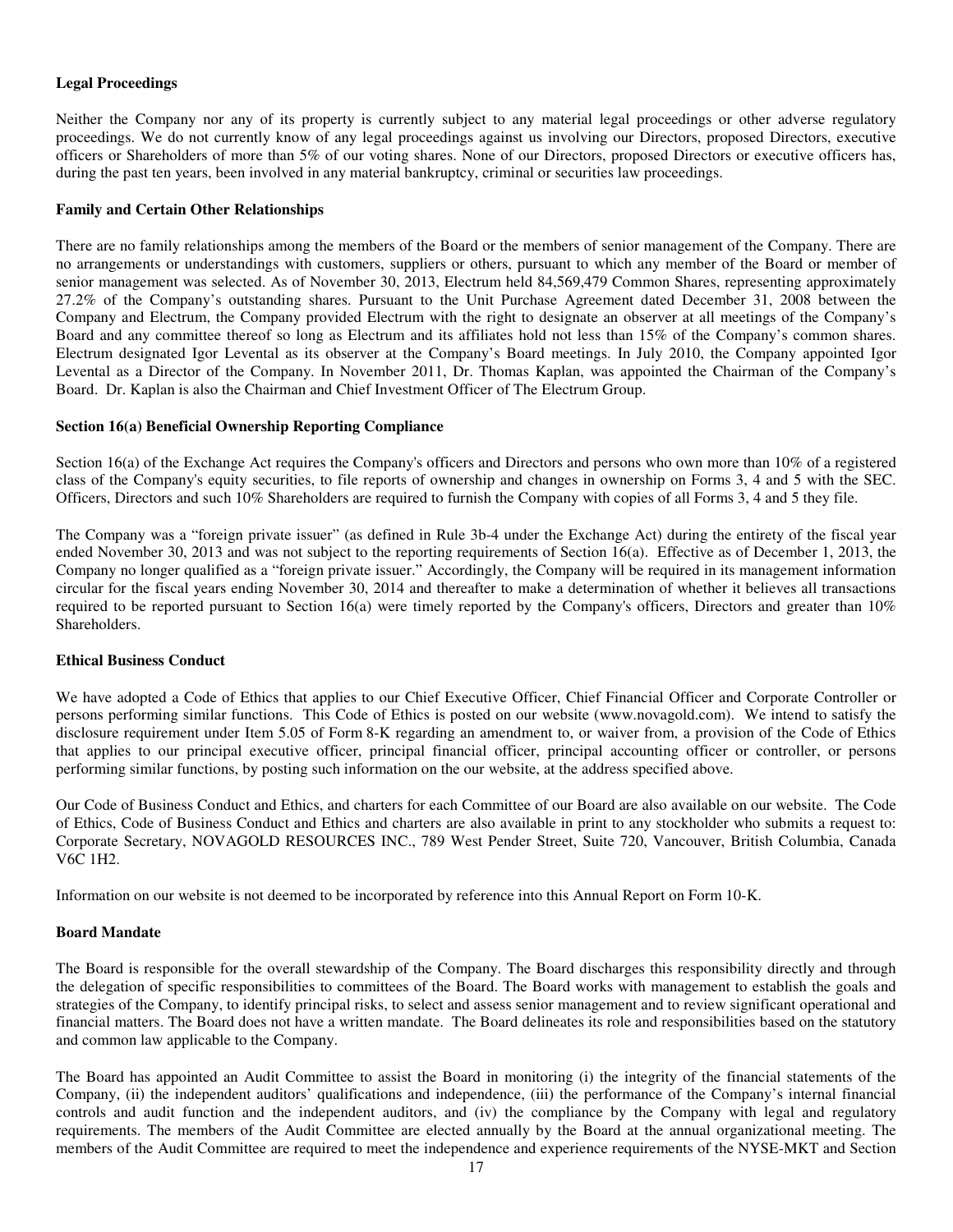**Legal Proceedings**

Neither the Company nor any of its property is currently subject to any material legal proceedings or other adverse regulatory proceedings. We do not currently know of any legal proceedings against us involving our Directors, proposed Directors, executive officers or Shareholders of more than 5% of our voting shares. None of our Directors, proposed Directors or executive officers has, during the past ten years, been involved in any material bankruptcy, criminal or securities law proceedings.

**Family and Certain Other Relationships**

There are no family relationships among the members of the Board or the members of senior management of the Company. There are no arrangements or understandings with customers, suppliers or others, pursuant to which any member of the Board or member of senior management was selected. As of November 30, 2013, Electrum held 84,569,479 Common Shares, representing approximately 27.2% of the Company's outstanding shares. Pursuant to the Unit Purchase Agreement dated December 31, 2008 between the Company and Electrum, the Company provided Electrum with the right to designate an observer at all meetings of the Company's Board and any committee thereof so long as Electrum and its affiliates hold not less than 15% of the Company's common shares. Electrum designated Igor Levental as its observer at the Company's Board meetings. In July 2010, the Company appointed Igor Levental as a Director of the Company. In November 2011, Dr. Thomas Kaplan, was appointed the Chairman of the Company's Board. Dr. Kaplan is also the Chairman and Chief Investment Officer of The Electrum Group.

**Section 16(a) Beneficial Ownership Reporting Compliance**

Section 16(a) of the Exchange Act requires the Company's officers and Directors and persons who own more than 10% of a registered class of the Company's equity securities, to file reports of ownership and changes in ownership on Forms 3, 4 and 5 with the SEC. Officers, Directors and such 10% Shareholders are required to furnish the Company with copies of all Forms 3, 4 and 5 they file.

The Company was a "foreign private issuer" (as defined in Rule 3b-4 under the Exchange Act) during the entirety of the fiscal year ended November 30, 2013 and was not subject to the reporting requirements of Section 16(a). Effective as of December 1, 2013, the Company no longer qualified as a "foreign private issuer." Accordingly, the Company will be required in its management information circular for the fiscal years ending November 30, 2014 and thereafter to make a determination of whether it believes all transactions required to be reported pursuant to Section 16(a) were timely reported by the Company's officers, Directors and greater than 10% Shareholders.

**Ethical Business Conduct**

We have adopted a Code of Ethics that applies to our Chief Executive Officer, Chief Financial Officer and Corporate Controller or persons performing similar functions. This Code of Ethics is posted on our website (www.novagold.com). We intend to satisfy the disclosure requirement under Item 5.05 of Form 8-K regarding an amendment to, or waiver from, a provision of the Code of Ethics that applies to our principal executive officer, principal financial officer, principal accounting officer or controller, or persons performing similar functions, by posting such information on the our website, at the address specified above.

Our Code of Business Conduct and Ethics, and charters for each Committee of our Board are also available on our website. The Code of Ethics, Code of Business Conduct and Ethics and charters are also available in print to any stockholder who submits a request to: Corporate Secretary, NOVAGOLD RESOURCES INC., 789 West Pender Street, Suite 720, Vancouver, British Columbia, Canada V6C 1H2.

Information on our website is not deemed to be incorporated by reference into this Annual Report on Form 10-K.

**Board Mandate**

The Board is responsible for the overall stewardship of the Company. The Board discharges this responsibility directly and through the delegation of specific responsibilities to committees of the Board. The Board works with management to establish the goals and strategies of the Company, to identify principal risks, to select and assess senior management and to review significant operational and financial matters. The Board does not have a written mandate. The Board delineates its role and responsibilities based on the statutory and common law applicable to the Company.

The Board has appointed an Audit Committee to assist the Board in monitoring (i) the integrity of the financial statements of the Company, (ii) the independent auditors' qualifications and independence, (iii) the performance of the Company's internal financial controls and audit function and the independent auditors, and (iv) the compliance by the Company with legal and regulatory requirements. The members of the Audit Committee are elected annually by the Board at the annual organizational meeting. The members of the Audit Committee are required to meet the independence and experience requirements of the NYSE-MKT and Section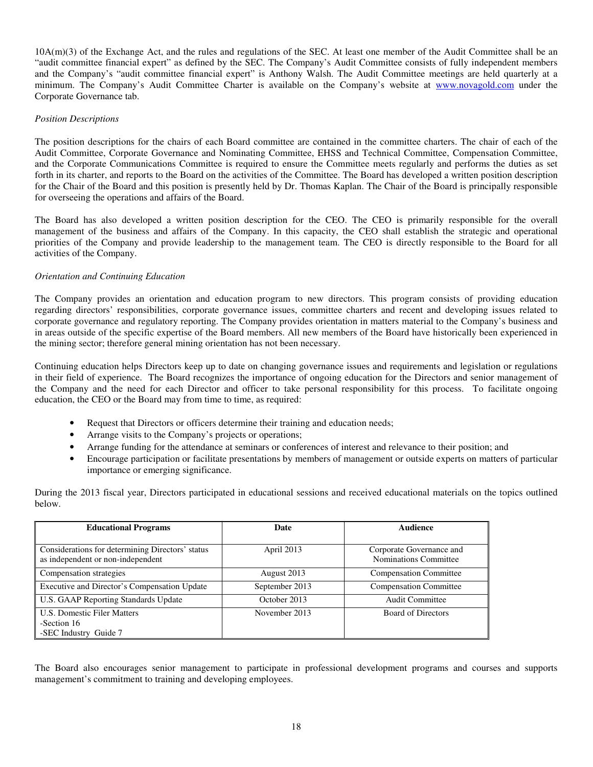10A(m)(3) of the Exchange Act, and the rules and regulations of the SEC. At least one member of the Audit Committee shall be an "audit committee financial expert" as defined by the SEC. The Company's Audit Committee consists of fully independent members and the Company's "audit committee financial expert" is Anthony Walsh. The Audit Committee meetings are held quarterly at a minimum. The Company's Audit Committee Charter is available on the Company's website at www.novagold.com under the Corporate Governance tab.

*Position Descriptions*

The position descriptions for the chairs of each Board committee are contained in the committee charters. The chair of each of the Audit Committee, Corporate Governance and Nominating Committee, EHSS and Technical Committee, Compensation Committee, and the Corporate Communications Committee is required to ensure the Committee meets regularly and performs the duties as set forth in its charter, and reports to the Board on the activities of the Committee. The Board has developed a written position description for the Chair of the Board and this position is presently held by Dr. Thomas Kaplan. The Chair of the Board is principally responsible for overseeing the operations and affairs of the Board.

The Board has also developed a written position description for the CEO. The CEO is primarily responsible for the overall management of the business and affairs of the Company. In this capacity, the CEO shall establish the strategic and operational priorities of the Company and provide leadership to the management team. The CEO is directly responsible to the Board for all activities of the Company.

*Orientation and Continuing Education*

The Company provides an orientation and education program to new directors. This program consists of providing education regarding directors' responsibilities, corporate governance issues, committee charters and recent and developing issues related to corporate governance and regulatory reporting. The Company provides orientation in matters material to the Company's business and in areas outside of the specific expertise of the Board members. All new members of the Board have historically been experienced in the mining sector; therefore general mining orientation has not been necessary.

Continuing education helps Directors keep up to date on changing governance issues and requirements and legislation or regulations in their field of experience. The Board recognizes the importance of ongoing education for the Directors and senior management of the Company and the need for each Director and officer to take personal responsibility for this process. To facilitate ongoing education, the CEO or the Board may from time to time, as required:

- Request that Directors or officers determine their training and education needs;
- Arrange visits to the Company's projects or operations;
- Arrange funding for the attendance at seminars or conferences of interest and relevance to their position; and
- Encourage participation or facilitate presentations by members of management or outside experts on matters of particular importance or emerging significance.

During the 2013 fiscal year, Directors participated in educational sessions and received educational materials on the topics outlined below.

| Educational Programs | Date | Audience |
|---|---|---|
| Considerations for determining Directors' status as independent or non-independent | April 2013 | Corporate Governance and Nominations Committee |
| Compensation strategies | August 2013 | Compensation Committee |
| Executive and Director's Compensation Update | September 2013 | Compensation Committee |
| U.S. GAAP Reporting Standards Update | October 2013 | Audit Committee |
| U.S. Domestic Filer Matters<br>-Section 16<br>-SEC Industry Guide 7 | November 2013 | Board of Directors |

The Board also encourages senior management to participate in professional development programs and courses and supports management's commitment to training and developing employees.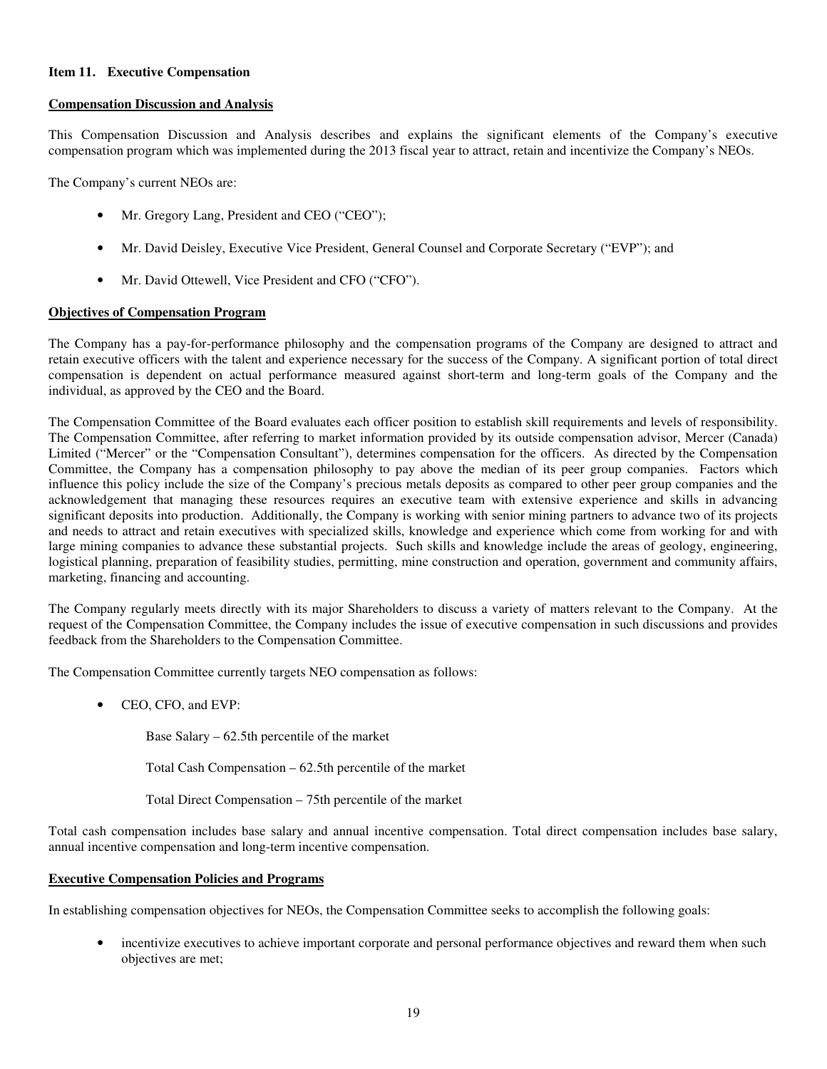## Item 11. Executive Compensation

### Compensation Discussion and Analysis

This Compensation Discussion and Analysis describes and explains the significant elements of the Company's executive compensation program which was implemented during the 2013 fiscal year to attract, retain and incentivize the Company's NEOs.

The Company's current NEOs are:

- Mr. Gregory Lang, President and CEO ("CEO");
- Mr. David Deisley, Executive Vice President, General Counsel and Corporate Secretary ("EVP"); and
- Mr. David Ottewell, Vice President and CFO ("CFO").

### Objectives of Compensation Program

The Company has a pay-for-performance philosophy and the compensation programs of the Company are designed to attract and retain executive officers with the talent and experience necessary for the success of the Company. A significant portion of total direct compensation is dependent on actual performance measured against short-term and long-term goals of the Company and the individual, as approved by the CEO and the Board.

The Compensation Committee of the Board evaluates each officer position to establish skill requirements and levels of responsibility. The Compensation Committee, after referring to market information provided by its outside compensation advisor, Mercer (Canada) Limited ("Mercer" or the "Compensation Consultant"), determines compensation for the officers. As directed by the Compensation Committee, the Company has a compensation philosophy to pay above the median of its peer group companies. Factors which influence this policy include the size of the Company's precious metals deposits as compared to other peer group companies and the acknowledgement that managing these resources requires an executive team with extensive experience and skills in advancing significant deposits into production. Additionally, the Company is working with senior mining partners to advance two of its projects and needs to attract and retain executives with specialized skills, knowledge and experience which come from working for and with large mining companies to advance these substantial projects. Such skills and knowledge include the areas of geology, engineering, logistical planning, preparation of feasibility studies, permitting, mine construction and operation, government and community affairs, marketing, financing and accounting.

The Company regularly meets directly with its major Shareholders to discuss a variety of matters relevant to the Company. At the request of the Compensation Committee, the Company includes the issue of executive compensation in such discussions and provides feedback from the Shareholders to the Compensation Committee.

The Compensation Committee currently targets NEO compensation as follows:

- CEO, CFO, and EVP:

  Base Salary – 62.5th percentile of the market

  Total Cash Compensation – 62.5th percentile of the market

  Total Direct Compensation – 75th percentile of the market

Total cash compensation includes base salary and annual incentive compensation. Total direct compensation includes base salary, annual incentive compensation and long-term incentive compensation.

### Executive Compensation Policies and Programs

In establishing compensation objectives for NEOs, the Compensation Committee seeks to accomplish the following goals:

- incentivize executives to achieve important corporate and personal performance objectives and reward them when such objectives are met;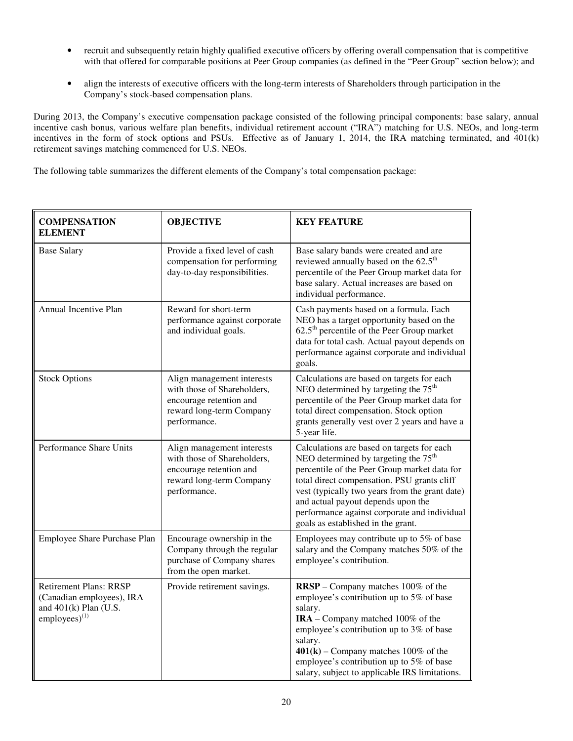- recruit and subsequently retain highly qualified executive officers by offering overall compensation that is competitive with that offered for comparable positions at Peer Group companies (as defined in the "Peer Group" section below); and
- align the interests of executive officers with the long-term interests of Shareholders through participation in the Company's stock-based compensation plans.

During 2013, the Company's executive compensation package consisted of the following principal components: base salary, annual incentive cash bonus, various welfare plan benefits, individual retirement account ("IRA") matching for U.S. NEOs, and long-term incentives in the form of stock options and PSUs. Effective as of January 1, 2014, the IRA matching terminated, and 401(k) retirement savings matching commenced for U.S. NEOs.

The following table summarizes the different elements of the Company's total compensation package:

| COMPENSATION ELEMENT | OBJECTIVE | KEY FEATURE |
|---|---|---|
| Base Salary | Provide a fixed level of cash compensation for performing day-to-day responsibilities. | Base salary bands were created and are reviewed annually based on the 62.5th percentile of the Peer Group market data for base salary. Actual increases are based on individual performance. |
| Annual Incentive Plan | Reward for short-term performance against corporate and individual goals. | Cash payments based on a formula. Each NEO has a target opportunity based on the 62.5th percentile of the Peer Group market data for total cash. Actual payout depends on performance against corporate and individual goals. |
| Stock Options | Align management interests with those of Shareholders, encourage retention and reward long-term Company performance. | Calculations are based on targets for each NEO determined by targeting the 75th percentile of the Peer Group market data for total direct compensation. Stock option grants generally vest over 2 years and have a 5-year life. |
| Performance Share Units | Align management interests with those of Shareholders, encourage retention and reward long-term Company performance. | Calculations are based on targets for each NEO determined by targeting the 75th percentile of the Peer Group market data for total direct compensation. PSU grants cliff vest (typically two years from the grant date) and actual payout depends upon the performance against corporate and individual goals as established in the grant. |
| Employee Share Purchase Plan | Encourage ownership in the Company through the regular purchase of Company shares from the open market. | Employees may contribute up to 5% of base salary and the Company matches 50% of the employee's contribution. |
| Retirement Plans: RRSP (Canadian employees), IRA and 401(k) Plan (U.S. employees)[(1)] | Provide retirement savings. | **RRSP** – Company matches 100% of the employee's contribution up to 5% of base salary. **IRA** – Company matched 100% of the employee's contribution up to 3% of base salary. **401(k)** – Company matches 100% of the employee's contribution up to 5% of base salary, subject to applicable IRS limitations. |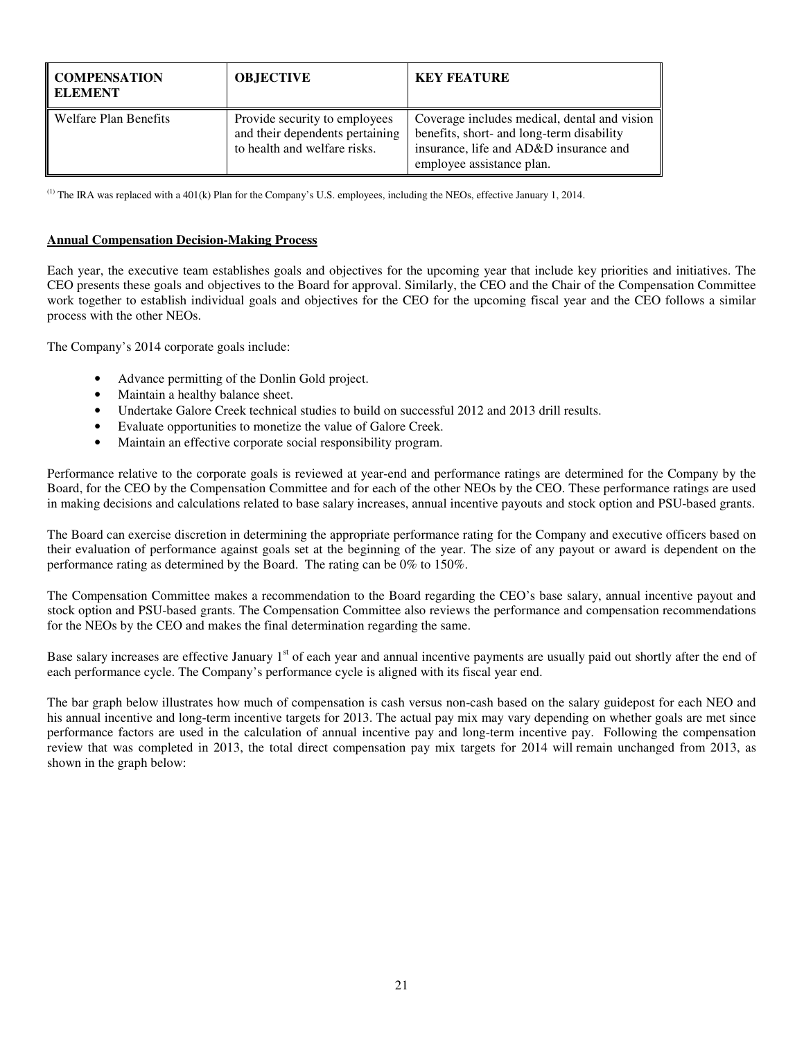| COMPENSATION ELEMENT | OBJECTIVE | KEY FEATURE |
|---|---|---|
| Welfare Plan Benefits | Provide security to employees and their dependents pertaining to health and welfare risks. | Coverage includes medical, dental and vision benefits, short- and long-term disability insurance, life and AD&D insurance and employee assistance plan. |

(1) The IRA was replaced with a 401(k) Plan for the Company's U.S. employees, including the NEOs, effective January 1, 2014.

**Annual Compensation Decision-Making Process**

Each year, the executive team establishes goals and objectives for the upcoming year that include key priorities and initiatives. The CEO presents these goals and objectives to the Board for approval. Similarly, the CEO and the Chair of the Compensation Committee work together to establish individual goals and objectives for the CEO for the upcoming fiscal year and the CEO follows a similar process with the other NEOs.

The Company's 2014 corporate goals include:

- Advance permitting of the Donlin Gold project.
- Maintain a healthy balance sheet.
- Undertake Galore Creek technical studies to build on successful 2012 and 2013 drill results.
- Evaluate opportunities to monetize the value of Galore Creek.
- Maintain an effective corporate social responsibility program.

Performance relative to the corporate goals is reviewed at year-end and performance ratings are determined for the Company by the Board, for the CEO by the Compensation Committee and for each of the other NEOs by the CEO. These performance ratings are used in making decisions and calculations related to base salary increases, annual incentive payouts and stock option and PSU-based grants.

The Board can exercise discretion in determining the appropriate performance rating for the Company and executive officers based on their evaluation of performance against goals set at the beginning of the year. The size of any payout or award is dependent on the performance rating as determined by the Board. The rating can be 0% to 150%.

The Compensation Committee makes a recommendation to the Board regarding the CEO's base salary, annual incentive payout and stock option and PSU-based grants. The Compensation Committee also reviews the performance and compensation recommendations for the NEOs by the CEO and makes the final determination regarding the same.

Base salary increases are effective January 1st of each year and annual incentive payments are usually paid out shortly after the end of each performance cycle. The Company's performance cycle is aligned with its fiscal year end.

The bar graph below illustrates how much of compensation is cash versus non-cash based on the salary guidepost for each NEO and his annual incentive and long-term incentive targets for 2013. The actual pay mix may vary depending on whether goals are met since performance factors are used in the calculation of annual incentive pay and long-term incentive pay. Following the compensation review that was completed in 2013, the total direct compensation pay mix targets for 2014 will remain unchanged from 2013, as shown in the graph below: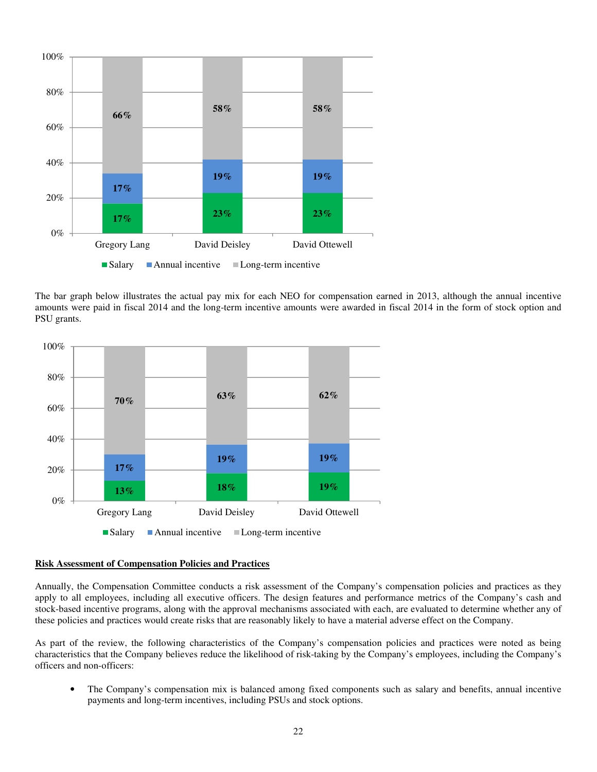| | Salary | Annual incentive | Long-term incentive |
|---|---|---|---|
| Gregory Lang | 17% | 17% | 66% |
| David Deisley | 23% | 19% | 58% |
| David Ottewell | 23% | 19% | 58% |

The bar graph below illustrates the actual pay mix for each NEO for compensation earned in 2013, although the annual incentive amounts were paid in fiscal 2014 and the long-term incentive amounts were awarded in fiscal 2014 in the form of stock option and PSU grants.

| | Salary | Annual incentive | Long-term incentive |
|---|---|---|---|
| Gregory Lang | 13% | 17% | 70% |
| David Deisley | 18% | 19% | 63% |
| David Ottewell | 19% | 19% | 62% |

**Risk Assessment of Compensation Policies and Practices**

Annually, the Compensation Committee conducts a risk assessment of the Company's compensation policies and practices as they apply to all employees, including all executive officers. The design features and performance metrics of the Company's cash and stock-based incentive programs, along with the approval mechanisms associated with each, are evaluated to determine whether any of these policies and practices would create risks that are reasonably likely to have a material adverse effect on the Company.

As part of the review, the following characteristics of the Company's compensation policies and practices were noted as being characteristics that the Company believes reduce the likelihood of risk-taking by the Company's employees, including the Company's officers and non-officers:

- The Company's compensation mix is balanced among fixed components such as salary and benefits, annual incentive payments and long-term incentives, including PSUs and stock options.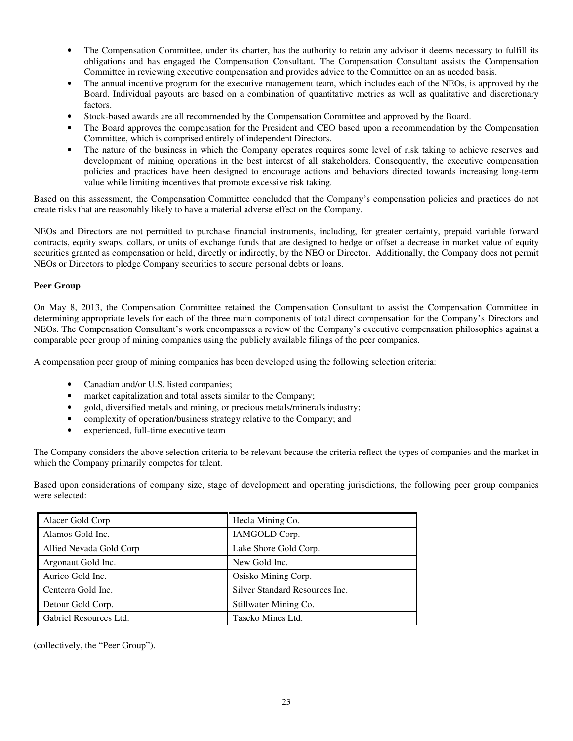- The Compensation Committee, under its charter, has the authority to retain any advisor it deems necessary to fulfill its obligations and has engaged the Compensation Consultant. The Compensation Consultant assists the Compensation Committee in reviewing executive compensation and provides advice to the Committee on an as needed basis.
- The annual incentive program for the executive management team, which includes each of the NEOs, is approved by the Board. Individual payouts are based on a combination of quantitative metrics as well as qualitative and discretionary factors.
- Stock-based awards are all recommended by the Compensation Committee and approved by the Board.
- The Board approves the compensation for the President and CEO based upon a recommendation by the Compensation Committee, which is comprised entirely of independent Directors.
- The nature of the business in which the Company operates requires some level of risk taking to achieve reserves and development of mining operations in the best interest of all stakeholders. Consequently, the executive compensation policies and practices have been designed to encourage actions and behaviors directed towards increasing long-term value while limiting incentives that promote excessive risk taking.

Based on this assessment, the Compensation Committee concluded that the Company's compensation policies and practices do not create risks that are reasonably likely to have a material adverse effect on the Company.

NEOs and Directors are not permitted to purchase financial instruments, including, for greater certainty, prepaid variable forward contracts, equity swaps, collars, or units of exchange funds that are designed to hedge or offset a decrease in market value of equity securities granted as compensation or held, directly or indirectly, by the NEO or Director. Additionally, the Company does not permit NEOs or Directors to pledge Company securities to secure personal debts or loans.

**Peer Group**

On May 8, 2013, the Compensation Committee retained the Compensation Consultant to assist the Compensation Committee in determining appropriate levels for each of the three main components of total direct compensation for the Company's Directors and NEOs. The Compensation Consultant's work encompasses a review of the Company's executive compensation philosophies against a comparable peer group of mining companies using the publicly available filings of the peer companies.

A compensation peer group of mining companies has been developed using the following selection criteria:

- Canadian and/or U.S. listed companies;
- market capitalization and total assets similar to the Company;
- gold, diversified metals and mining, or precious metals/minerals industry;
- complexity of operation/business strategy relative to the Company; and
- experienced, full-time executive team

The Company considers the above selection criteria to be relevant because the criteria reflect the types of companies and the market in which the Company primarily competes for talent.

Based upon considerations of company size, stage of development and operating jurisdictions, the following peer group companies were selected:

| | |
|---|---|
| Alacer Gold Corp | Hecla Mining Co. |
| Alamos Gold Inc. | IAMGOLD Corp. |
| Allied Nevada Gold Corp | Lake Shore Gold Corp. |
| Argonaut Gold Inc. | New Gold Inc. |
| Aurico Gold Inc. | Osisko Mining Corp. |
| Centerra Gold Inc. | Silver Standard Resources Inc. |
| Detour Gold Corp. | Stillwater Mining Co. |
| Gabriel Resources Ltd. | Taseko Mines Ltd. |

(collectively, the "Peer Group").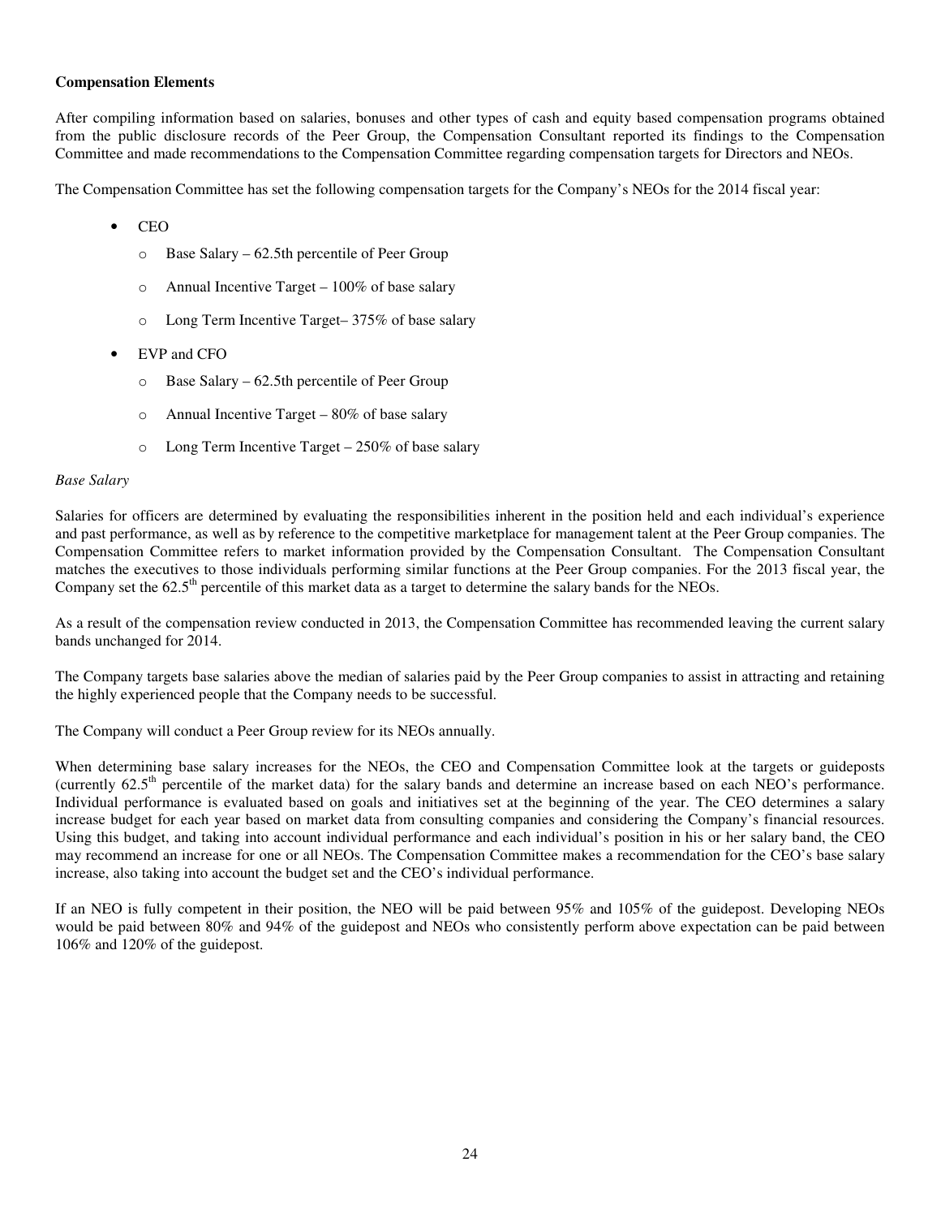**Compensation Elements**

After compiling information based on salaries, bonuses and other types of cash and equity based compensation programs obtained from the public disclosure records of the Peer Group, the Compensation Consultant reported its findings to the Compensation Committee and made recommendations to the Compensation Committee regarding compensation targets for Directors and NEOs.

The Compensation Committee has set the following compensation targets for the Company's NEOs for the 2014 fiscal year:

- CEO
  - Base Salary – 62.5th percentile of Peer Group
  - Annual Incentive Target – 100% of base salary
  - Long Term Incentive Target– 375% of base salary
- EVP and CFO
  - Base Salary – 62.5th percentile of Peer Group
  - Annual Incentive Target – 80% of base salary
  - Long Term Incentive Target – 250% of base salary

*Base Salary*

Salaries for officers are determined by evaluating the responsibilities inherent in the position held and each individual's experience and past performance, as well as by reference to the competitive marketplace for management talent at the Peer Group companies. The Compensation Committee refers to market information provided by the Compensation Consultant. The Compensation Consultant matches the executives to those individuals performing similar functions at the Peer Group companies. For the 2013 fiscal year, the Company set the 62.5th percentile of this market data as a target to determine the salary bands for the NEOs.

As a result of the compensation review conducted in 2013, the Compensation Committee has recommended leaving the current salary bands unchanged for 2014.

The Company targets base salaries above the median of salaries paid by the Peer Group companies to assist in attracting and retaining the highly experienced people that the Company needs to be successful.

The Company will conduct a Peer Group review for its NEOs annually.

When determining base salary increases for the NEOs, the CEO and Compensation Committee look at the targets or guideposts (currently 62.5th percentile of the market data) for the salary bands and determine an increase based on each NEO's performance. Individual performance is evaluated based on goals and initiatives set at the beginning of the year. The CEO determines a salary increase budget for each year based on market data from consulting companies and considering the Company's financial resources. Using this budget, and taking into account individual performance and each individual's position in his or her salary band, the CEO may recommend an increase for one or all NEOs. The Compensation Committee makes a recommendation for the CEO's base salary increase, also taking into account the budget set and the CEO's individual performance.

If an NEO is fully competent in their position, the NEO will be paid between 95% and 105% of the guidepost. Developing NEOs would be paid between 80% and 94% of the guidepost and NEOs who consistently perform above expectation can be paid between 106% and 120% of the guidepost.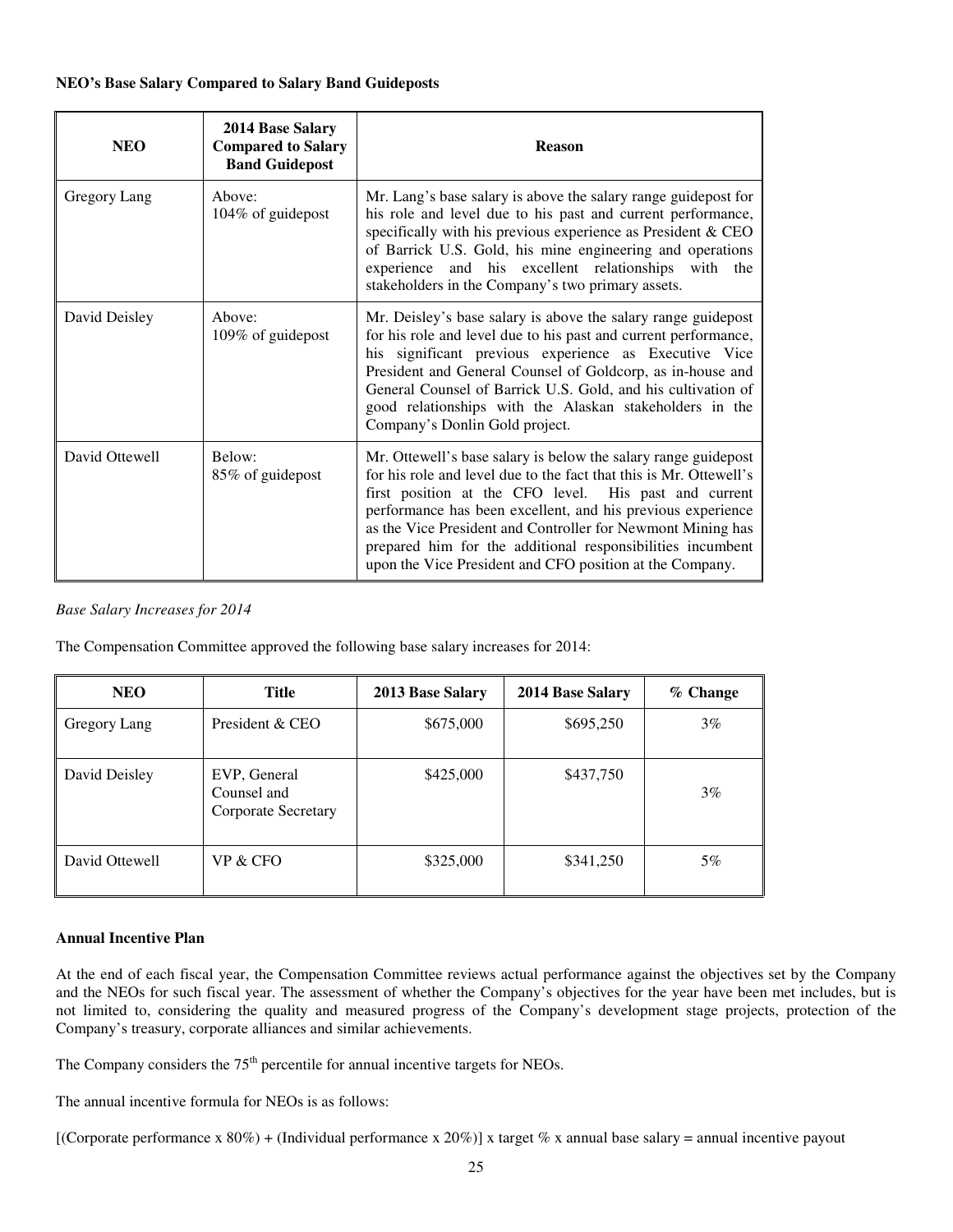**NEO's Base Salary Compared to Salary Band Guideposts**

| NEO | 2014 Base Salary Compared to Salary Band Guidepost | Reason |
|---|---|---|
| Gregory Lang | Above: 104% of guidepost | Mr. Lang's base salary is above the salary range guidepost for his role and level due to his past and current performance, specifically with his previous experience as President & CEO of Barrick U.S. Gold, his mine engineering and operations experience and his excellent relationships with the stakeholders in the Company's two primary assets. |
| David Deisley | Above: 109% of guidepost | Mr. Deisley's base salary is above the salary range guidepost for his role and level due to his past and current performance, his significant previous experience as Executive Vice President and General Counsel of Goldcorp, as in-house and General Counsel of Barrick U.S. Gold, and his cultivation of good relationships with the Alaskan stakeholders in the Company's Donlin Gold project. |
| David Ottewell | Below: 85% of guidepost | Mr. Ottewell's base salary is below the salary range guidepost for his role and level due to the fact that this is Mr. Ottewell's first position at the CFO level. His past and current performance has been excellent, and his previous experience as the Vice President and Controller for Newmont Mining has prepared him for the additional responsibilities incumbent upon the Vice President and CFO position at the Company. |

*Base Salary Increases for 2014*

The Compensation Committee approved the following base salary increases for 2014:

| NEO | Title | 2013 Base Salary | 2014 Base Salary | % Change |
|---|---|---|---|---|
| Gregory Lang | President & CEO | \$675,000 | \$695,250 | 3% |
| David Deisley | EVP, General Counsel and Corporate Secretary | \$425,000 | \$437,750 | 3% |
| David Ottewell | VP & CFO | \$325,000 | \$341,250 | 5% |

**Annual Incentive Plan**

At the end of each fiscal year, the Compensation Committee reviews actual performance against the objectives set by the Company and the NEOs for such fiscal year. The assessment of whether the Company's objectives for the year have been met includes, but is not limited to, considering the quality and measured progress of the Company's development stage projects, protection of the Company's treasury, corporate alliances and similar achievements.

The Company considers the 75th percentile for annual incentive targets for NEOs.

The annual incentive formula for NEOs is as follows:

[(Corporate performance x 80%) + (Individual performance x 20%)] x target % x annual base salary = annual incentive payout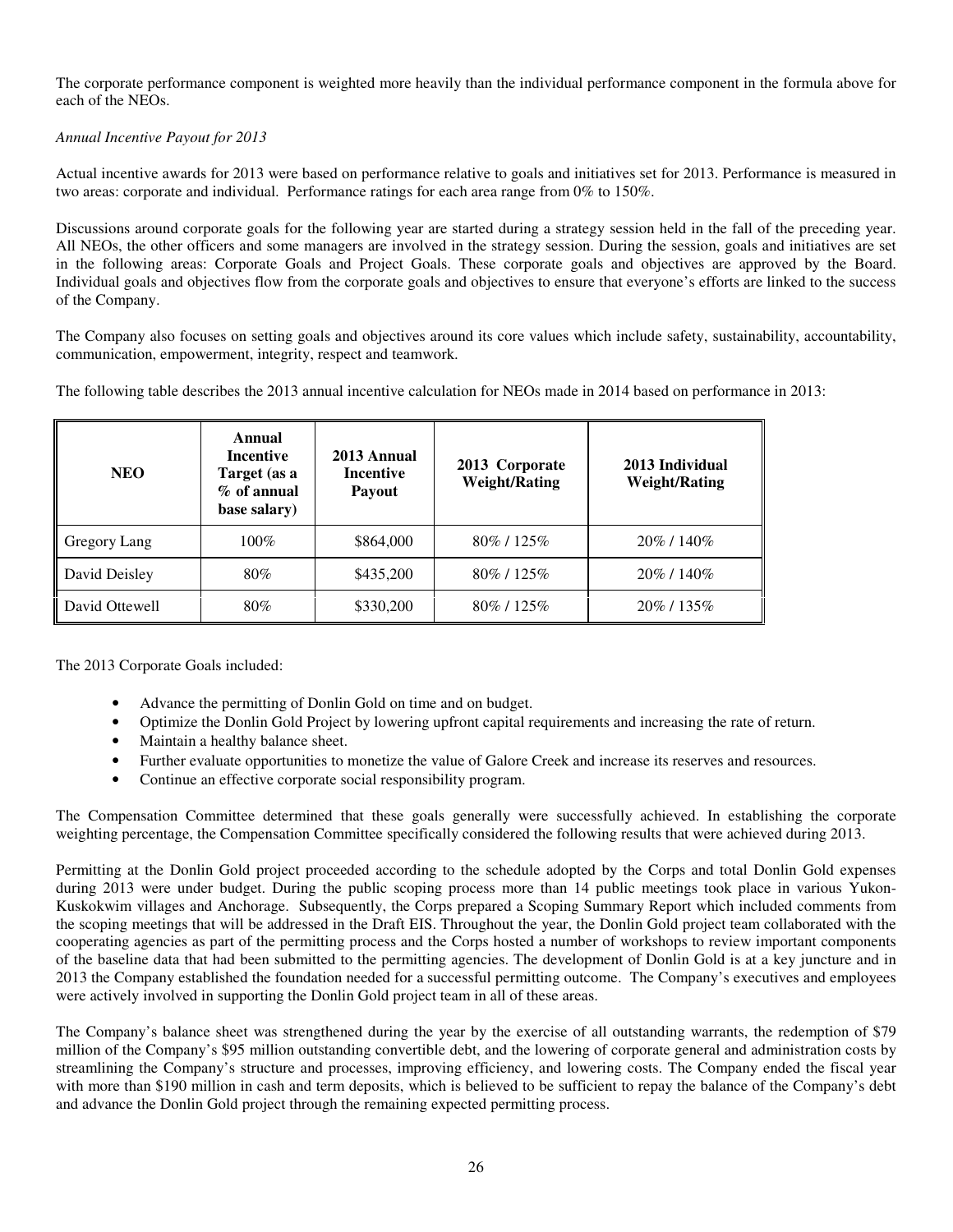The corporate performance component is weighted more heavily than the individual performance component in the formula above for each of the NEOs.

*Annual Incentive Payout for 2013*

Actual incentive awards for 2013 were based on performance relative to goals and initiatives set for 2013. Performance is measured in two areas: corporate and individual. Performance ratings for each area range from 0% to 150%.

Discussions around corporate goals for the following year are started during a strategy session held in the fall of the preceding year. All NEOs, the other officers and some managers are involved in the strategy session. During the session, goals and initiatives are set in the following areas: Corporate Goals and Project Goals. These corporate goals and objectives are approved by the Board. Individual goals and objectives flow from the corporate goals and objectives to ensure that everyone's efforts are linked to the success of the Company.

The Company also focuses on setting goals and objectives around its core values which include safety, sustainability, accountability, communication, empowerment, integrity, respect and teamwork.

The following table describes the 2013 annual incentive calculation for NEOs made in 2014 based on performance in 2013:

| NEO | Annual Incentive Target (as a % of annual base salary) | 2013 Annual Incentive Payout | 2013 Corporate Weight/Rating | 2013 Individual Weight/Rating |
|---|---|---|---|---|
| Gregory Lang | 100% | \$864,000 | 80% / 125% | 20% / 140% |
| David Deisley | 80% | \$435,200 | 80% / 125% | 20% / 140% |
| David Ottewell | 80% | \$330,200 | 80% / 125% | 20% / 135% |

The 2013 Corporate Goals included:

- Advance the permitting of Donlin Gold on time and on budget.
- Optimize the Donlin Gold Project by lowering upfront capital requirements and increasing the rate of return.
- Maintain a healthy balance sheet.
- Further evaluate opportunities to monetize the value of Galore Creek and increase its reserves and resources.
- Continue an effective corporate social responsibility program.

The Compensation Committee determined that these goals generally were successfully achieved. In establishing the corporate weighting percentage, the Compensation Committee specifically considered the following results that were achieved during 2013.

Permitting at the Donlin Gold project proceeded according to the schedule adopted by the Corps and total Donlin Gold expenses during 2013 were under budget. During the public scoping process more than 14 public meetings took place in various Yukon-Kuskokwim villages and Anchorage. Subsequently, the Corps prepared a Scoping Summary Report which included comments from the scoping meetings that will be addressed in the Draft EIS. Throughout the year, the Donlin Gold project team collaborated with the cooperating agencies as part of the permitting process and the Corps hosted a number of workshops to review important components of the baseline data that had been submitted to the permitting agencies. The development of Donlin Gold is at a key juncture and in 2013 the Company established the foundation needed for a successful permitting outcome. The Company's executives and employees were actively involved in supporting the Donlin Gold project team in all of these areas.

The Company's balance sheet was strengthened during the year by the exercise of all outstanding warrants, the redemption of \$79 million of the Company's \$95 million outstanding convertible debt, and the lowering of corporate general and administration costs by streamlining the Company's structure and processes, improving efficiency, and lowering costs. The Company ended the fiscal year with more than \$190 million in cash and term deposits, which is believed to be sufficient to repay the balance of the Company's debt and advance the Donlin Gold project through the remaining expected permitting process.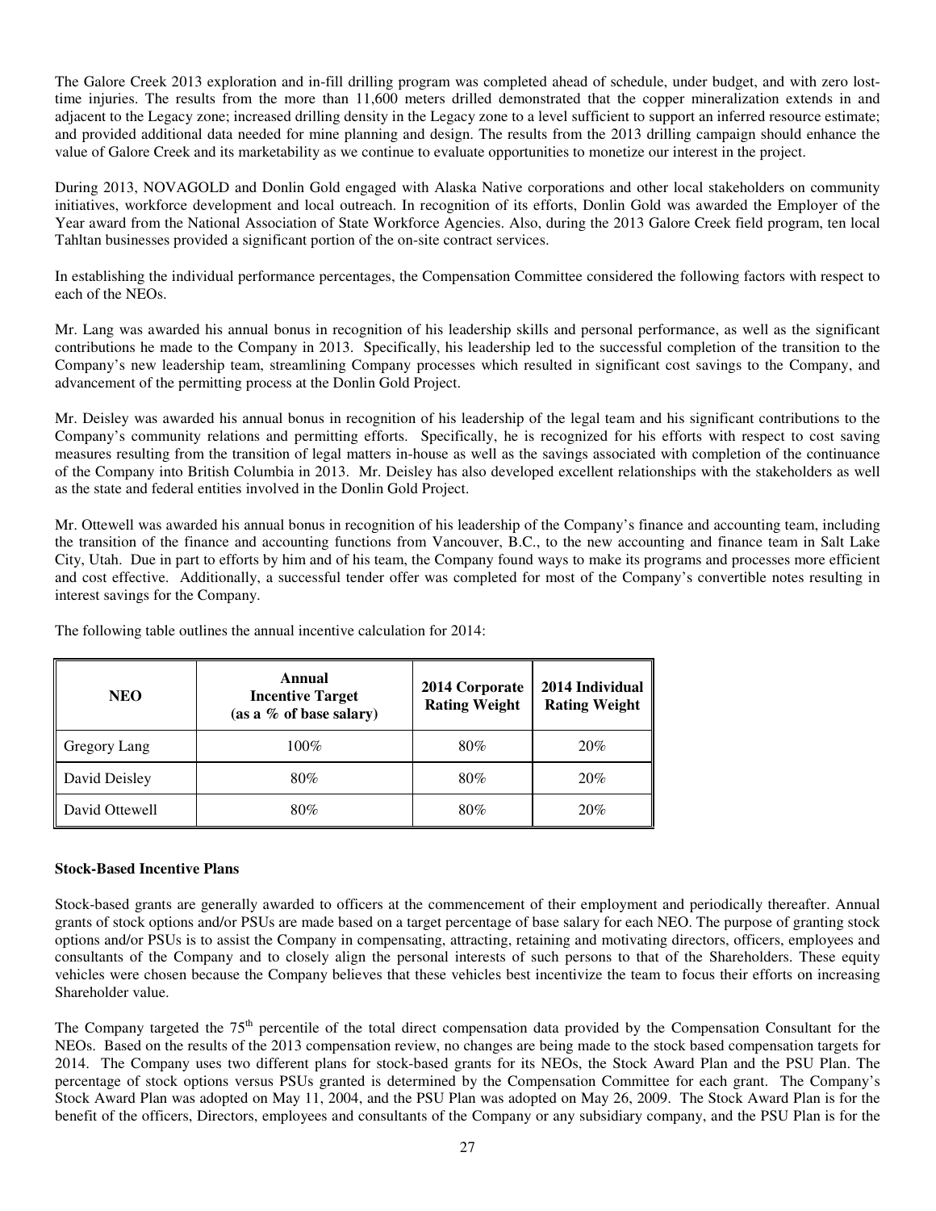The Galore Creek 2013 exploration and in-fill drilling program was completed ahead of schedule, under budget, and with zero lost-time injuries. The results from the more than 11,600 meters drilled demonstrated that the copper mineralization extends in and adjacent to the Legacy zone; increased drilling density in the Legacy zone to a level sufficient to support an inferred resource estimate; and provided additional data needed for mine planning and design. The results from the 2013 drilling campaign should enhance the value of Galore Creek and its marketability as we continue to evaluate opportunities to monetize our interest in the project.

During 2013, NOVAGOLD and Donlin Gold engaged with Alaska Native corporations and other local stakeholders on community initiatives, workforce development and local outreach. In recognition of its efforts, Donlin Gold was awarded the Employer of the Year award from the National Association of State Workforce Agencies. Also, during the 2013 Galore Creek field program, ten local Tahltan businesses provided a significant portion of the on-site contract services.

In establishing the individual performance percentages, the Compensation Committee considered the following factors with respect to each of the NEOs.

Mr. Lang was awarded his annual bonus in recognition of his leadership skills and personal performance, as well as the significant contributions he made to the Company in 2013. Specifically, his leadership led to the successful completion of the transition to the Company's new leadership team, streamlining Company processes which resulted in significant cost savings to the Company, and advancement of the permitting process at the Donlin Gold Project.

Mr. Deisley was awarded his annual bonus in recognition of his leadership of the legal team and his significant contributions to the Company's community relations and permitting efforts. Specifically, he is recognized for his efforts with respect to cost saving measures resulting from the transition of legal matters in-house as well as the savings associated with completion of the continuance of the Company into British Columbia in 2013. Mr. Deisley has also developed excellent relationships with the stakeholders as well as the state and federal entities involved in the Donlin Gold Project.

Mr. Ottewell was awarded his annual bonus in recognition of his leadership of the Company's finance and accounting team, including the transition of the finance and accounting functions from Vancouver, B.C., to the new accounting and finance team in Salt Lake City, Utah. Due in part to efforts by him and of his team, the Company found ways to make its programs and processes more efficient and cost effective. Additionally, a successful tender offer was completed for most of the Company's convertible notes resulting in interest savings for the Company.

The following table outlines the annual incentive calculation for 2014:

| NEO | Annual Incentive Target (as a % of base salary) | 2014 Corporate Rating Weight | 2014 Individual Rating Weight |
|---|---|---|---|
| Gregory Lang | 100% | 80% | 20% |
| David Deisley | 80% | 80% | 20% |
| David Ottewell | 80% | 80% | 20% |

**Stock-Based Incentive Plans**

Stock-based grants are generally awarded to officers at the commencement of their employment and periodically thereafter. Annual grants of stock options and/or PSUs are made based on a target percentage of base salary for each NEO. The purpose of granting stock options and/or PSUs is to assist the Company in compensating, attracting, retaining and motivating directors, officers, employees and consultants of the Company and to closely align the personal interests of such persons to that of the Shareholders. These equity vehicles were chosen because the Company believes that these vehicles best incentivize the team to focus their efforts on increasing Shareholder value.

The Company targeted the 75th percentile of the total direct compensation data provided by the Compensation Consultant for the NEOs. Based on the results of the 2013 compensation review, no changes are being made to the stock based compensation targets for 2014. The Company uses two different plans for stock-based grants for its NEOs, the Stock Award Plan and the PSU Plan. The percentage of stock options versus PSUs granted is determined by the Compensation Committee for each grant. The Company's Stock Award Plan was adopted on May 11, 2004, and the PSU Plan was adopted on May 26, 2009. The Stock Award Plan is for the benefit of the officers, Directors, employees and consultants of the Company or any subsidiary company, and the PSU Plan is for the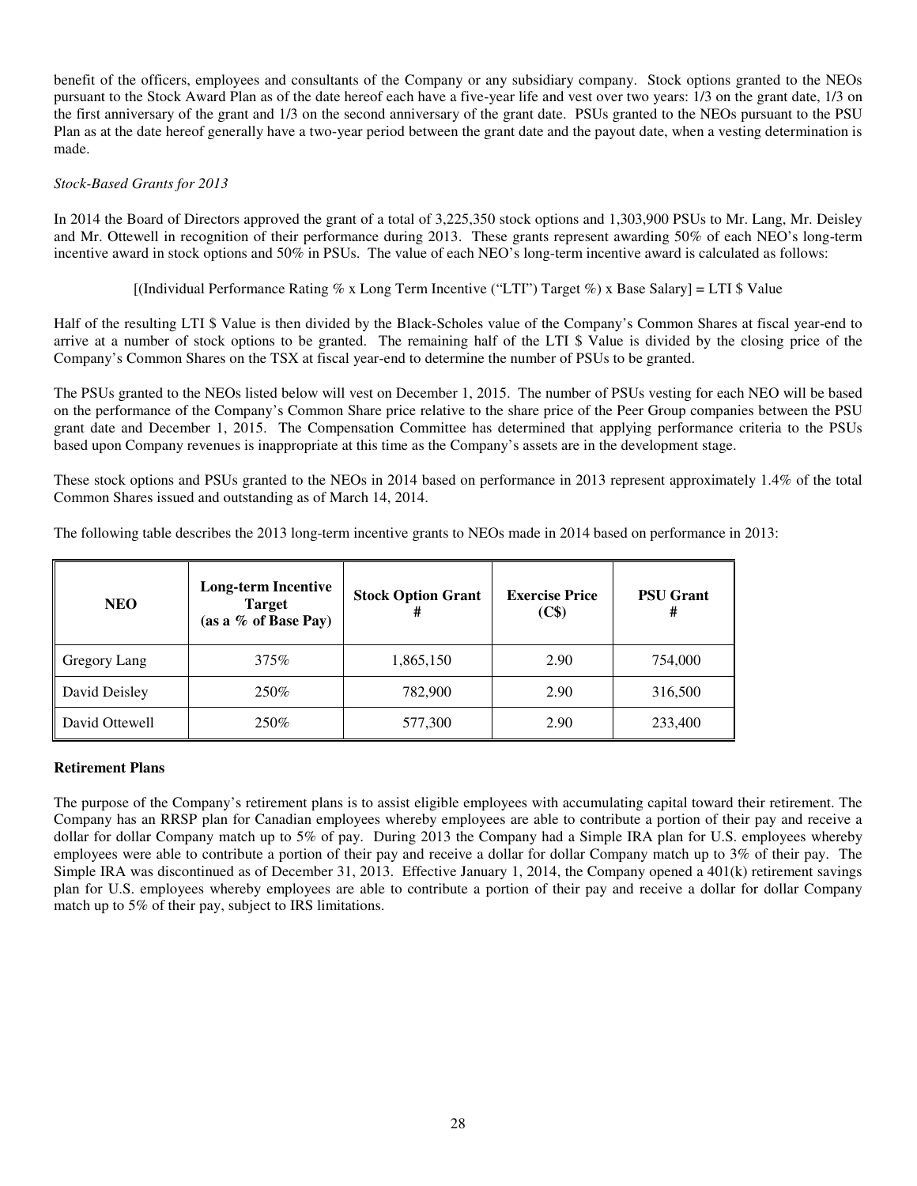benefit of the officers, employees and consultants of the Company or any subsidiary company. Stock options granted to the NEOs pursuant to the Stock Award Plan as of the date hereof each have a five-year life and vest over two years: 1/3 on the grant date, 1/3 on the first anniversary of the grant and 1/3 on the second anniversary of the grant date. PSUs granted to the NEOs pursuant to the PSU Plan as at the date hereof generally have a two-year period between the grant date and the payout date, when a vesting determination is made.

*Stock-Based Grants for 2013*

In 2014 the Board of Directors approved the grant of a total of 3,225,350 stock options and 1,303,900 PSUs to Mr. Lang, Mr. Deisley and Mr. Ottewell in recognition of their performance during 2013. These grants represent awarding 50% of each NEO's long-term incentive award in stock options and 50% in PSUs. The value of each NEO's long-term incentive award is calculated as follows:

[(Individual Performance Rating % x Long Term Incentive ("LTI") Target %) x Base Salary] = LTI $ Value

Half of the resulting LTI $ Value is then divided by the Black-Scholes value of the Company's Common Shares at fiscal year-end to arrive at a number of stock options to be granted. The remaining half of the LTI $ Value is divided by the closing price of the Company's Common Shares on the TSX at fiscal year-end to determine the number of PSUs to be granted.

The PSUs granted to the NEOs listed below will vest on December 1, 2015. The number of PSUs vesting for each NEO will be based on the performance of the Company's Common Share price relative to the share price of the Peer Group companies between the PSU grant date and December 1, 2015. The Compensation Committee has determined that applying performance criteria to the PSUs based upon Company revenues is inappropriate at this time as the Company's assets are in the development stage.

These stock options and PSUs granted to the NEOs in 2014 based on performance in 2013 represent approximately 1.4% of the total Common Shares issued and outstanding as of March 14, 2014.

The following table describes the 2013 long-term incentive grants to NEOs made in 2014 based on performance in 2013:

| NEO | Long-term Incentive Target (as a % of Base Pay) | Stock Option Grant # | Exercise Price (C$) | PSU Grant # |
|---|---|---|---|---|
| Gregory Lang | 375% | 1,865,150 | 2.90 | 754,000 |
| David Deisley | 250% | 782,900 | 2.90 | 316,500 |
| David Ottewell | 250% | 577,300 | 2.90 | 233,400 |

**Retirement Plans**

The purpose of the Company's retirement plans is to assist eligible employees with accumulating capital toward their retirement. The Company has an RRSP plan for Canadian employees whereby employees are able to contribute a portion of their pay and receive a dollar for dollar Company match up to 5% of pay. During 2013 the Company had a Simple IRA plan for U.S. employees whereby employees were able to contribute a portion of their pay and receive a dollar for dollar Company match up to 3% of their pay. The Simple IRA was discontinued as of December 31, 2013. Effective January 1, 2014, the Company opened a 401(k) retirement savings plan for U.S. employees whereby employees are able to contribute a portion of their pay and receive a dollar for dollar Company match up to 5% of their pay, subject to IRS limitations.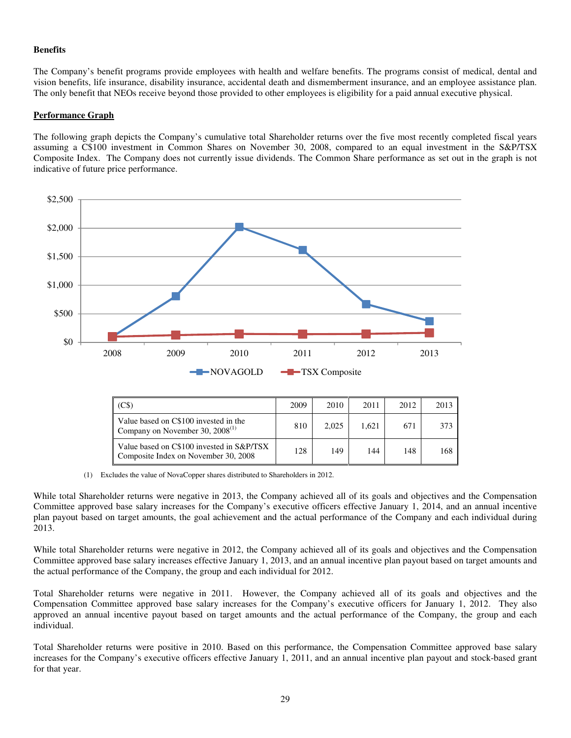**Benefits**

The Company's benefit programs provide employees with health and welfare benefits. The programs consist of medical, dental and vision benefits, life insurance, disability insurance, accidental death and dismemberment insurance, and an employee assistance plan. The only benefit that NEOs receive beyond those provided to other employees is eligibility for a paid annual executive physical.

**Performance Graph**

The following graph depicts the Company's cumulative total Shareholder returns over the five most recently completed fiscal years assuming a C$100 investment in Common Shares on November 30, 2008, compared to an equal investment in the S&P/TSX Composite Index. The Company does not currently issue dividends. The Common Share performance as set out in the graph is not indicative of future price performance.

| (C$) | 2009 | 2010 | 2011 | 2012 | 2013 |
|---|---|---|---|---|---|
| Value based on C$100 invested in the Company on November 30, 2008[(1)] | 810 | 2,025 | 1,621 | 671 | 373 |
| Value based on C$100 invested in S&P/TSX Composite Index on November 30, 2008 | 128 | 149 | 144 | 148 | 168 |

(1) Excludes the value of NovaCopper shares distributed to Shareholders in 2012.

While total Shareholder returns were negative in 2013, the Company achieved all of its goals and objectives and the Compensation Committee approved base salary increases for the Company's executive officers effective January 1, 2014, and an annual incentive plan payout based on target amounts, the goal achievement and the actual performance of the Company and each individual during 2013.

While total Shareholder returns were negative in 2012, the Company achieved all of its goals and objectives and the Compensation Committee approved base salary increases effective January 1, 2013, and an annual incentive plan payout based on target amounts and the actual performance of the Company, the group and each individual for 2012.

Total Shareholder returns were negative in 2011. However, the Company achieved all of its goals and objectives and the Compensation Committee approved base salary increases for the Company's executive officers for January 1, 2012. They also approved an annual incentive payout based on target amounts and the actual performance of the Company, the group and each individual.

Total Shareholder returns were positive in 2010. Based on this performance, the Compensation Committee approved base salary increases for the Company's executive officers effective January 1, 2011, and an annual incentive plan payout and stock-based grant for that year.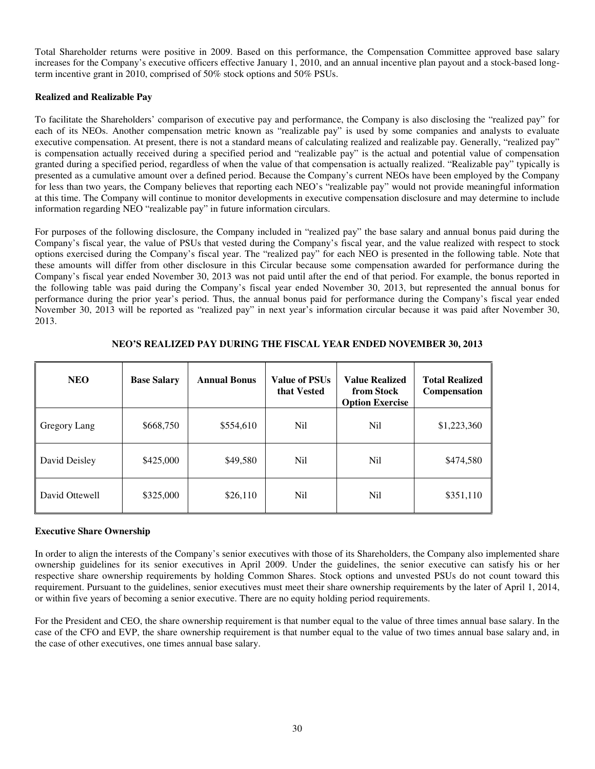Total Shareholder returns were positive in 2009. Based on this performance, the Compensation Committee approved base salary increases for the Company's executive officers effective January 1, 2010, and an annual incentive plan payout and a stock-based long-term incentive grant in 2010, comprised of 50% stock options and 50% PSUs.

**Realized and Realizable Pay**

To facilitate the Shareholders' comparison of executive pay and performance, the Company is also disclosing the "realized pay" for each of its NEOs. Another compensation metric known as "realizable pay" is used by some companies and analysts to evaluate executive compensation. At present, there is not a standard means of calculating realized and realizable pay. Generally, "realized pay" is compensation actually received during a specified period and "realizable pay" is the actual and potential value of compensation granted during a specified period, regardless of when the value of that compensation is actually realized. "Realizable pay" typically is presented as a cumulative amount over a defined period. Because the Company's current NEOs have been employed by the Company for less than two years, the Company believes that reporting each NEO's "realizable pay" would not provide meaningful information at this time. The Company will continue to monitor developments in executive compensation disclosure and may determine to include information regarding NEO "realizable pay" in future information circulars.

For purposes of the following disclosure, the Company included in "realized pay" the base salary and annual bonus paid during the Company's fiscal year, the value of PSUs that vested during the Company's fiscal year, and the value realized with respect to stock options exercised during the Company's fiscal year. The "realized pay" for each NEO is presented in the following table. Note that these amounts will differ from other disclosure in this Circular because some compensation awarded for performance during the Company's fiscal year ended November 30, 2013 was not paid until after the end of that period. For example, the bonus reported in the following table was paid during the Company's fiscal year ended November 30, 2013, but represented the annual bonus for performance during the prior year's period. Thus, the annual bonus paid for performance during the Company's fiscal year ended November 30, 2013 will be reported as "realized pay" in next year's information circular because it was paid after November 30, 2013.

**NEO'S REALIZED PAY DURING THE FISCAL YEAR ENDED NOVEMBER 30, 2013**

| NEO | Base Salary | Annual Bonus | Value of PSUs that Vested | Value Realized from Stock Option Exercise | Total Realized Compensation |
|---|---|---|---|---|---|
| Gregory Lang | $668,750 | $554,610 | Nil | Nil | $1,223,360 |
| David Deisley | $425,000 | $49,580 | Nil | Nil | $474,580 |
| David Ottewell | $325,000 | $26,110 | Nil | Nil | $351,110 |

**Executive Share Ownership**

In order to align the interests of the Company's senior executives with those of its Shareholders, the Company also implemented share ownership guidelines for its senior executives in April 2009. Under the guidelines, the senior executive can satisfy his or her respective share ownership requirements by holding Common Shares. Stock options and unvested PSUs do not count toward this requirement. Pursuant to the guidelines, senior executives must meet their share ownership requirements by the later of April 1, 2014, or within five years of becoming a senior executive. There are no equity holding period requirements.

For the President and CEO, the share ownership requirement is that number equal to the value of three times annual base salary. In the case of the CFO and EVP, the share ownership requirement is that number equal to the value of two times annual base salary and, in the case of other executives, one times annual base salary.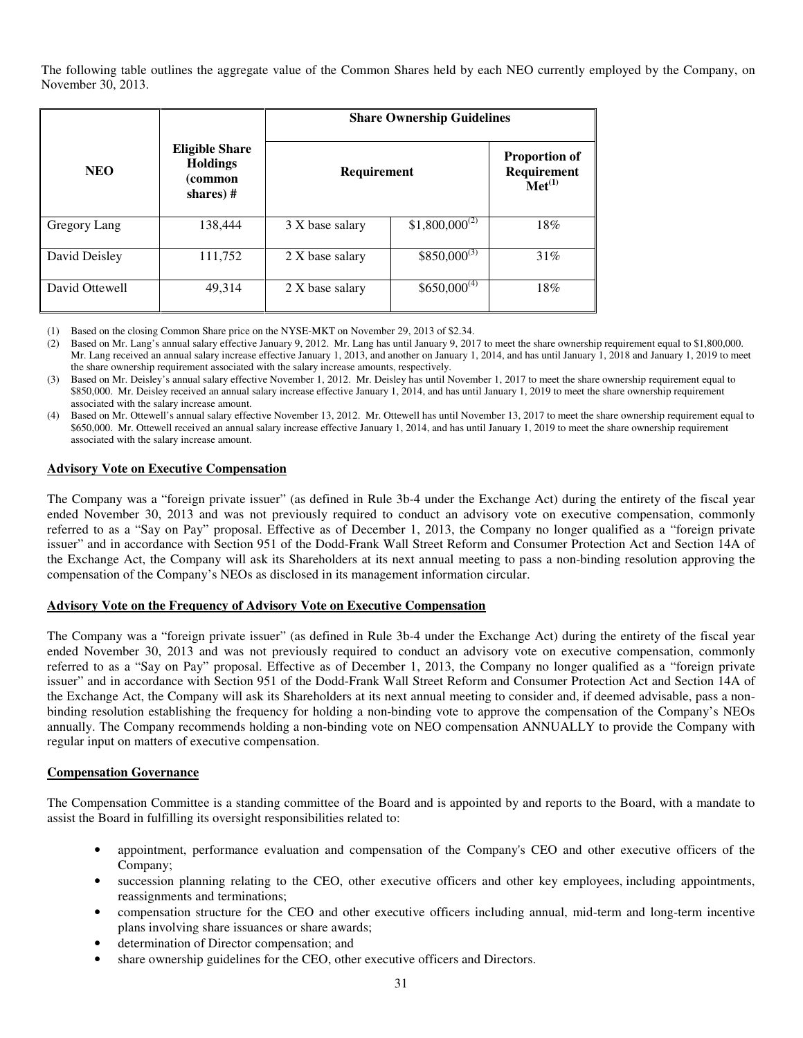The following table outlines the aggregate value of the Common Shares held by each NEO currently employed by the Company, on November 30, 2013.

| NEO | Eligible Share Holdings (common shares) # | Share Ownership Guidelines | | |
|---|---|---|---|---|
| | | Requirement | | Proportion of Requirement Met[(1)] |
| Gregory Lang | 138,444 | 3 X base salary | $1,800,000[(2)] | 18% |
| David Deisley | 111,752 | 2 X base salary | $850,000[(3)] | 31% |
| David Ottewell | 49,314 | 2 X base salary | $650,000[(4)] | 18% |

(1) Based on the closing Common Share price on the NYSE-MKT on November 29, 2013 of $2.34.

(2) Based on Mr. Lang's annual salary effective January 9, 2012. Mr. Lang has until January 9, 2017 to meet the share ownership requirement equal to $1,800,000. Mr. Lang received an annual salary increase effective January 1, 2013, and another on January 1, 2014, and has until January 1, 2018 and January 1, 2019 to meet the share ownership requirement associated with the salary increase amounts, respectively.

(3) Based on Mr. Deisley's annual salary effective November 1, 2012. Mr. Deisley has until November 1, 2017 to meet the share ownership requirement equal to $850,000. Mr. Deisley received an annual salary increase effective January 1, 2014, and has until January 1, 2019 to meet the share ownership requirement associated with the salary increase amount.

(4) Based on Mr. Ottewell's annual salary effective November 13, 2012. Mr. Ottewell has until November 13, 2017 to meet the share ownership requirement equal to $650,000. Mr. Ottewell received an annual salary increase effective January 1, 2014, and has until January 1, 2019 to meet the share ownership requirement associated with the salary increase amount.

**Advisory Vote on Executive Compensation**

The Company was a "foreign private issuer" (as defined in Rule 3b-4 under the Exchange Act) during the entirety of the fiscal year ended November 30, 2013 and was not previously required to conduct an advisory vote on executive compensation, commonly referred to as a "Say on Pay" proposal. Effective as of December 1, 2013, the Company no longer qualified as a "foreign private issuer" and in accordance with Section 951 of the Dodd-Frank Wall Street Reform and Consumer Protection Act and Section 14A of the Exchange Act, the Company will ask its Shareholders at its next annual meeting to pass a non-binding resolution approving the compensation of the Company's NEOs as disclosed in its management information circular.

**Advisory Vote on the Frequency of Advisory Vote on Executive Compensation**

The Company was a "foreign private issuer" (as defined in Rule 3b-4 under the Exchange Act) during the entirety of the fiscal year ended November 30, 2013 and was not previously required to conduct an advisory vote on executive compensation, commonly referred to as a "Say on Pay" proposal. Effective as of December 1, 2013, the Company no longer qualified as a "foreign private issuer" and in accordance with Section 951 of the Dodd-Frank Wall Street Reform and Consumer Protection Act and Section 14A of the Exchange Act, the Company will ask its Shareholders at its next annual meeting to consider and, if deemed advisable, pass a non-binding resolution establishing the frequency for holding a non-binding vote to approve the compensation of the Company's NEOs annually. The Company recommends holding a non-binding vote on NEO compensation ANNUALLY to provide the Company with regular input on matters of executive compensation.

**Compensation Governance**

The Compensation Committee is a standing committee of the Board and is appointed by and reports to the Board, with a mandate to assist the Board in fulfilling its oversight responsibilities related to:

- appointment, performance evaluation and compensation of the Company's CEO and other executive officers of the Company;
- succession planning relating to the CEO, other executive officers and other key employees, including appointments, reassignments and terminations;
- compensation structure for the CEO and other executive officers including annual, mid-term and long-term incentive plans involving share issuances or share awards;
- determination of Director compensation; and
- share ownership guidelines for the CEO, other executive officers and Directors.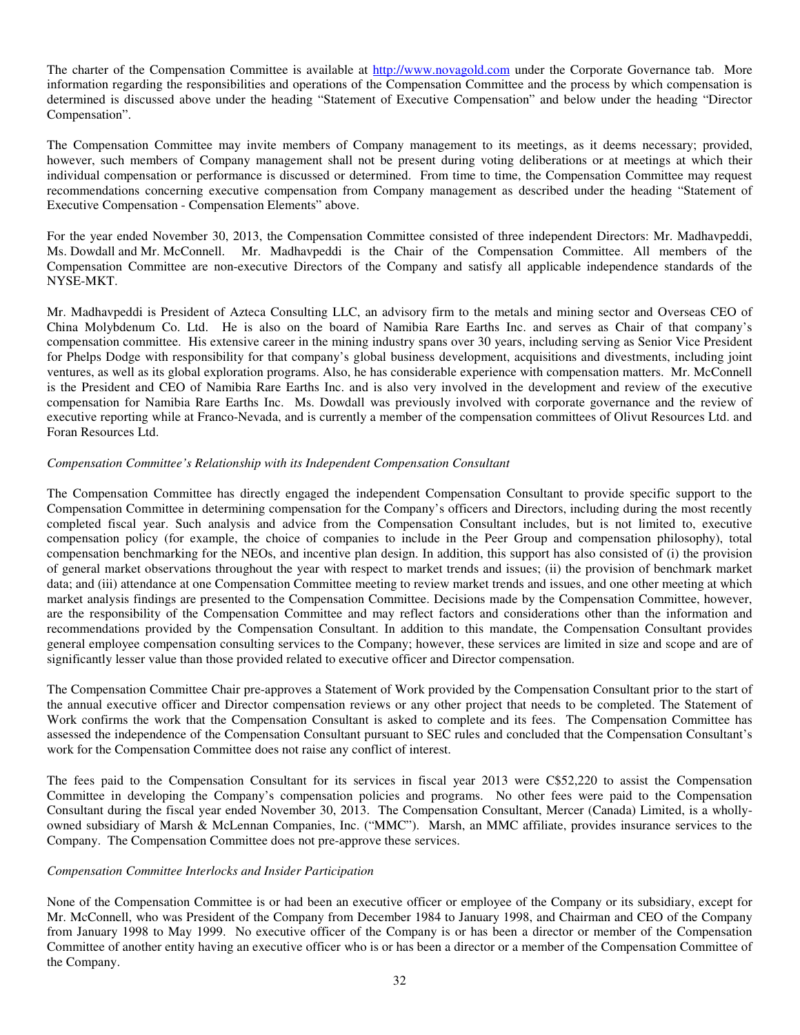The charter of the Compensation Committee is available at http://www.novagold.com under the Corporate Governance tab. More information regarding the responsibilities and operations of the Compensation Committee and the process by which compensation is determined is discussed above under the heading "Statement of Executive Compensation" and below under the heading "Director Compensation".

The Compensation Committee may invite members of Company management to its meetings, as it deems necessary; provided, however, such members of Company management shall not be present during voting deliberations or at meetings at which their individual compensation or performance is discussed or determined. From time to time, the Compensation Committee may request recommendations concerning executive compensation from Company management as described under the heading "Statement of Executive Compensation - Compensation Elements" above.

For the year ended November 30, 2013, the Compensation Committee consisted of three independent Directors: Mr. Madhavpeddi, Ms. Dowdall and Mr. McConnell. Mr. Madhavpeddi is the Chair of the Compensation Committee. All members of the Compensation Committee are non-executive Directors of the Company and satisfy all applicable independence standards of the NYSE-MKT.

Mr. Madhavpeddi is President of Azteca Consulting LLC, an advisory firm to the metals and mining sector and Overseas CEO of China Molybdenum Co. Ltd. He is also on the board of Namibia Rare Earths Inc. and serves as Chair of that company's compensation committee. His extensive career in the mining industry spans over 30 years, including serving as Senior Vice President for Phelps Dodge with responsibility for that company's global business development, acquisitions and divestments, including joint ventures, as well as its global exploration programs. Also, he has considerable experience with compensation matters. Mr. McConnell is the President and CEO of Namibia Rare Earths Inc. and is also very involved in the development and review of the executive compensation for Namibia Rare Earths Inc. Ms. Dowdall was previously involved with corporate governance and the review of executive reporting while at Franco-Nevada, and is currently a member of the compensation committees of Olivut Resources Ltd. and Foran Resources Ltd.

*Compensation Committee's Relationship with its Independent Compensation Consultant*

The Compensation Committee has directly engaged the independent Compensation Consultant to provide specific support to the Compensation Committee in determining compensation for the Company's officers and Directors, including during the most recently completed fiscal year. Such analysis and advice from the Compensation Consultant includes, but is not limited to, executive compensation policy (for example, the choice of companies to include in the Peer Group and compensation philosophy), total compensation benchmarking for the NEOs, and incentive plan design. In addition, this support has also consisted of (i) the provision of general market observations throughout the year with respect to market trends and issues; (ii) the provision of benchmark market data; and (iii) attendance at one Compensation Committee meeting to review market trends and issues, and one other meeting at which market analysis findings are presented to the Compensation Committee. Decisions made by the Compensation Committee, however, are the responsibility of the Compensation Committee and may reflect factors and considerations other than the information and recommendations provided by the Compensation Consultant. In addition to this mandate, the Compensation Consultant provides general employee compensation consulting services to the Company; however, these services are limited in size and scope and are of significantly lesser value than those provided related to executive officer and Director compensation.

The Compensation Committee Chair pre-approves a Statement of Work provided by the Compensation Consultant prior to the start of the annual executive officer and Director compensation reviews or any other project that needs to be completed. The Statement of Work confirms the work that the Compensation Consultant is asked to complete and its fees. The Compensation Committee has assessed the independence of the Compensation Consultant pursuant to SEC rules and concluded that the Compensation Consultant's work for the Compensation Committee does not raise any conflict of interest.

The fees paid to the Compensation Consultant for its services in fiscal year 2013 were C$52,220 to assist the Compensation Committee in developing the Company's compensation policies and programs. No other fees were paid to the Compensation Consultant during the fiscal year ended November 30, 2013. The Compensation Consultant, Mercer (Canada) Limited, is a wholly-owned subsidiary of Marsh & McLennan Companies, Inc. ("MMC"). Marsh, an MMC affiliate, provides insurance services to the Company. The Compensation Committee does not pre-approve these services.

*Compensation Committee Interlocks and Insider Participation*

None of the Compensation Committee is or had been an executive officer or employee of the Company or its subsidiary, except for Mr. McConnell, who was President of the Company from December 1984 to January 1998, and Chairman and CEO of the Company from January 1998 to May 1999. No executive officer of the Company is or has been a director or member of the Compensation Committee of another entity having an executive officer who is or has been a director or a member of the Compensation Committee of the Company.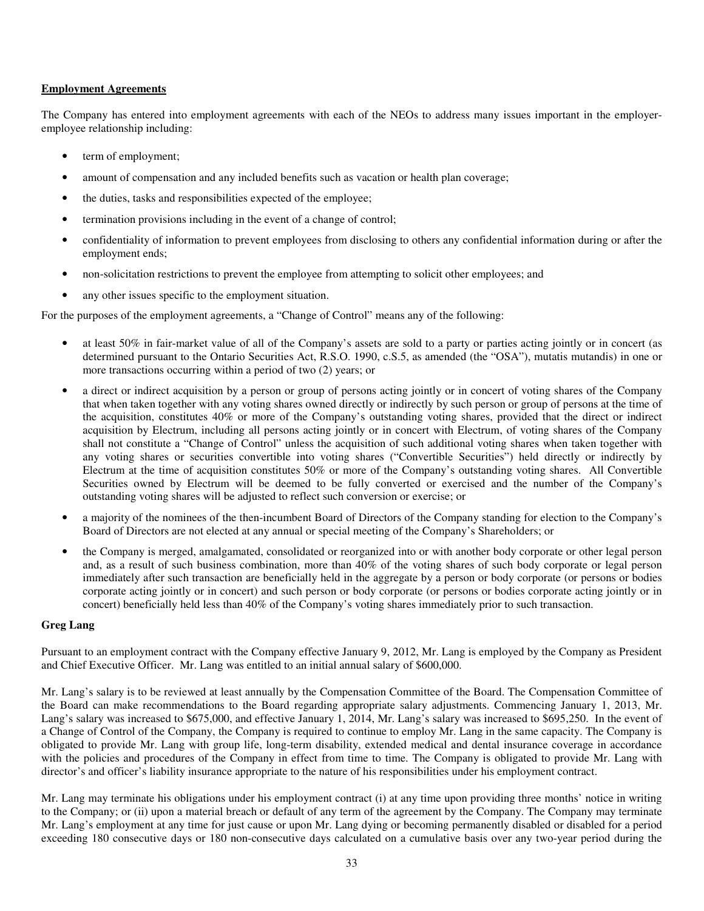**Employment Agreements**

The Company has entered into employment agreements with each of the NEOs to address many issues important in the employer-employee relationship including:

- term of employment;
- amount of compensation and any included benefits such as vacation or health plan coverage;
- the duties, tasks and responsibilities expected of the employee;
- termination provisions including in the event of a change of control;
- confidentiality of information to prevent employees from disclosing to others any confidential information during or after the employment ends;
- non-solicitation restrictions to prevent the employee from attempting to solicit other employees; and
- any other issues specific to the employment situation.

For the purposes of the employment agreements, a "Change of Control" means any of the following:

- at least 50% in fair-market value of all of the Company's assets are sold to a party or parties acting jointly or in concert (as determined pursuant to the Ontario Securities Act, R.S.O. 1990, c.S.5, as amended (the "OSA"), mutatis mutandis) in one or more transactions occurring within a period of two (2) years; or
- a direct or indirect acquisition by a person or group of persons acting jointly or in concert of voting shares of the Company that when taken together with any voting shares owned directly or indirectly by such person or group of persons at the time of the acquisition, constitutes 40% or more of the Company's outstanding voting shares, provided that the direct or indirect acquisition by Electrum, including all persons acting jointly or in concert with Electrum, of voting shares of the Company shall not constitute a "Change of Control" unless the acquisition of such additional voting shares when taken together with any voting shares or securities convertible into voting shares ("Convertible Securities") held directly or indirectly by Electrum at the time of acquisition constitutes 50% or more of the Company's outstanding voting shares. All Convertible Securities owned by Electrum will be deemed to be fully converted or exercised and the number of the Company's outstanding voting shares will be adjusted to reflect such conversion or exercise; or
- a majority of the nominees of the then-incumbent Board of Directors of the Company standing for election to the Company's Board of Directors are not elected at any annual or special meeting of the Company's Shareholders; or
- the Company is merged, amalgamated, consolidated or reorganized into or with another body corporate or other legal person and, as a result of such business combination, more than 40% of the voting shares of such body corporate or legal person immediately after such transaction are beneficially held in the aggregate by a person or body corporate (or persons or bodies corporate acting jointly or in concert) and such person or body corporate (or persons or bodies corporate acting jointly or in concert) beneficially held less than 40% of the Company's voting shares immediately prior to such transaction.

**Greg Lang**

Pursuant to an employment contract with the Company effective January 9, 2012, Mr. Lang is employed by the Company as President and Chief Executive Officer. Mr. Lang was entitled to an initial annual salary of $600,000.

Mr. Lang's salary is to be reviewed at least annually by the Compensation Committee of the Board. The Compensation Committee of the Board can make recommendations to the Board regarding appropriate salary adjustments. Commencing January 1, 2013, Mr. Lang's salary was increased to $675,000, and effective January 1, 2014, Mr. Lang's salary was increased to $695,250. In the event of a Change of Control of the Company, the Company is required to continue to employ Mr. Lang in the same capacity. The Company is obligated to provide Mr. Lang with group life, long-term disability, extended medical and dental insurance coverage in accordance with the policies and procedures of the Company in effect from time to time. The Company is obligated to provide Mr. Lang with director's and officer's liability insurance appropriate to the nature of his responsibilities under his employment contract.

Mr. Lang may terminate his obligations under his employment contract (i) at any time upon providing three months' notice in writing to the Company; or (ii) upon a material breach or default of any term of the agreement by the Company. The Company may terminate Mr. Lang's employment at any time for just cause or upon Mr. Lang dying or becoming permanently disabled or disabled for a period exceeding 180 consecutive days or 180 non-consecutive days calculated on a cumulative basis over any two-year period during the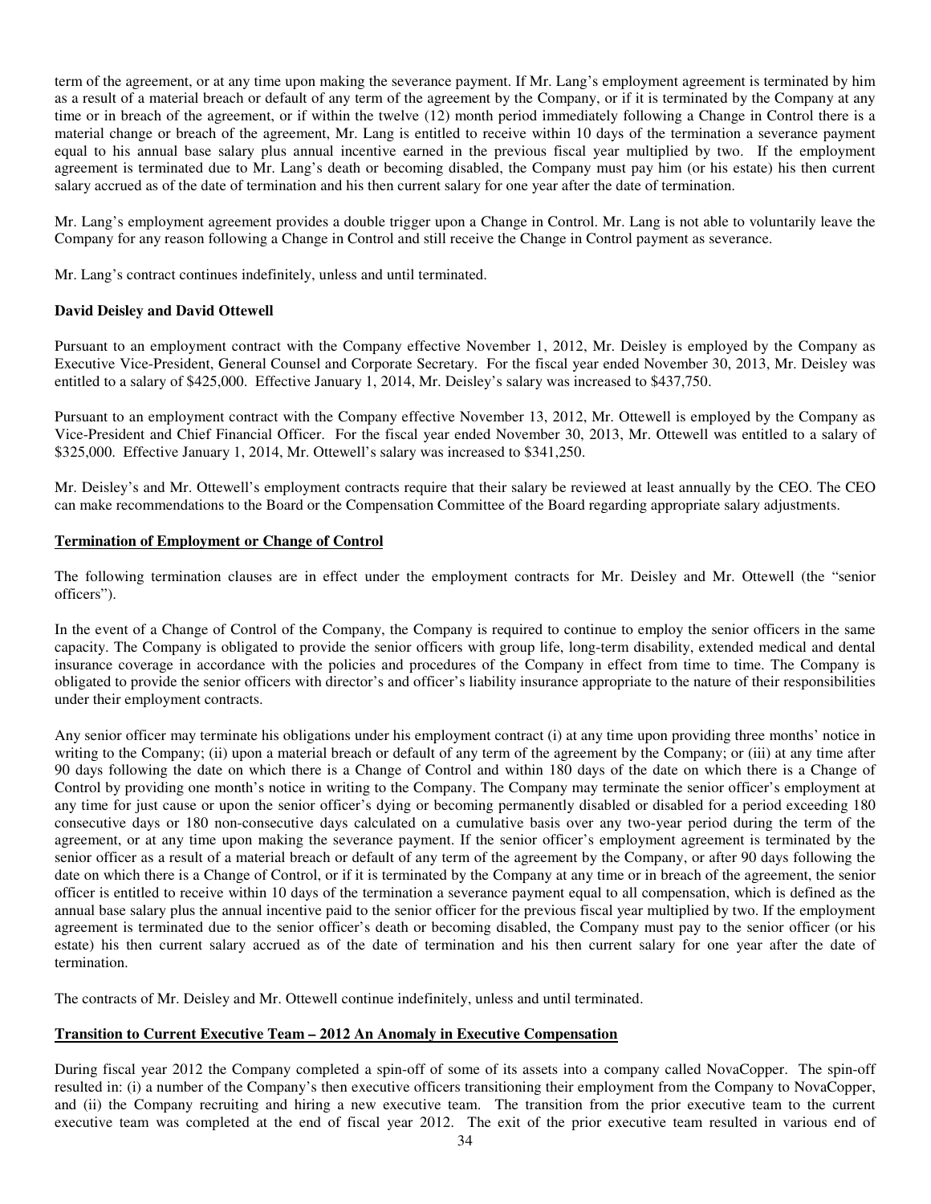term of the agreement, or at any time upon making the severance payment. If Mr. Lang's employment agreement is terminated by him as a result of a material breach or default of any term of the agreement by the Company, or if it is terminated by the Company at any time or in breach of the agreement, or if within the twelve (12) month period immediately following a Change in Control there is a material change or breach of the agreement, Mr. Lang is entitled to receive within 10 days of the termination a severance payment equal to his annual base salary plus annual incentive earned in the previous fiscal year multiplied by two. If the employment agreement is terminated due to Mr. Lang's death or becoming disabled, the Company must pay him (or his estate) his then current salary accrued as of the date of termination and his then current salary for one year after the date of termination.

Mr. Lang's employment agreement provides a double trigger upon a Change in Control. Mr. Lang is not able to voluntarily leave the Company for any reason following a Change in Control and still receive the Change in Control payment as severance.

Mr. Lang's contract continues indefinitely, unless and until terminated.

**David Deisley and David Ottewell**

Pursuant to an employment contract with the Company effective November 1, 2012, Mr. Deisley is employed by the Company as Executive Vice-President, General Counsel and Corporate Secretary. For the fiscal year ended November 30, 2013, Mr. Deisley was entitled to a salary of $425,000. Effective January 1, 2014, Mr. Deisley's salary was increased to $437,750.

Pursuant to an employment contract with the Company effective November 13, 2012, Mr. Ottewell is employed by the Company as Vice-President and Chief Financial Officer. For the fiscal year ended November 30, 2013, Mr. Ottewell was entitled to a salary of $325,000. Effective January 1, 2014, Mr. Ottewell's salary was increased to $341,250.

Mr. Deisley's and Mr. Ottewell's employment contracts require that their salary be reviewed at least annually by the CEO. The CEO can make recommendations to the Board or the Compensation Committee of the Board regarding appropriate salary adjustments.

**Termination of Employment or Change of Control**

The following termination clauses are in effect under the employment contracts for Mr. Deisley and Mr. Ottewell (the "senior officers").

In the event of a Change of Control of the Company, the Company is required to continue to employ the senior officers in the same capacity. The Company is obligated to provide the senior officers with group life, long-term disability, extended medical and dental insurance coverage in accordance with the policies and procedures of the Company in effect from time to time. The Company is obligated to provide the senior officers with director's and officer's liability insurance appropriate to the nature of their responsibilities under their employment contracts.

Any senior officer may terminate his obligations under his employment contract (i) at any time upon providing three months' notice in writing to the Company; (ii) upon a material breach or default of any term of the agreement by the Company; or (iii) at any time after 90 days following the date on which there is a Change of Control and within 180 days of the date on which there is a Change of Control by providing one month's notice in writing to the Company. The Company may terminate the senior officer's employment at any time for just cause or upon the senior officer's dying or becoming permanently disabled or disabled for a period exceeding 180 consecutive days or 180 non-consecutive days calculated on a cumulative basis over any two-year period during the term of the agreement, or at any time upon making the severance payment. If the senior officer's employment agreement is terminated by the senior officer as a result of a material breach or default of any term of the agreement by the Company, or after 90 days following the date on which there is a Change of Control, or if it is terminated by the Company at any time or in breach of the agreement, the senior officer is entitled to receive within 10 days of the termination a severance payment equal to all compensation, which is defined as the annual base salary plus the annual incentive paid to the senior officer for the previous fiscal year multiplied by two. If the employment agreement is terminated due to the senior officer's death or becoming disabled, the Company must pay to the senior officer (or his estate) his then current salary accrued as of the date of termination and his then current salary for one year after the date of termination.

The contracts of Mr. Deisley and Mr. Ottewell continue indefinitely, unless and until terminated.

**Transition to Current Executive Team – 2012 An Anomaly in Executive Compensation**

During fiscal year 2012 the Company completed a spin-off of some of its assets into a company called NovaCopper. The spin-off resulted in: (i) a number of the Company's then executive officers transitioning their employment from the Company to NovaCopper, and (ii) the Company recruiting and hiring a new executive team. The transition from the prior executive team to the current executive team was completed at the end of fiscal year 2012. The exit of the prior executive team resulted in various end of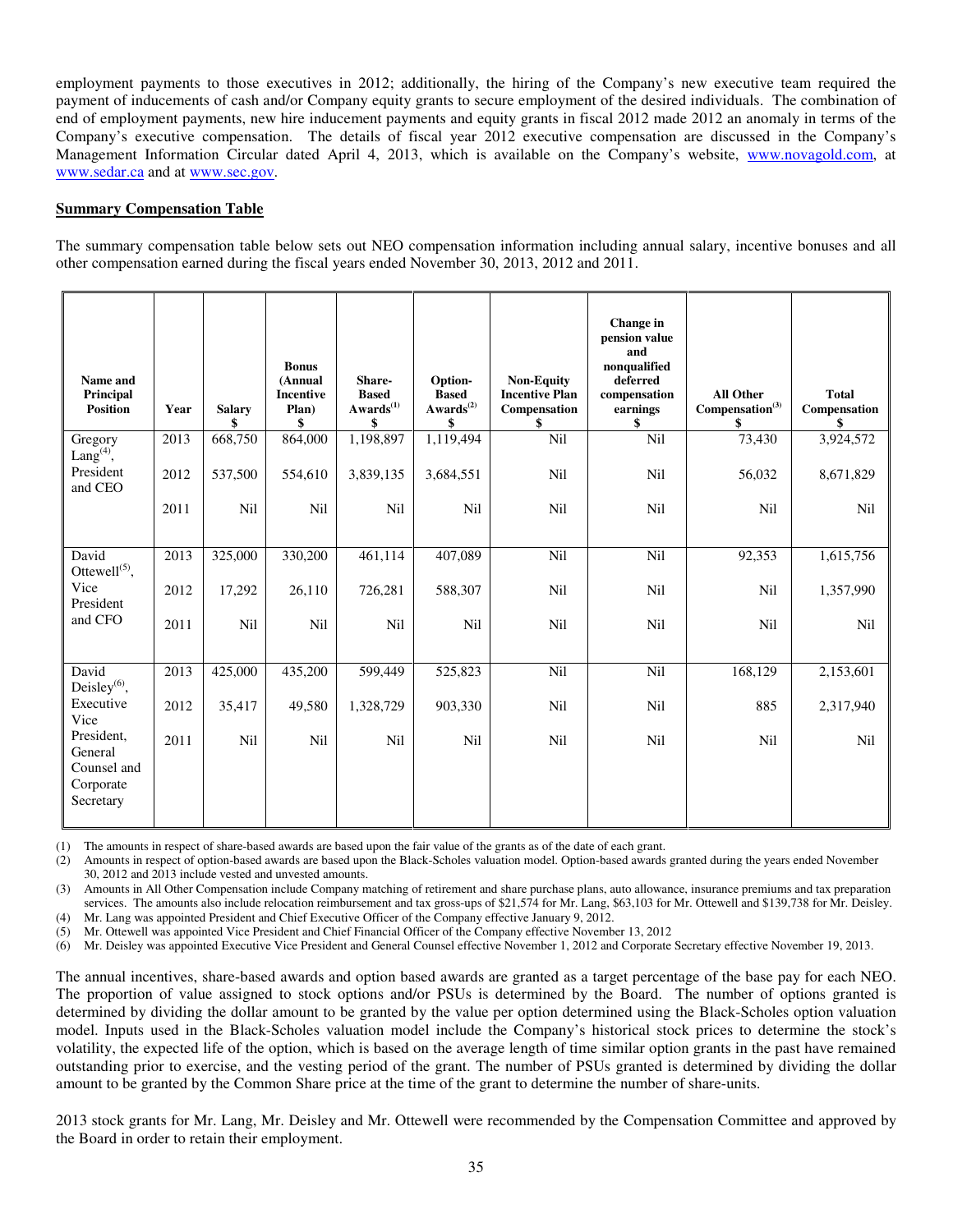employment payments to those executives in 2012; additionally, the hiring of the Company's new executive team required the payment of inducements of cash and/or Company equity grants to secure employment of the desired individuals. The combination of end of employment payments, new hire inducement payments and equity grants in fiscal 2012 made 2012 an anomaly in terms of the Company's executive compensation. The details of fiscal year 2012 executive compensation are discussed in the Company's Management Information Circular dated April 4, 2013, which is available on the Company's website, www.novagold.com, at www.sedar.ca and at www.sec.gov.

**Summary Compensation Table**

The summary compensation table below sets out NEO compensation information including annual salary, incentive bonuses and all other compensation earned during the fiscal years ended November 30, 2013, 2012 and 2011.

| Name and Principal Position | Year | Salary $ | Bonus (Annual Incentive Plan) $ | Share-Based Awards[(1)] $ | Option-Based Awards[(2)] $ | Non-Equity Incentive Plan Compensation $ | Change in pension value and nonqualified deferred compensation earnings $ | All Other Compensation[(3)] $ | Total Compensation $ |
|---|---|---|---|---|---|---|---|---|---|
| Gregory Lang[(4)], President and CEO | 2013 | 668,750 | 864,000 | 1,198,897 | 1,119,494 | Nil | Nil | 73,430 | 3,924,572 |
| | 2012 | 537,500 | 554,610 | 3,839,135 | 3,684,551 | Nil | Nil | 56,032 | 8,671,829 |
| | 2011 | Nil | Nil | Nil | Nil | Nil | Nil | Nil | Nil |
| David Ottewell[(5)], Vice President and CFO | 2013 | 325,000 | 330,200 | 461,114 | 407,089 | Nil | Nil | 92,353 | 1,615,756 |
| | 2012 | 17,292 | 26,110 | 726,281 | 588,307 | Nil | Nil | Nil | 1,357,990 |
| | 2011 | Nil | Nil | Nil | Nil | Nil | Nil | Nil | Nil |
| David Deisley[(6)], Executive Vice President, General Counsel and Corporate Secretary | 2013 | 425,000 | 435,200 | 599,449 | 525,823 | Nil | Nil | 168,129 | 2,153,601 |
| | 2012 | 35,417 | 49,580 | 1,328,729 | 903,330 | Nil | Nil | 885 | 2,317,940 |
| | 2011 | Nil | Nil | Nil | Nil | Nil | Nil | Nil | Nil |

(1) The amounts in respect of share-based awards are based upon the fair value of the grants as of the date of each grant.
(2) Amounts in respect of option-based awards are based upon the Black-Scholes valuation model. Option-based awards granted during the years ended November 30, 2012 and 2013 include vested and unvested amounts.
(3) Amounts in All Other Compensation include Company matching of retirement and share purchase plans, auto allowance, insurance premiums and tax preparation services. The amounts also include relocation reimbursement and tax gross-ups of $21,574 for Mr. Lang, $63,103 for Mr. Ottewell and $139,738 for Mr. Deisley.
(4) Mr. Lang was appointed President and Chief Executive Officer of the Company effective January 9, 2012.
(5) Mr. Ottewell was appointed Vice President and Chief Financial Officer of the Company effective November 13, 2012
(6) Mr. Deisley was appointed Executive Vice President and General Counsel effective November 1, 2012 and Corporate Secretary effective November 19, 2013.

The annual incentives, share-based awards and option based awards are granted as a target percentage of the base pay for each NEO. The proportion of value assigned to stock options and/or PSUs is determined by the Board. The number of options granted is determined by dividing the dollar amount to be granted by the value per option determined using the Black-Scholes option valuation model. Inputs used in the Black-Scholes valuation model include the Company's historical stock prices to determine the stock's volatility, the expected life of the option, which is based on the average length of time similar option grants in the past have remained outstanding prior to exercise, and the vesting period of the grant. The number of PSUs granted is determined by dividing the dollar amount to be granted by the Common Share price at the time of the grant to determine the number of share-units.

2013 stock grants for Mr. Lang, Mr. Deisley and Mr. Ottewell were recommended by the Compensation Committee and approved by the Board in order to retain their employment.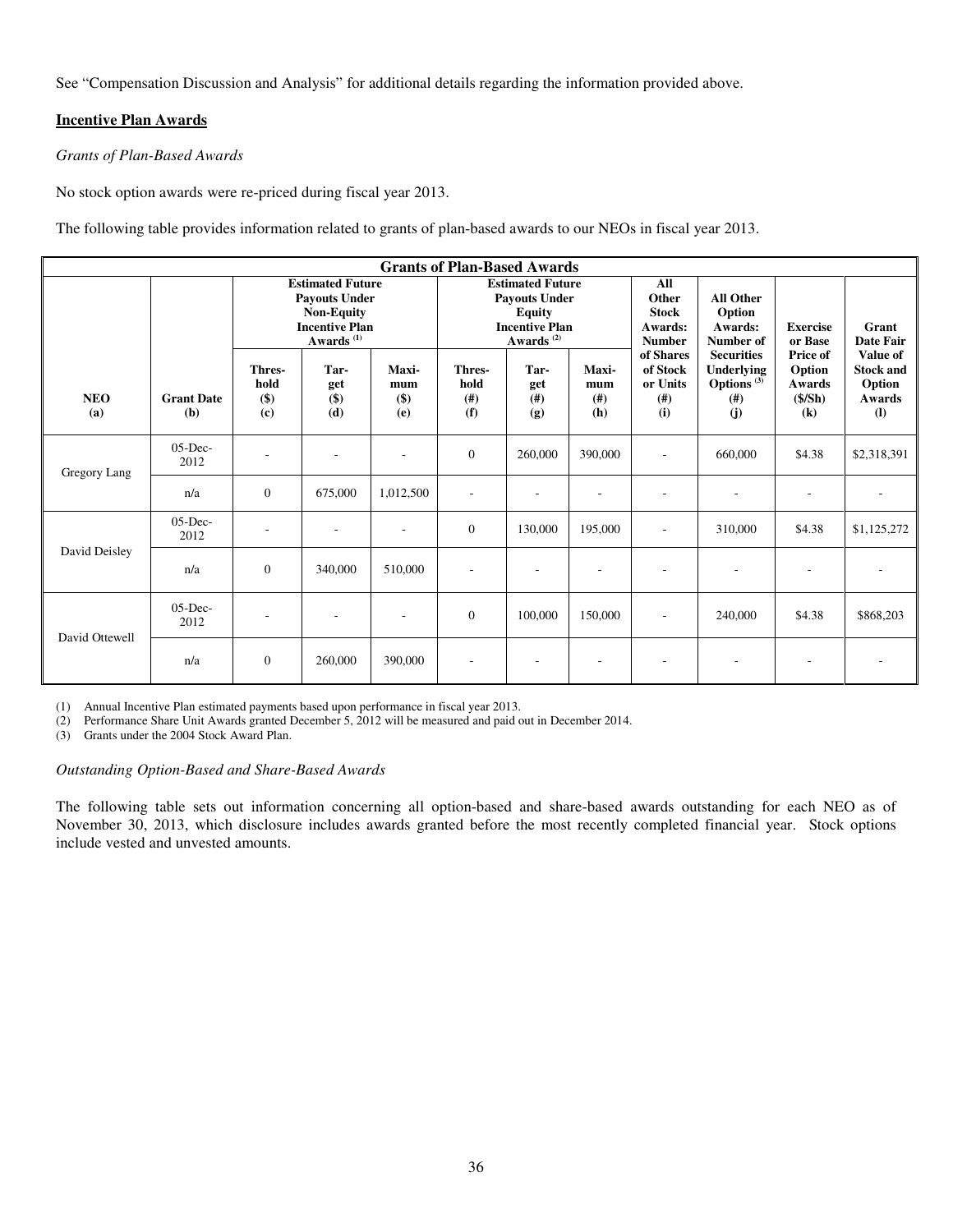See "Compensation Discussion and Analysis" for additional details regarding the information provided above.

**Incentive Plan Awards**

*Grants of Plan-Based Awards*

No stock option awards were re-priced during fiscal year 2013.

The following table provides information related to grants of plan-based awards to our NEOs in fiscal year 2013.

| Grants of Plan-Based Awards | | | | | | | | | | | |
|---|---|---|---|---|---|---|---|---|---|---|---|
| | | Estimated Future Payouts Under Non-Equity Incentive Plan Awards (1) | | | Estimated Future Payouts Under Equity Incentive Plan Awards (2) | | | All Other Stock Awards: Number of Shares of Stock or Units | All Other Option Awards: Number of Securities Underlying Options (3) | Exercise or Base Price of Option Awards | Grant Date Fair Value of Stock and Option Awards |
| **NEO (a)** | **Grant Date (b)** | **Thres-hold ($) (c)** | **Tar-get ($) (d)** | **Maxi-mum ($) (e)** | **Thres-hold (#) (f)** | **Tar-get (#) (g)** | **Maxi-mum (#) (h)** | **(#) (i)** | **(#) (j)** | **($/Sh) (k)** | **(l)** |
| Gregory Lang | 05-Dec-2012 | - | - | - | 0 | 260,000 | 390,000 | - | 660,000 | $4.38 | $2,318,391 |
| | n/a | 0 | 675,000 | 1,012,500 | - | - | - | - | - | - | - |
| David Deisley | 05-Dec-2012 | - | - | - | 0 | 130,000 | 195,000 | - | 310,000 | $4.38 | $1,125,272 |
| | n/a | 0 | 340,000 | 510,000 | - | - | - | - | - | - | - |
| David Ottewell | 05-Dec-2012 | - | - | - | 0 | 100,000 | 150,000 | - | 240,000 | $4.38 | $868,203 |
| | n/a | 0 | 260,000 | 390,000 | - | - | - | - | - | - | - |

(1) Annual Incentive Plan estimated payments based upon performance in fiscal year 2013.
(2) Performance Share Unit Awards granted December 5, 2012 will be measured and paid out in December 2014.
(3) Grants under the 2004 Stock Award Plan.

*Outstanding Option-Based and Share-Based Awards*

The following table sets out information concerning all option-based and share-based awards outstanding for each NEO as of November 30, 2013, which disclosure includes awards granted before the most recently completed financial year. Stock options include vested and unvested amounts.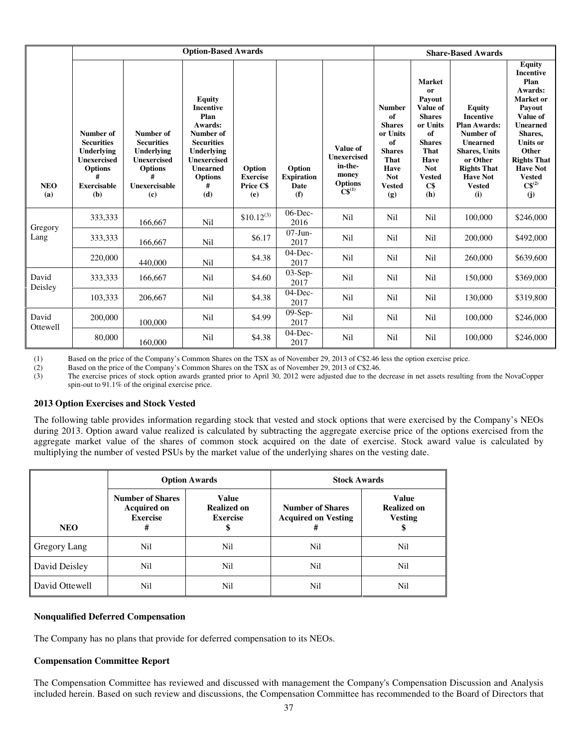| NEO (a) | Option-Based Awards | | | | | | Share-Based Awards | | | |
|---|---|---|---|---|---|---|---|---|---|---|
| | Number of Securities Underlying Unexercised Options # Exercisable (b) | Number of Securities Underlying Unexercised Options # Unexercisable (c) | Equity Incentive Plan Awards: Number of Securities Underlying Unexercised Unearned Options # (d) | Option Exercise Price C$ (e) | Option Expiration Date (f) | Value of Unexercised in-the-money Options C$[(1)] | Number of Shares or Units of Shares That Have Not Vested (g) | Market or Payout Value of Shares or Units of Shares That Have Not Vested C$ (h) | Equity Incentive Plan Awards: Number of Unearned Shares, Units or Other Rights That Have Not Vested (i) | Equity Incentive Plan Awards: Market or Payout Value of Unearned Shares, Units or Other Rights That Have Not Vested C$[(2)] (j) |
| Gregory Lang | 333,333 | 166,667 | Nil | $10.12[(3)] | 06-Dec-2016 | Nil | Nil | Nil | 100,000 | $246,000 |
| | 333,333 | 166,667 | Nil | $6.17 | 07-Jun-2017 | Nil | Nil | Nil | 200,000 | $492,000 |
| | 220,000 | 440,000 | Nil | $4.38 | 04-Dec-2017 | Nil | Nil | Nil | 260,000 | $639,600 |
| David Deisley | 333,333 | 166,667 | Nil | $4.60 | 03-Sep-2017 | Nil | Nil | Nil | 150,000 | $369,000 |
| | 103,333 | 206,667 | Nil | $4.38 | 04-Dec-2017 | Nil | Nil | Nil | 130,000 | $319,800 |
| David Ottewell | 200,000 | 100,000 | Nil | $4.99 | 09-Sep-2017 | Nil | Nil | Nil | 100,000 | $246,000 |
| | 80,000 | 160,000 | Nil | $4.38 | 04-Dec-2017 | Nil | Nil | Nil | 100,000 | $246,000 |

(1) Based on the price of the Company's Common Shares on the TSX as of November 29, 2013 of C$2.46 less the option exercise price.

(2) Based on the price of the Company's Common Shares on the TSX as of November 29, 2013 of C$2.46.

(3) The exercise prices of stock option awards granted prior to April 30, 2012 were adjusted due to the decrease in net assets resulting from the NovaCopper spin-out to 91.1% of the original exercise price.

**2013 Option Exercises and Stock Vested**

The following table provides information regarding stock that vested and stock options that were exercised by the Company's NEOs during 2013. Option award value realized is calculated by subtracting the aggregate exercise price of the options exercised from the aggregate market value of the shares of common stock acquired on the date of exercise. Stock award value is calculated by multiplying the number of vested PSUs by the market value of the underlying shares on the vesting date.

| NEO | Option Awards | | Stock Awards | |
|---|---|---|---|---|
| | Number of Shares Acquired on Exercise # | Value Realized on Exercise $ | Number of Shares Acquired on Vesting # | Value Realized on Vesting $ |
| Gregory Lang | Nil | Nil | Nil | Nil |
| David Deisley | Nil | Nil | Nil | Nil |
| David Ottewell | Nil | Nil | Nil | Nil |

**Nonqualified Deferred Compensation**

The Company has no plans that provide for deferred compensation to its NEOs.

**Compensation Committee Report**

The Compensation Committee has reviewed and discussed with management the Company's Compensation Discussion and Analysis included herein. Based on such review and discussions, the Compensation Committee has recommended to the Board of Directors that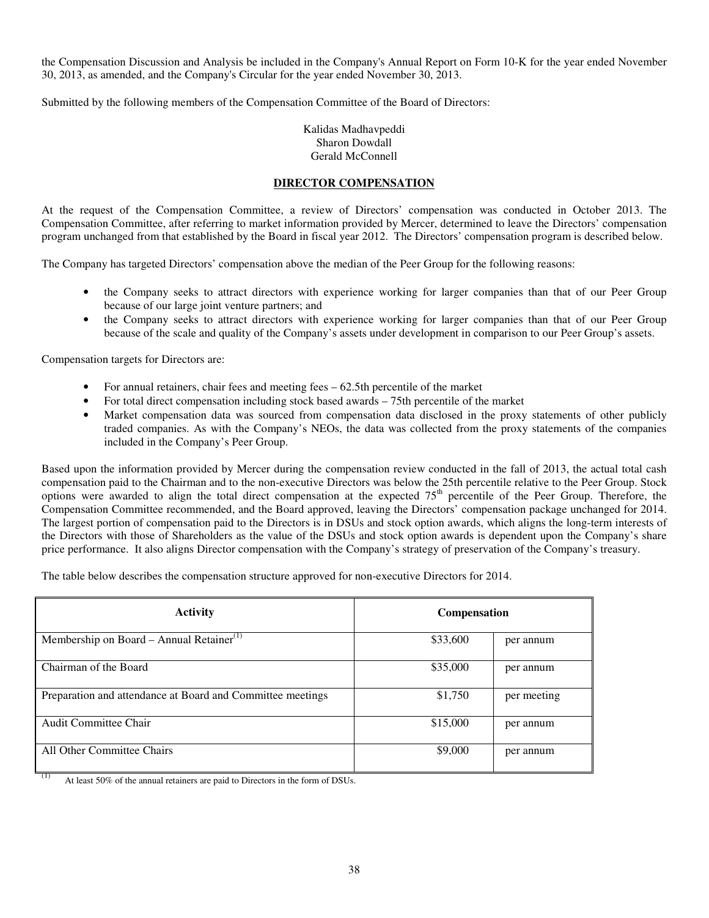the Compensation Discussion and Analysis be included in the Company's Annual Report on Form 10-K for the year ended November 30, 2013, as amended, and the Company's Circular for the year ended November 30, 2013.

Submitted by the following members of the Compensation Committee of the Board of Directors:

Kalidas Madhavpeddi
Sharon Dowdall
Gerald McConnell

## DIRECTOR COMPENSATION

At the request of the Compensation Committee, a review of Directors' compensation was conducted in October 2013. The Compensation Committee, after referring to market information provided by Mercer, determined to leave the Directors' compensation program unchanged from that established by the Board in fiscal year 2012. The Directors' compensation program is described below.

The Company has targeted Directors' compensation above the median of the Peer Group for the following reasons:

- the Company seeks to attract directors with experience working for larger companies than that of our Peer Group because of our large joint venture partners; and
- the Company seeks to attract directors with experience working for larger companies than that of our Peer Group because of the scale and quality of the Company's assets under development in comparison to our Peer Group's assets.

Compensation targets for Directors are:

- For annual retainers, chair fees and meeting fees – 62.5th percentile of the market
- For total direct compensation including stock based awards – 75th percentile of the market
- Market compensation data was sourced from compensation data disclosed in the proxy statements of other publicly traded companies. As with the Company's NEOs, the data was collected from the proxy statements of the companies included in the Company's Peer Group.

Based upon the information provided by Mercer during the compensation review conducted in the fall of 2013, the actual total cash compensation paid to the Chairman and to the non-executive Directors was below the 25th percentile relative to the Peer Group. Stock options were awarded to align the total direct compensation at the expected 75th percentile of the Peer Group. Therefore, the Compensation Committee recommended, and the Board approved, leaving the Directors' compensation package unchanged for 2014. The largest portion of compensation paid to the Directors is in DSUs and stock option awards, which aligns the long-term interests of the Directors with those of Shareholders as the value of the DSUs and stock option awards is dependent upon the Company's share price performance. It also aligns Director compensation with the Company's strategy of preservation of the Company's treasury.

The table below describes the compensation structure approved for non-executive Directors for 2014.

| Activity | Compensation | |
|---|---|---|
| Membership on Board – Annual Retainer[1] | $33,600 | per annum |
| Chairman of the Board | $35,000 | per annum |
| Preparation and attendance at Board and Committee meetings | $1,750 | per meeting |
| Audit Committee Chair | $15,000 | per annum |
| All Other Committee Chairs | $9,000 | per annum |

(1) At least 50% of the annual retainers are paid to Directors in the form of DSUs.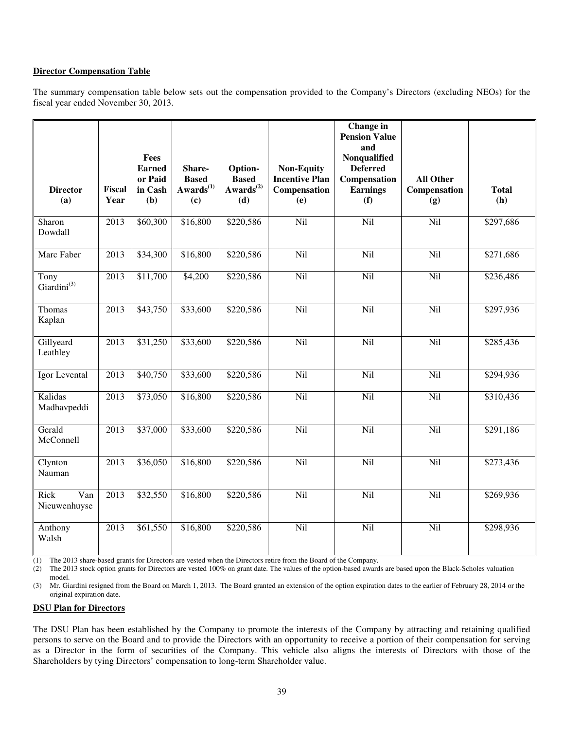**Director Compensation Table**

The summary compensation table below sets out the compensation provided to the Company's Directors (excluding NEOs) for the fiscal year ended November 30, 2013.

| Director (a) | Fiscal Year | Fees Earned or Paid in Cash (b) | Share-Based Awards[(1)] (c) | Option-Based Awards[(2)] (d) | Non-Equity Incentive Plan Compensation (e) | Change in Pension Value and Nonqualified Deferred Compensation Earnings (f) | All Other Compensation (g) | Total (h) |
|---|---|---|---|---|---|---|---|---|
| Sharon Dowdall | 2013 | $60,300 | $16,800 | $220,586 | Nil | Nil | Nil | $297,686 |
| Marc Faber | 2013 | $34,300 | $16,800 | $220,586 | Nil | Nil | Nil | $271,686 |
| Tony Giardini[(3)] | 2013 | $11,700 | $4,200 | $220,586 | Nil | Nil | Nil | $236,486 |
| Thomas Kaplan | 2013 | $43,750 | $33,600 | $220,586 | Nil | Nil | Nil | $297,936 |
| Gillyeard Leathley | 2013 | $31,250 | $33,600 | $220,586 | Nil | Nil | Nil | $285,436 |
| Igor Levental | 2013 | $40,750 | $33,600 | $220,586 | Nil | Nil | Nil | $294,936 |
| Kalidas Madhavpeddi | 2013 | $73,050 | $16,800 | $220,586 | Nil | Nil | Nil | $310,436 |
| Gerald McConnell | 2013 | $37,000 | $33,600 | $220,586 | Nil | Nil | Nil | $291,186 |
| Clynton Nauman | 2013 | $36,050 | $16,800 | $220,586 | Nil | Nil | Nil | $273,436 |
| Rick Van Nieuwenhuyse | 2013 | $32,550 | $16,800 | $220,586 | Nil | Nil | Nil | $269,936 |
| Anthony Walsh | 2013 | $61,550 | $16,800 | $220,586 | Nil | Nil | Nil | $298,936 |

(1) The 2013 share-based grants for Directors are vested when the Directors retire from the Board of the Company.

(2) The 2013 stock option grants for Directors are vested 100% on grant date. The values of the option-based awards are based upon the Black-Scholes valuation model.

(3) Mr. Giardini resigned from the Board on March 1, 2013. The Board granted an extension of the option expiration dates to the earlier of February 28, 2014 or the original expiration date.

**DSU Plan for Directors**

The DSU Plan has been established by the Company to promote the interests of the Company by attracting and retaining qualified persons to serve on the Board and to provide the Directors with an opportunity to receive a portion of their compensation for serving as a Director in the form of securities of the Company. This vehicle also aligns the interests of Directors with those of the Shareholders by tying Directors' compensation to long-term Shareholder value.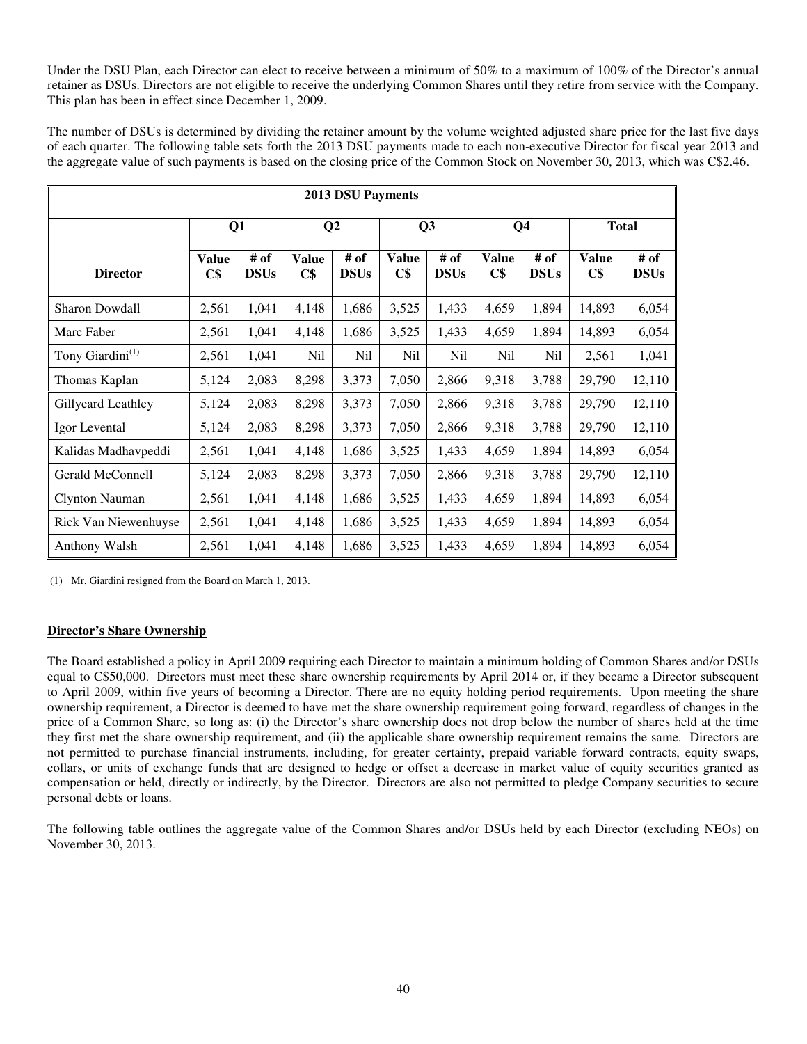Under the DSU Plan, each Director can elect to receive between a minimum of 50% to a maximum of 100% of the Director's annual retainer as DSUs. Directors are not eligible to receive the underlying Common Shares until they retire from service with the Company. This plan has been in effect since December 1, 2009.

The number of DSUs is determined by dividing the retainer amount by the volume weighted adjusted share price for the last five days of each quarter. The following table sets forth the 2013 DSU payments made to each non-executive Director for fiscal year 2013 and the aggregate value of such payments is based on the closing price of the Common Stock on November 30, 2013, which was C$2.46.

| 2013 DSU Payments | | | | | | | | | | |
|---|---|---|---|---|---|---|---|---|---|---|
| | Q1 | | Q2 | | Q3 | | Q4 | | Total | |
| **Director** | **Value C$** | **# of DSUs** | **Value C$** | **# of DSUs** | **Value C$** | **# of DSUs** | **Value C$** | **# of DSUs** | **Value C$** | **# of DSUs** |
| Sharon Dowdall | 2,561 | 1,041 | 4,148 | 1,686 | 3,525 | 1,433 | 4,659 | 1,894 | 14,893 | 6,054 |
| Marc Faber | 2,561 | 1,041 | 4,148 | 1,686 | 3,525 | 1,433 | 4,659 | 1,894 | 14,893 | 6,054 |
| Tony Giardini[(1)] | 2,561 | 1,041 | Nil | Nil | Nil | Nil | Nil | Nil | 2,561 | 1,041 |
| Thomas Kaplan | 5,124 | 2,083 | 8,298 | 3,373 | 7,050 | 2,866 | 9,318 | 3,788 | 29,790 | 12,110 |
| Gillyeard Leathley | 5,124 | 2,083 | 8,298 | 3,373 | 7,050 | 2,866 | 9,318 | 3,788 | 29,790 | 12,110 |
| Igor Levental | 5,124 | 2,083 | 8,298 | 3,373 | 7,050 | 2,866 | 9,318 | 3,788 | 29,790 | 12,110 |
| Kalidas Madhavpeddi | 2,561 | 1,041 | 4,148 | 1,686 | 3,525 | 1,433 | 4,659 | 1,894 | 14,893 | 6,054 |
| Gerald McConnell | 5,124 | 2,083 | 8,298 | 3,373 | 7,050 | 2,866 | 9,318 | 3,788 | 29,790 | 12,110 |
| Clynton Nauman | 2,561 | 1,041 | 4,148 | 1,686 | 3,525 | 1,433 | 4,659 | 1,894 | 14,893 | 6,054 |
| Rick Van Niewenhuyse | 2,561 | 1,041 | 4,148 | 1,686 | 3,525 | 1,433 | 4,659 | 1,894 | 14,893 | 6,054 |
| Anthony Walsh | 2,561 | 1,041 | 4,148 | 1,686 | 3,525 | 1,433 | 4,659 | 1,894 | 14,893 | 6,054 |

(1) Mr. Giardini resigned from the Board on March 1, 2013.

## Director's Share Ownership

The Board established a policy in April 2009 requiring each Director to maintain a minimum holding of Common Shares and/or DSUs equal to C$50,000. Directors must meet these share ownership requirements by April 2014 or, if they became a Director subsequent to April 2009, within five years of becoming a Director. There are no equity holding period requirements. Upon meeting the share ownership requirement, a Director is deemed to have met the share ownership requirement going forward, regardless of changes in the price of a Common Share, so long as: (i) the Director's share ownership does not drop below the number of shares held at the time they first met the share ownership requirement, and (ii) the applicable share ownership requirement remains the same. Directors are not permitted to purchase financial instruments, including, for greater certainty, prepaid variable forward contracts, equity swaps, collars, or units of exchange funds that are designed to hedge or offset a decrease in market value of equity securities granted as compensation or held, directly or indirectly, by the Director. Directors are also not permitted to pledge Company securities to secure personal debts or loans.

The following table outlines the aggregate value of the Common Shares and/or DSUs held by each Director (excluding NEOs) on November 30, 2013.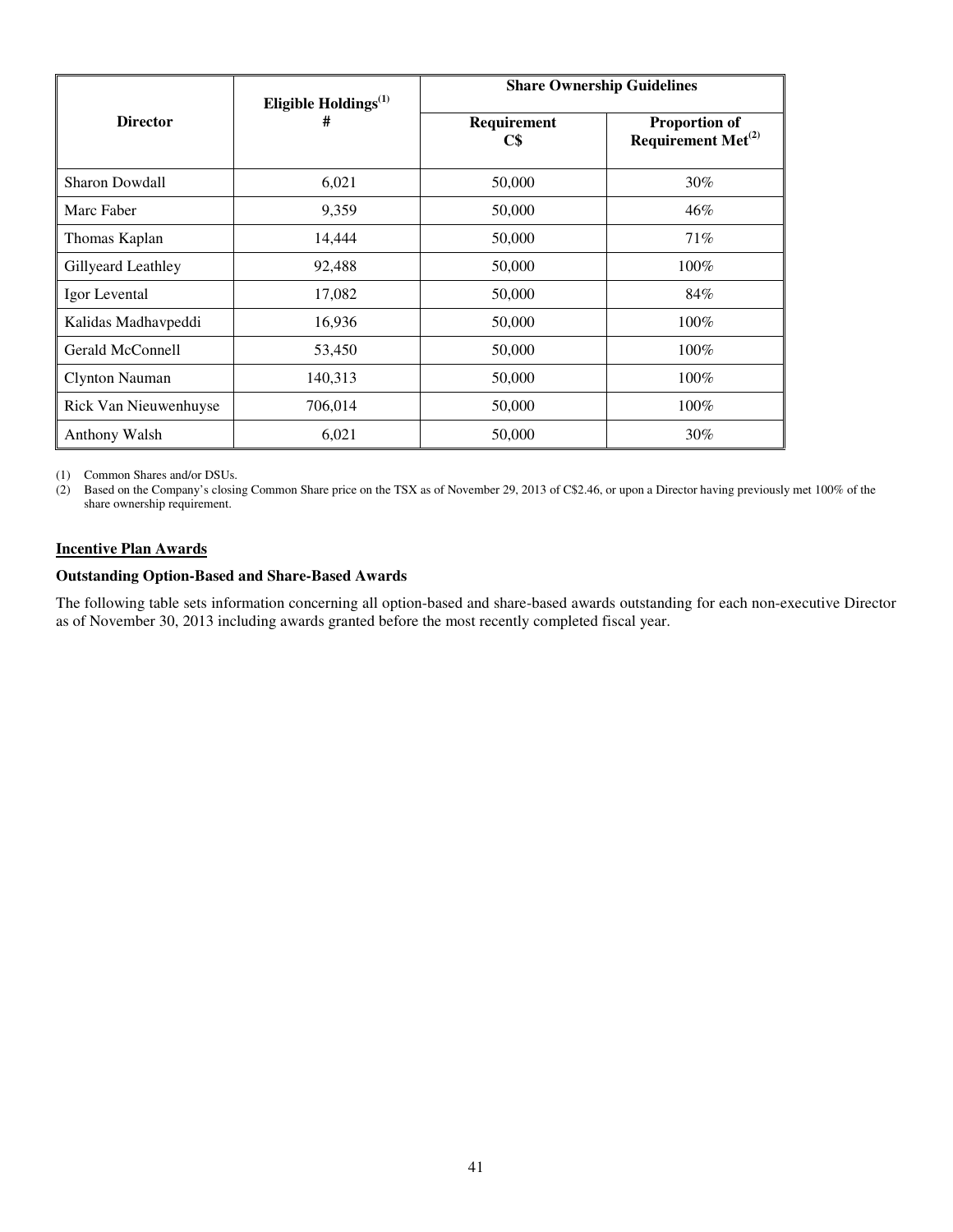| Director | Eligible Holdings[(1)] # | Share Ownership Guidelines | |
|---|---|---|---|
| | | Requirement C$ | Proportion of Requirement Met[(2)] |
| Sharon Dowdall | 6,021 | 50,000 | 30% |
| Marc Faber | 9,359 | 50,000 | 46% |
| Thomas Kaplan | 14,444 | 50,000 | 71% |
| Gillyeard Leathley | 92,488 | 50,000 | 100% |
| Igor Levental | 17,082 | 50,000 | 84% |
| Kalidas Madhavpeddi | 16,936 | 50,000 | 100% |
| Gerald McConnell | 53,450 | 50,000 | 100% |
| Clynton Nauman | 140,313 | 50,000 | 100% |
| Rick Van Nieuwenhuyse | 706,014 | 50,000 | 100% |
| Anthony Walsh | 6,021 | 50,000 | 30% |

(1) Common Shares and/or DSUs.
(2) Based on the Company's closing Common Share price on the TSX as of November 29, 2013 of C$2.46, or upon a Director having previously met 100% of the share ownership requirement.

## Incentive Plan Awards

### Outstanding Option-Based and Share-Based Awards

The following table sets information concerning all option-based and share-based awards outstanding for each non-executive Director as of November 30, 2013 including awards granted before the most recently completed fiscal year.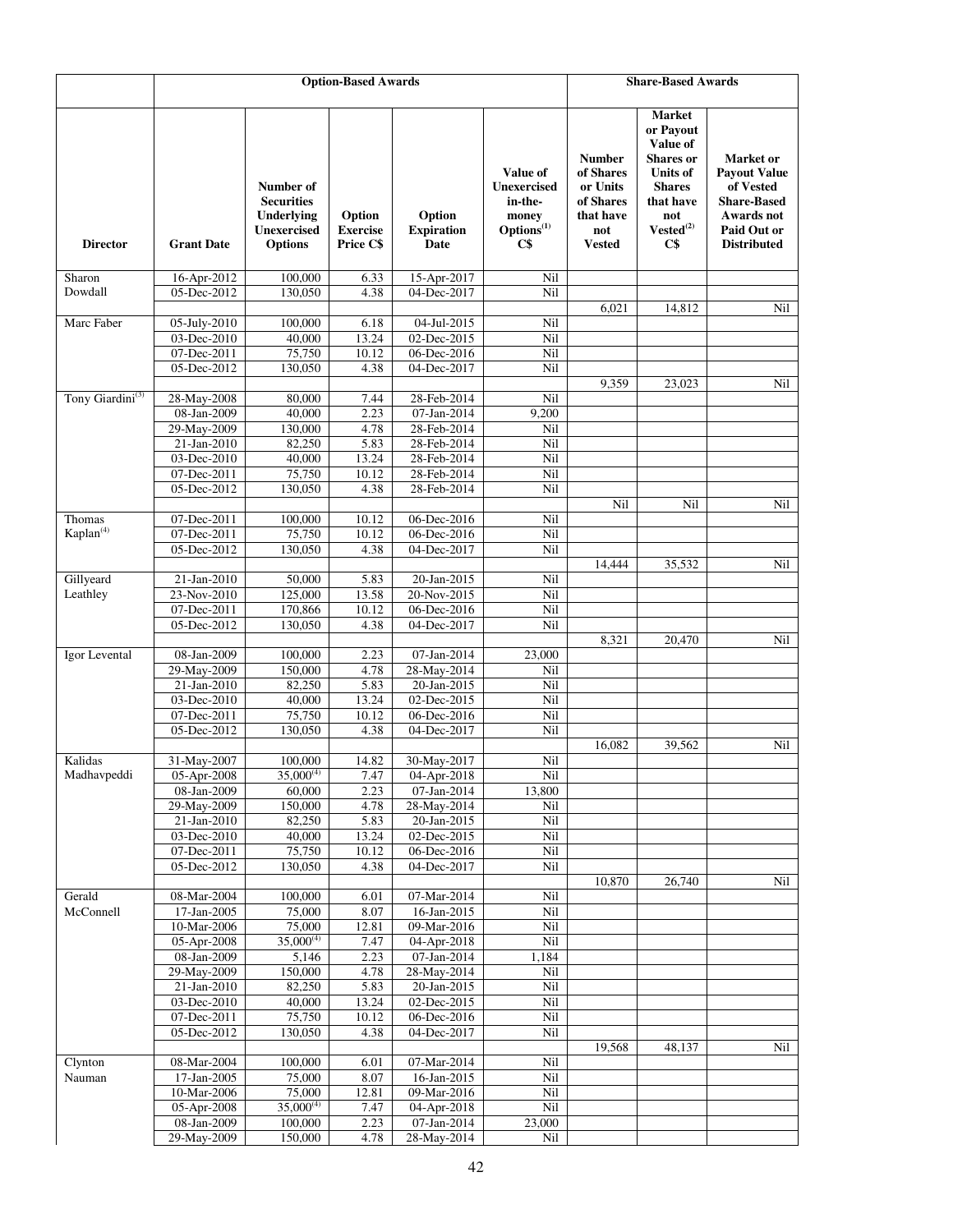| | Option-Based Awards | | | | | Share-Based Awards | | |
|---|---|---|---|---|---|---|---|---|
| Director | Grant Date | Number of Securities Underlying Unexercised Options | Option Exercise Price C$ | Option Expiration Date | Value of Unexercised in-the-money Options[1] C$ | Number of Shares or Units of Shares that have not Vested | Market or Payout Value of Shares or Units of Shares that have not Vested[2] C$ | Market or Payout Value of Vested Share-Based Awards not Paid Out or Distributed |
| Sharon Dowdall | 16-Apr-2012 | 100,000 | 6.33 | 15-Apr-2017 | Nil | | | |
| | 05-Dec-2012 | 130,050 | 4.38 | 04-Dec-2017 | Nil | | | |
| | | | | | | 6,021 | 14,812 | Nil |
| Marc Faber | 05-July-2010 | 100,000 | 6.18 | 04-Jul-2015 | Nil | | | |
| | 03-Dec-2010 | 40,000 | 13.24 | 02-Dec-2015 | Nil | | | |
| | 07-Dec-2011 | 75,750 | 10.12 | 06-Dec-2016 | Nil | | | |
| | 05-Dec-2012 | 130,050 | 4.38 | 04-Dec-2017 | Nil | | | |
| | | | | | | 9,359 | 23,023 | Nil |
| Tony Giardini[3] | 28-May-2008 | 80,000 | 7.44 | 28-Feb-2014 | Nil | | | |
| | 08-Jan-2009 | 40,000 | 2.23 | 07-Jan-2014 | 9,200 | | | |
| | 29-May-2009 | 130,000 | 4.78 | 28-Feb-2014 | Nil | | | |
| | 21-Jan-2010 | 82,250 | 5.83 | 28-Feb-2014 | Nil | | | |
| | 03-Dec-2010 | 40,000 | 13.24 | 28-Feb-2014 | Nil | | | |
| | 07-Dec-2011 | 75,750 | 10.12 | 28-Feb-2014 | Nil | | | |
| | 05-Dec-2012 | 130,050 | 4.38 | 28-Feb-2014 | Nil | | | |
| | | | | | | Nil | Nil | Nil |
| Thomas Kaplan[4] | 07-Dec-2011 | 100,000 | 10.12 | 06-Dec-2016 | Nil | | | |
| | 07-Dec-2011 | 75,750 | 10.12 | 06-Dec-2016 | Nil | | | |
| | 05-Dec-2012 | 130,050 | 4.38 | 04-Dec-2017 | Nil | | | |
| | | | | | | 14,444 | 35,532 | Nil |
| Gillyeard Leathley | 21-Jan-2010 | 50,000 | 5.83 | 20-Jan-2015 | Nil | | | |
| | 23-Nov-2010 | 125,000 | 13.58 | 20-Nov-2015 | Nil | | | |
| | 07-Dec-2011 | 170,866 | 10.12 | 06-Dec-2016 | Nil | | | |
| | 05-Dec-2012 | 130,050 | 4.38 | 04-Dec-2017 | Nil | | | |
| | | | | | | 8,321 | 20,470 | Nil |
| Igor Levental | 08-Jan-2009 | 100,000 | 2.23 | 07-Jan-2014 | 23,000 | | | |
| | 29-May-2009 | 150,000 | 4.78 | 28-May-2014 | Nil | | | |
| | 21-Jan-2010 | 82,250 | 5.83 | 20-Jan-2015 | Nil | | | |
| | 03-Dec-2010 | 40,000 | 13.24 | 02-Dec-2015 | Nil | | | |
| | 07-Dec-2011 | 75,750 | 10.12 | 06-Dec-2016 | Nil | | | |
| | 05-Dec-2012 | 130,050 | 4.38 | 04-Dec-2017 | Nil | | | |
| | | | | | | 16,082 | 39,562 | Nil |
| Kalidas Madhavpeddi | 31-May-2007 | 100,000 | 14.82 | 30-May-2017 | Nil | | | |
| | 05-Apr-2008 | 35,000[4] | 7.47 | 04-Apr-2018 | Nil | | | |
| | 08-Jan-2009 | 60,000 | 2.23 | 07-Jan-2014 | 13,800 | | | |
| | 29-May-2009 | 150,000 | 4.78 | 28-May-2014 | Nil | | | |
| | 21-Jan-2010 | 82,250 | 5.83 | 20-Jan-2015 | Nil | | | |
| | 03-Dec-2010 | 40,000 | 13.24 | 02-Dec-2015 | Nil | | | |
| | 07-Dec-2011 | 75,750 | 10.12 | 06-Dec-2016 | Nil | | | |
| | 05-Dec-2012 | 130,050 | 4.38 | 04-Dec-2017 | Nil | | | |
| | | | | | | 10,870 | 26,740 | Nil |
| Gerald McConnell | 08-Mar-2004 | 100,000 | 6.01 | 07-Mar-2014 | Nil | | | |
| | 17-Jan-2005 | 75,000 | 8.07 | 16-Jan-2015 | Nil | | | |
| | 10-Mar-2006 | 75,000 | 12.81 | 09-Mar-2016 | Nil | | | |
| | 05-Apr-2008 | 35,000[4] | 7.47 | 04-Apr-2018 | Nil | | | |
| | 08-Jan-2009 | 5,146 | 2.23 | 07-Jan-2014 | 1,184 | | | |
| | 29-May-2009 | 150,000 | 4.78 | 28-May-2014 | Nil | | | |
| | 21-Jan-2010 | 82,250 | 5.83 | 20-Jan-2015 | Nil | | | |
| | 03-Dec-2010 | 40,000 | 13.24 | 02-Dec-2015 | Nil | | | |
| | 07-Dec-2011 | 75,750 | 10.12 | 06-Dec-2016 | Nil | | | |
| | 05-Dec-2012 | 130,050 | 4.38 | 04-Dec-2017 | Nil | | | |
| | | | | | | 19,568 | 48,137 | Nil |
| Clynton Nauman | 08-Mar-2004 | 100,000 | 6.01 | 07-Mar-2014 | Nil | | | |
| | 17-Jan-2005 | 75,000 | 8.07 | 16-Jan-2015 | Nil | | | |
| | 10-Mar-2006 | 75,000 | 12.81 | 09-Mar-2016 | Nil | | | |
| | 05-Apr-2008 | 35,000[4] | 7.47 | 04-Apr-2018 | Nil | | | |
| | 08-Jan-2009 | 100,000 | 2.23 | 07-Jan-2014 | 23,000 | | | |
| | 29-May-2009 | 150,000 | 4.78 | 28-May-2014 | Nil | | | |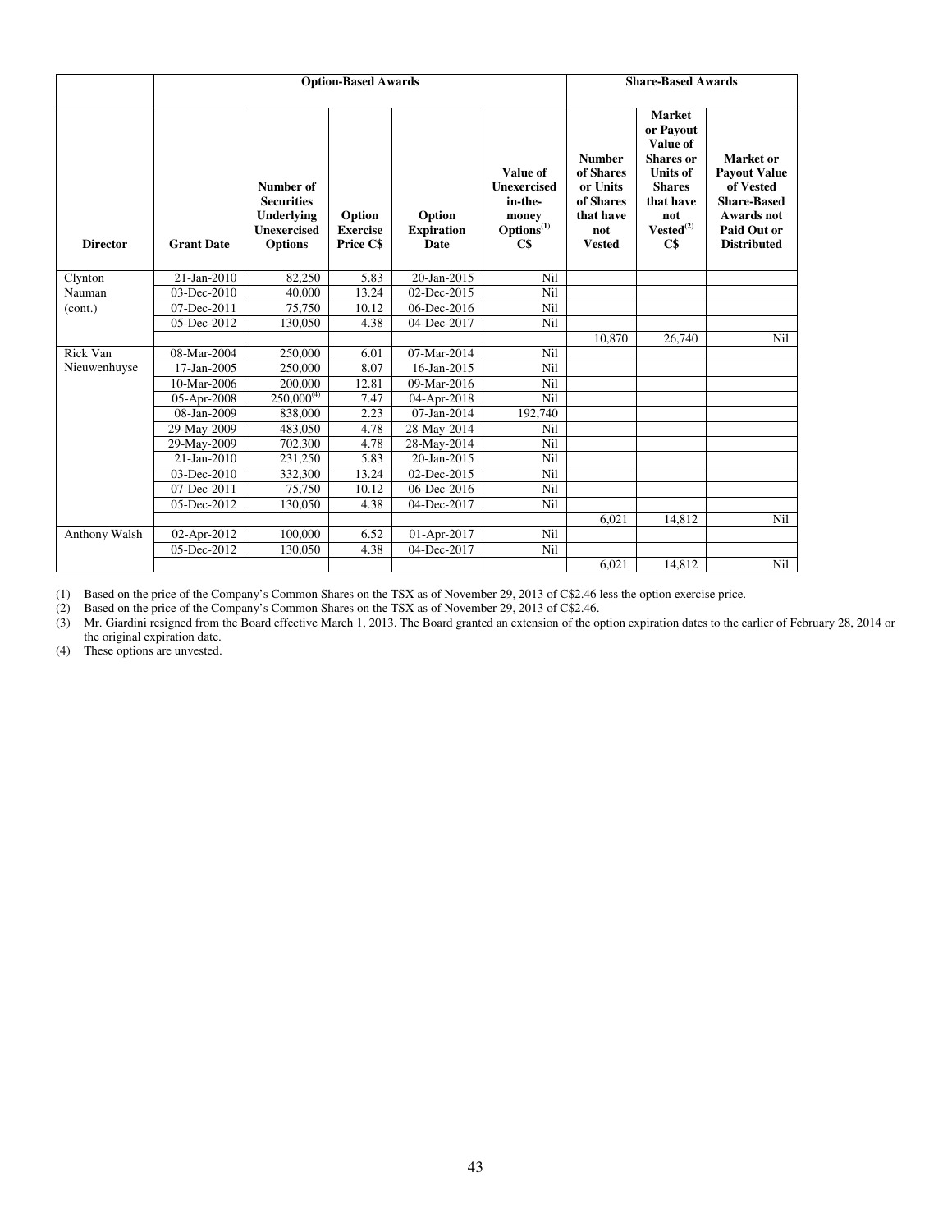| | Option-Based Awards | | | | | Share-Based Awards | | |
|---|---|---|---|---|---|---|---|---|
| Director | Grant Date | Number of Securities Underlying Unexercised Options | Option Exercise Price C$ | Option Expiration Date | Value of Unexercised in-the-money Options(1) C$ | Number of Shares or Units of Shares that have not Vested | Market or Payout Value of Shares or Units of Shares that have not Vested(2) C$ | Market or Payout Value of Vested Share-Based Awards not Paid Out or Distributed |
| Clynton Nauman (cont.) | 21-Jan-2010 | 82,250 | 5.83 | 20-Jan-2015 | Nil | | | |
| | 03-Dec-2010 | 40,000 | 13.24 | 02-Dec-2015 | Nil | | | |
| | 07-Dec-2011 | 75,750 | 10.12 | 06-Dec-2016 | Nil | | | |
| | 05-Dec-2012 | 130,050 | 4.38 | 04-Dec-2017 | Nil | | | |
| | | | | | | 10,870 | 26,740 | Nil |
| Rick Van Nieuwenhuyse | 08-Mar-2004 | 250,000 | 6.01 | 07-Mar-2014 | Nil | | | |
| | 17-Jan-2005 | 250,000 | 8.07 | 16-Jan-2015 | Nil | | | |
| | 10-Mar-2006 | 200,000 | 12.81 | 09-Mar-2016 | Nil | | | |
| | 05-Apr-2008 | 250,000(4) | 7.47 | 04-Apr-2018 | Nil | | | |
| | 08-Jan-2009 | 838,000 | 2.23 | 07-Jan-2014 | 192,740 | | | |
| | 29-May-2009 | 483,050 | 4.78 | 28-May-2014 | Nil | | | |
| | 29-May-2009 | 702,300 | 4.78 | 28-May-2014 | Nil | | | |
| | 21-Jan-2010 | 231,250 | 5.83 | 20-Jan-2015 | Nil | | | |
| | 03-Dec-2010 | 332,300 | 13.24 | 02-Dec-2015 | Nil | | | |
| | 07-Dec-2011 | 75,750 | 10.12 | 06-Dec-2016 | Nil | | | |
| | 05-Dec-2012 | 130,050 | 4.38 | 04-Dec-2017 | Nil | | | |
| | | | | | | 6,021 | 14,812 | Nil |
| Anthony Walsh | 02-Apr-2012 | 100,000 | 6.52 | 01-Apr-2017 | Nil | | | |
| | 05-Dec-2012 | 130,050 | 4.38 | 04-Dec-2017 | Nil | | | |
| | | | | | | 6,021 | 14,812 | Nil |

(1) Based on the price of the Company's Common Shares on the TSX as of November 29, 2013 of C$2.46 less the option exercise price.
(2) Based on the price of the Company's Common Shares on the TSX as of November 29, 2013 of C$2.46.
(3) Mr. Giardini resigned from the Board effective March 1, 2013. The Board granted an extension of the option expiration dates to the earlier of February 28, 2014 or the original expiration date.
(4) These options are unvested.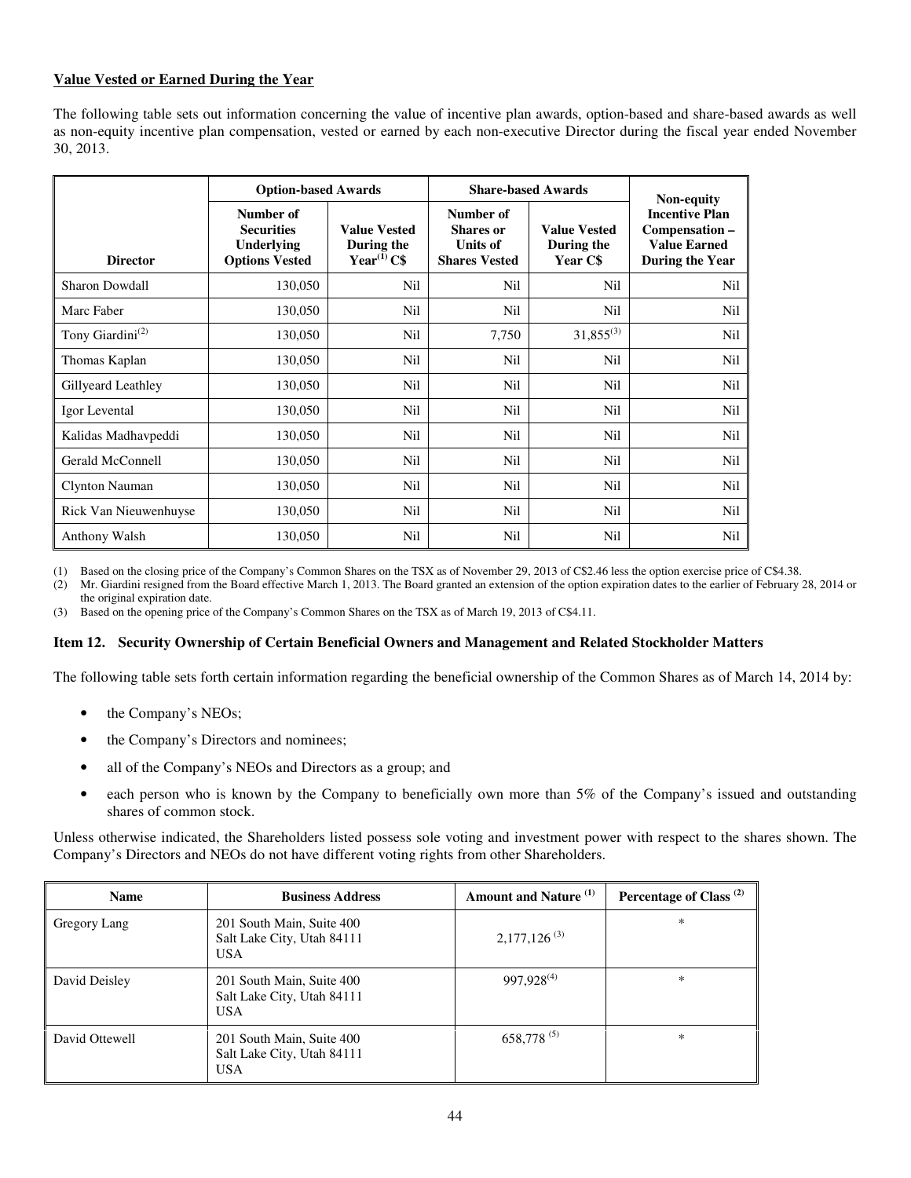**Value Vested or Earned During the Year**

The following table sets out information concerning the value of incentive plan awards, option-based and share-based awards as well as non-equity incentive plan compensation, vested or earned by each non-executive Director during the fiscal year ended November 30, 2013.

| | Option-based Awards | | Share-based Awards | | Non-equity Incentive Plan Compensation – Value Earned During the Year |
|---|---|---|---|---|---|
| **Director** | **Number of Securities Underlying Options Vested** | **Value Vested During the Year[(1)] C$** | **Number of Shares or Units of Shares Vested** | **Value Vested During the Year C$** | |
| Sharon Dowdall | 130,050 | Nil | Nil | Nil | Nil |
| Marc Faber | 130,050 | Nil | Nil | Nil | Nil |
| Tony Giardini[(2)] | 130,050 | Nil | 7,750 | 31,855[(3)] | Nil |
| Thomas Kaplan | 130,050 | Nil | Nil | Nil | Nil |
| Gillyeard Leathley | 130,050 | Nil | Nil | Nil | Nil |
| Igor Levental | 130,050 | Nil | Nil | Nil | Nil |
| Kalidas Madhavpeddi | 130,050 | Nil | Nil | Nil | Nil |
| Gerald McConnell | 130,050 | Nil | Nil | Nil | Nil |
| Clynton Nauman | 130,050 | Nil | Nil | Nil | Nil |
| Rick Van Nieuwenhuyse | 130,050 | Nil | Nil | Nil | Nil |
| Anthony Walsh | 130,050 | Nil | Nil | Nil | Nil |

(1) Based on the closing price of the Company's Common Shares on the TSX as of November 29, 2013 of C$2.46 less the option exercise price of C$4.38.

(2) Mr. Giardini resigned from the Board effective March 1, 2013. The Board granted an extension of the option expiration dates to the earlier of February 28, 2014 or the original expiration date.

(3) Based on the opening price of the Company's Common Shares on the TSX as of March 19, 2013 of C$4.11.

### Item 12. Security Ownership of Certain Beneficial Owners and Management and Related Stockholder Matters

The following table sets forth certain information regarding the beneficial ownership of the Common Shares as of March 14, 2014 by:

- the Company's NEOs;
- the Company's Directors and nominees;
- all of the Company's NEOs and Directors as a group; and
- each person who is known by the Company to beneficially own more than 5% of the Company's issued and outstanding shares of common stock.

Unless otherwise indicated, the Shareholders listed possess sole voting and investment power with respect to the shares shown. The Company's Directors and NEOs do not have different voting rights from other Shareholders.

| Name | Business Address | Amount and Nature [(1)] | Percentage of Class [(2)] |
|---|---|---|---|
| Gregory Lang | 201 South Main, Suite 400 Salt Lake City, Utah 84111 USA | 2,177,126 [(3)] | * |
| David Deisley | 201 South Main, Suite 400 Salt Lake City, Utah 84111 USA | 997,928[(4)] | * |
| David Ottewell | 201 South Main, Suite 400 Salt Lake City, Utah 84111 USA | 658,778 [(5)] | * |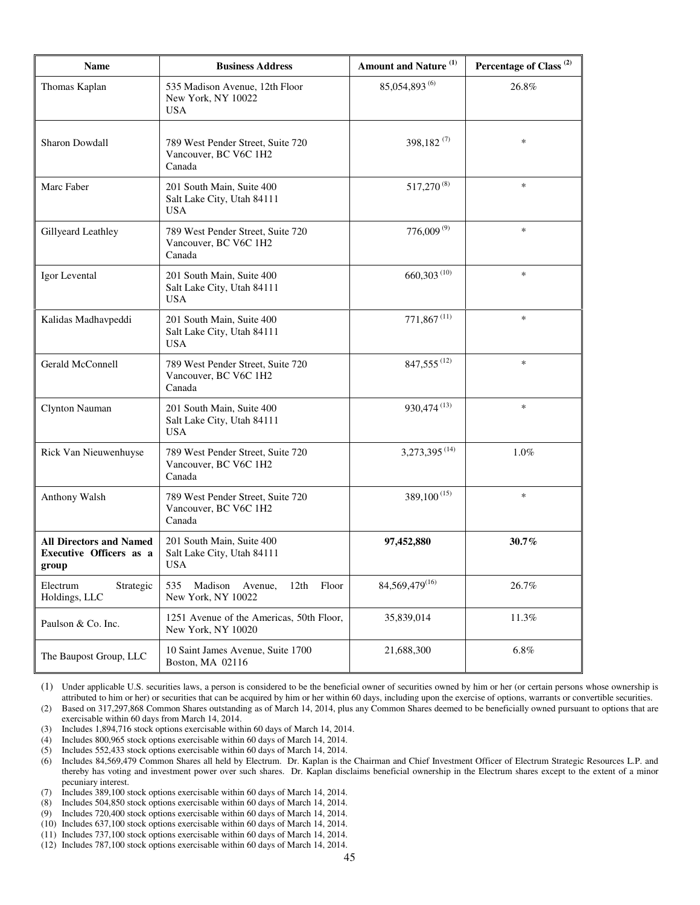| Name | Business Address | Amount and Nature [(1)] | Percentage of Class [(2)] |
|---|---|---|---|
| Thomas Kaplan | 535 Madison Avenue, 12th Floor New York, NY 10022 USA | 85,054,893 [(6)] | 26.8% |
| Sharon Dowdall | 789 West Pender Street, Suite 720 Vancouver, BC V6C 1H2 Canada | 398,182 [(7)] | * |
| Marc Faber | 201 South Main, Suite 400 Salt Lake City, Utah 84111 USA | 517,270 [(8)] | * |
| Gillyeard Leathley | 789 West Pender Street, Suite 720 Vancouver, BC V6C 1H2 Canada | 776,009 [(9)] | * |
| Igor Levental | 201 South Main, Suite 400 Salt Lake City, Utah 84111 USA | 660,303 [(10)] | * |
| Kalidas Madhavpeddi | 201 South Main, Suite 400 Salt Lake City, Utah 84111 USA | 771,867 [(11)] | * |
| Gerald McConnell | 789 West Pender Street, Suite 720 Vancouver, BC V6C 1H2 Canada | 847,555 [(12)] | * |
| Clynton Nauman | 201 South Main, Suite 400 Salt Lake City, Utah 84111 USA | 930,474 [(13)] | * |
| Rick Van Nieuwenhuyse | 789 West Pender Street, Suite 720 Vancouver, BC V6C 1H2 Canada | 3,273,395 [(14)] | 1.0% |
| Anthony Walsh | 789 West Pender Street, Suite 720 Vancouver, BC V6C 1H2 Canada | 389,100 [(15)] | * |
| **All Directors and Named Executive Officers as a group** | 201 South Main, Suite 400 Salt Lake City, Utah 84111 USA | **97,452,880** | **30.7%** |
| Electrum Strategic Holdings, LLC | 535 Madison Avenue, 12th Floor New York, NY 10022 | 84,569,479[(16)] | 26.7% |
| Paulson & Co. Inc. | 1251 Avenue of the Americas, 50th Floor, New York, NY 10020 | 35,839,014 | 11.3% |
| The Baupost Group, LLC | 10 Saint James Avenue, Suite 1700 Boston, MA 02116 | 21,688,300 | 6.8% |

(1) Under applicable U.S. securities laws, a person is considered to be the beneficial owner of securities owned by him or her (or certain persons whose ownership is attributed to him or her) or securities that can be acquired by him or her within 60 days, including upon the exercise of options, warrants or convertible securities.

(2) Based on 317,297,868 Common Shares outstanding as of March 14, 2014, plus any Common Shares deemed to be beneficially owned pursuant to options that are exercisable within 60 days from March 14, 2014.

(3) Includes 1,894,716 stock options exercisable within 60 days of March 14, 2014.

(4) Includes 800,965 stock options exercisable within 60 days of March 14, 2014.

(5) Includes 552,433 stock options exercisable within 60 days of March 14, 2014.

(6) Includes 84,569,479 Common Shares all held by Electrum. Dr. Kaplan is the Chairman and Chief Investment Officer of Electrum Strategic Resources L.P. and thereby has voting and investment power over such shares. Dr. Kaplan disclaims beneficial ownership in the Electrum shares except to the extent of a minor pecuniary interest.

(7) Includes 389,100 stock options exercisable within 60 days of March 14, 2014.

(8) Includes 504,850 stock options exercisable within 60 days of March 14, 2014.

(9) Includes 720,400 stock options exercisable within 60 days of March 14, 2014.

(10) Includes 637,100 stock options exercisable within 60 days of March 14, 2014.

(11) Includes 737,100 stock options exercisable within 60 days of March 14, 2014.

(12) Includes 787,100 stock options exercisable within 60 days of March 14, 2014.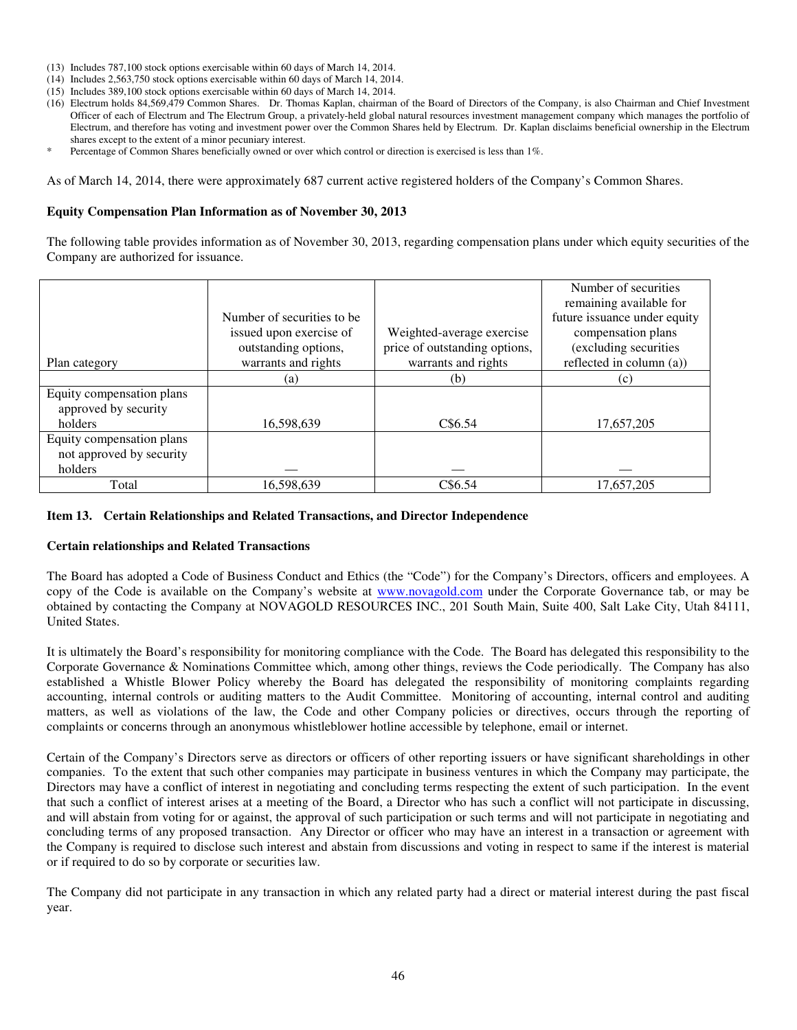(13) Includes 787,100 stock options exercisable within 60 days of March 14, 2014.
(14) Includes 2,563,750 stock options exercisable within 60 days of March 14, 2014.
(15) Includes 389,100 stock options exercisable within 60 days of March 14, 2014.
(16) Electrum holds 84,569,479 Common Shares. Dr. Thomas Kaplan, chairman of the Board of Directors of the Company, is also Chairman and Chief Investment Officer of each of Electrum and The Electrum Group, a privately-held global natural resources investment management company which manages the portfolio of Electrum, and therefore has voting and investment power over the Common Shares held by Electrum. Dr. Kaplan disclaims beneficial ownership in the Electrum shares except to the extent of a minor pecuniary interest.

\* Percentage of Common Shares beneficially owned or over which control or direction is exercised is less than 1%.

As of March 14, 2014, there were approximately 687 current active registered holders of the Company's Common Shares.

**Equity Compensation Plan Information as of November 30, 2013**

The following table provides information as of November 30, 2013, regarding compensation plans under which equity securities of the Company are authorized for issuance.

| Plan category | Number of securities to be issued upon exercise of outstanding options, warrants and rights | Weighted-average exercise price of outstanding options, warrants and rights | Number of securities remaining available for future issuance under equity compensation plans (excluding securities reflected in column (a)) |
|---|---|---|---|
| | (a) | (b) | (c) |
| Equity compensation plans approved by security holders | 16,598,639 | C$6.54 | 17,657,205 |
| Equity compensation plans not approved by security holders | — | — | — |
| Total | 16,598,639 | C$6.54 | 17,657,205 |

### Item 13. Certain Relationships and Related Transactions, and Director Independence

**Certain relationships and Related Transactions**

The Board has adopted a Code of Business Conduct and Ethics (the "Code") for the Company's Directors, officers and employees. A copy of the Code is available on the Company's website at www.novagold.com under the Corporate Governance tab, or may be obtained by contacting the Company at NOVAGOLD RESOURCES INC., 201 South Main, Suite 400, Salt Lake City, Utah 84111, United States.

It is ultimately the Board's responsibility for monitoring compliance with the Code. The Board has delegated this responsibility to the Corporate Governance & Nominations Committee which, among other things, reviews the Code periodically. The Company has also established a Whistle Blower Policy whereby the Board has delegated the responsibility of monitoring complaints regarding accounting, internal controls or auditing matters to the Audit Committee. Monitoring of accounting, internal control and auditing matters, as well as violations of the law, the Code and other Company policies or directives, occurs through the reporting of complaints or concerns through an anonymous whistleblower hotline accessible by telephone, email or internet.

Certain of the Company's Directors serve as directors or officers of other reporting issuers or have significant shareholdings in other companies. To the extent that such other companies may participate in business ventures in which the Company may participate, the Directors may have a conflict of interest in negotiating and concluding terms respecting the extent of such participation. In the event that such a conflict of interest arises at a meeting of the Board, a Director who has such a conflict will not participate in discussing, and will abstain from voting for or against, the approval of such participation or such terms and will not participate in negotiating and concluding terms of any proposed transaction. Any Director or officer who may have an interest in a transaction or agreement with the Company is required to disclose such interest and abstain from discussions and voting in respect to same if the interest is material or if required to do so by corporate or securities law.

The Company did not participate in any transaction in which any related party had a direct or material interest during the past fiscal year.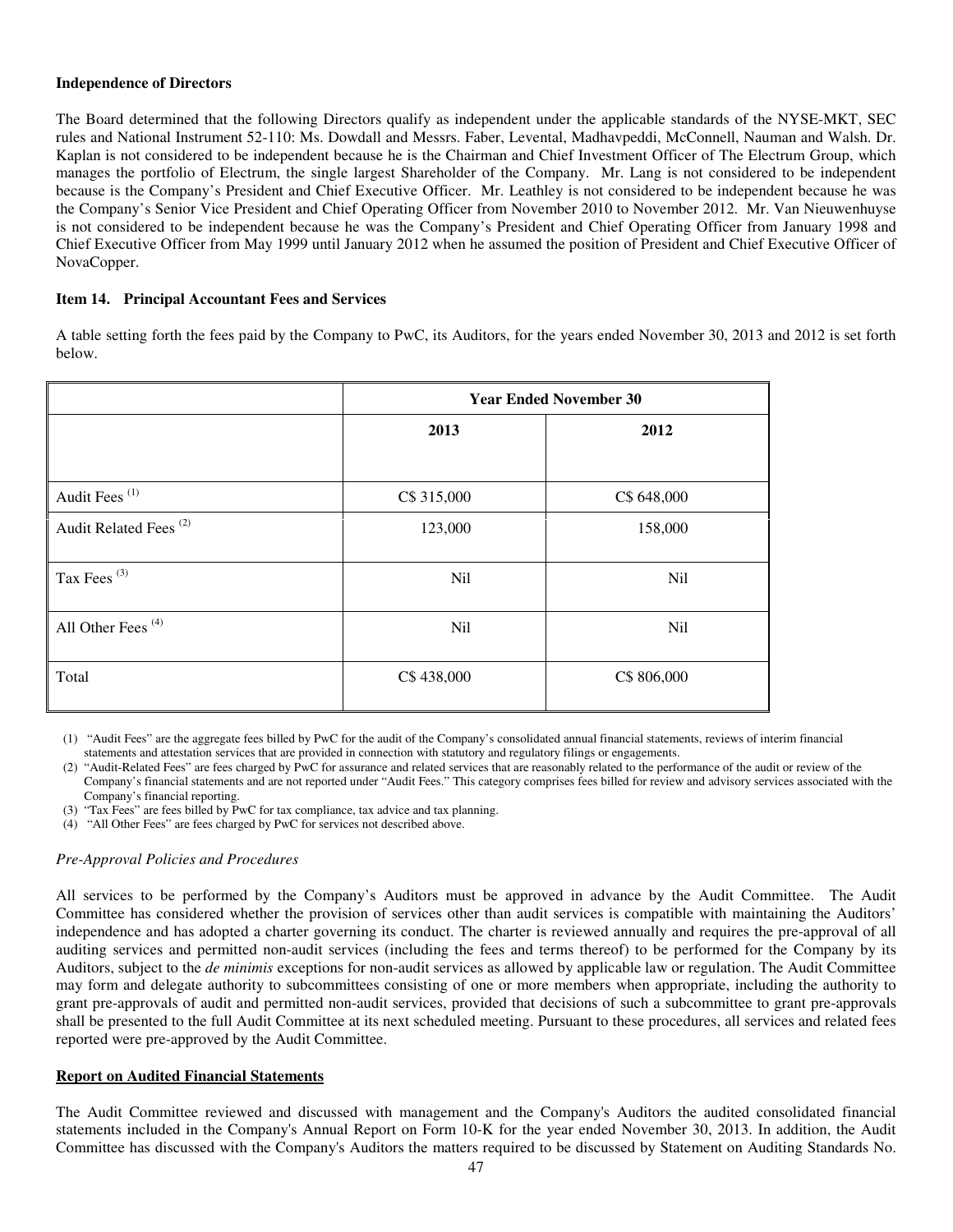**Independence of Directors**

The Board determined that the following Directors qualify as independent under the applicable standards of the NYSE-MKT, SEC rules and National Instrument 52-110: Ms. Dowdall and Messrs. Faber, Levental, Madhavpeddi, McConnell, Nauman and Walsh. Dr. Kaplan is not considered to be independent because he is the Chairman and Chief Investment Officer of The Electrum Group, which manages the portfolio of Electrum, the single largest Shareholder of the Company. Mr. Lang is not considered to be independent because is the Company's President and Chief Executive Officer. Mr. Leathley is not considered to be independent because he was the Company's Senior Vice President and Chief Operating Officer from November 2010 to November 2012. Mr. Van Nieuwenhuyse is not considered to be independent because he was the Company's President and Chief Operating Officer from January 1998 and Chief Executive Officer from May 1999 until January 2012 when he assumed the position of President and Chief Executive Officer of NovaCopper.

**Item 14. Principal Accountant Fees and Services**

A table setting forth the fees paid by the Company to PwC, its Auditors, for the years ended November 30, 2013 and 2012 is set forth below.

| | Year Ended November 30 | |
|---|---|---|
| | 2013 | 2012 |
| Audit Fees [(1)] | C$ 315,000 | C$ 648,000 |
| Audit Related Fees [(2)] | 123,000 | 158,000 |
| Tax Fees [(3)] | Nil | Nil |
| All Other Fees [(4)] | Nil | Nil |
| Total | C$ 438,000 | C$ 806,000 |

(1) "Audit Fees" are the aggregate fees billed by PwC for the audit of the Company's consolidated annual financial statements, reviews of interim financial statements and attestation services that are provided in connection with statutory and regulatory filings or engagements.

(2) "Audit-Related Fees" are fees charged by PwC for assurance and related services that are reasonably related to the performance of the audit or review of the Company's financial statements and are not reported under "Audit Fees." This category comprises fees billed for review and advisory services associated with the Company's financial reporting.

(3) "Tax Fees" are fees billed by PwC for tax compliance, tax advice and tax planning.

(4) "All Other Fees" are fees charged by PwC for services not described above.

*Pre-Approval Policies and Procedures*

All services to be performed by the Company's Auditors must be approved in advance by the Audit Committee. The Audit Committee has considered whether the provision of services other than audit services is compatible with maintaining the Auditors' independence and has adopted a charter governing its conduct. The charter is reviewed annually and requires the pre-approval of all auditing services and permitted non-audit services (including the fees and terms thereof) to be performed for the Company by its Auditors, subject to the *de minimis* exceptions for non-audit services as allowed by applicable law or regulation. The Audit Committee may form and delegate authority to subcommittees consisting of one or more members when appropriate, including the authority to grant pre-approvals of audit and permitted non-audit services, provided that decisions of such a subcommittee to grant pre-approvals shall be presented to the full Audit Committee at its next scheduled meeting. Pursuant to these procedures, all services and related fees reported were pre-approved by the Audit Committee.

**Report on Audited Financial Statements**

The Audit Committee reviewed and discussed with management and the Company's Auditors the audited consolidated financial statements included in the Company's Annual Report on Form 10-K for the year ended November 30, 2013. In addition, the Audit Committee has discussed with the Company's Auditors the matters required to be discussed by Statement on Auditing Standards No.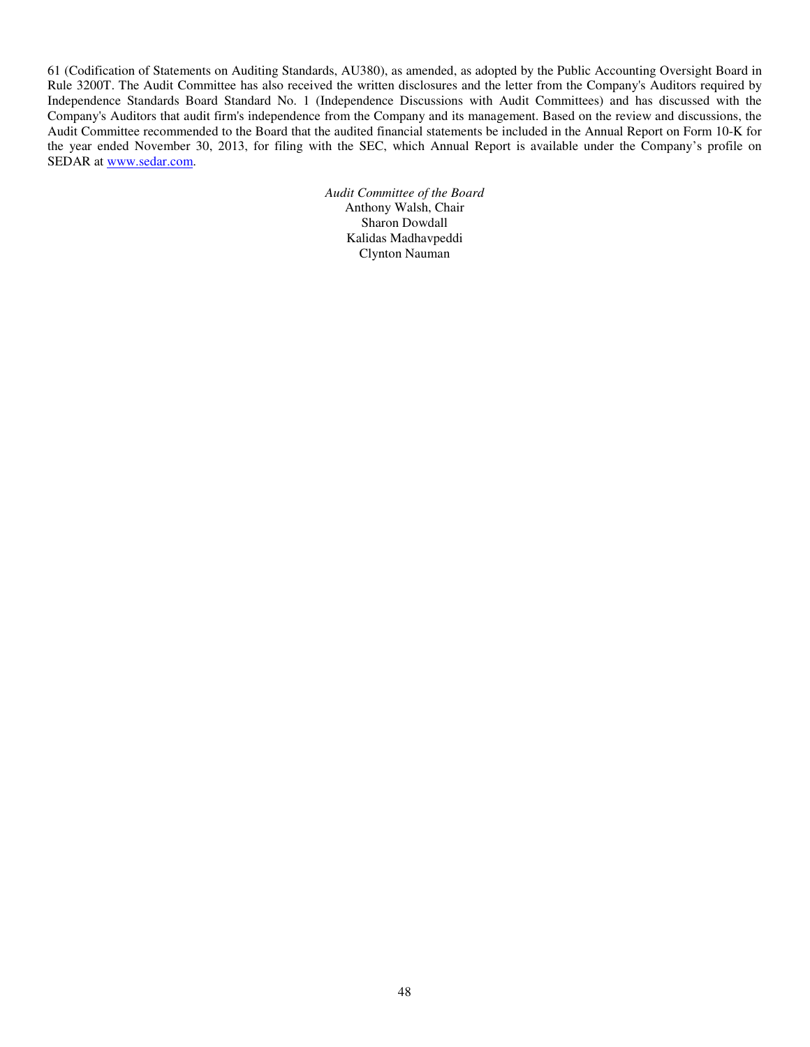61 (Codification of Statements on Auditing Standards, AU380), as amended, as adopted by the Public Accounting Oversight Board in Rule 3200T. The Audit Committee has also received the written disclosures and the letter from the Company's Auditors required by Independence Standards Board Standard No. 1 (Independence Discussions with Audit Committees) and has discussed with the Company's Auditors that audit firm's independence from the Company and its management. Based on the review and discussions, the Audit Committee recommended to the Board that the audited financial statements be included in the Annual Report on Form 10-K for the year ended November 30, 2013, for filing with the SEC, which Annual Report is available under the Company's profile on SEDAR at www.sedar.com.

*Audit Committee of the Board*
Anthony Walsh, Chair
Sharon Dowdall
Kalidas Madhavpeddi
Clynton Nauman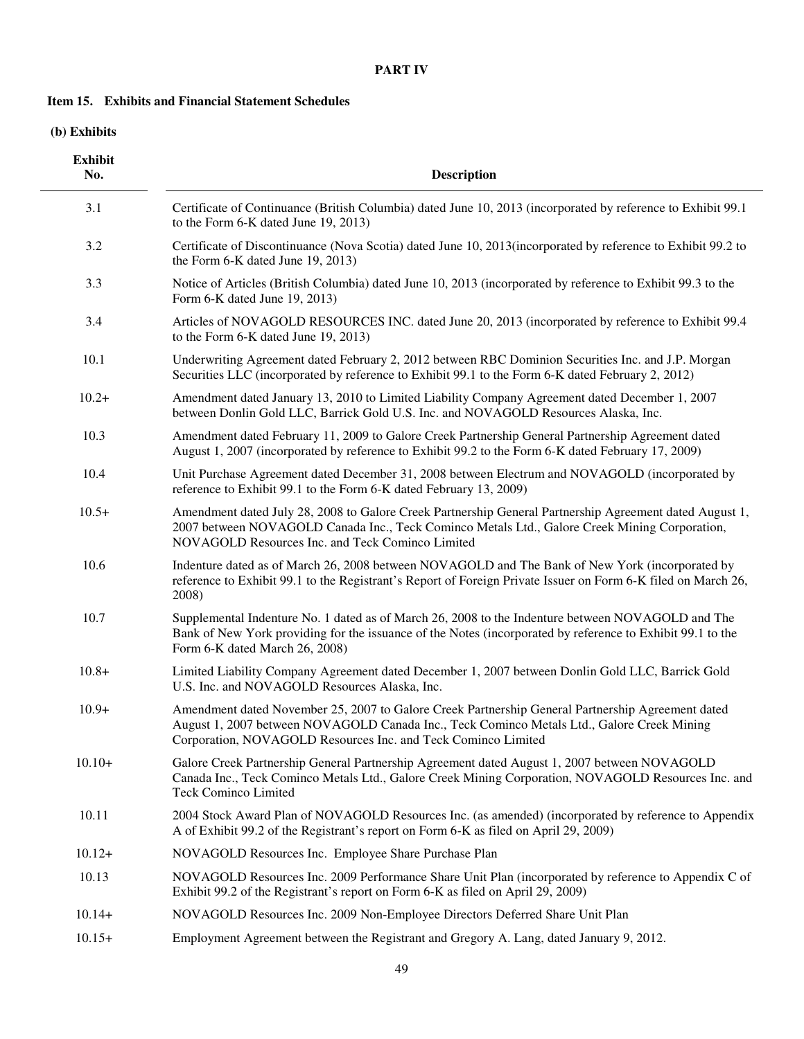## PART IV

### Item 15. Exhibits and Financial Statement Schedules

**(b) Exhibits**

| Exhibit No. | Description |
|---|---|
| 3.1 | Certificate of Continuance (British Columbia) dated June 10, 2013 (incorporated by reference to Exhibit 99.1 to the Form 6-K dated June 19, 2013) |
| 3.2 | Certificate of Discontinuance (Nova Scotia) dated June 10, 2013(incorporated by reference to Exhibit 99.2 to the Form 6-K dated June 19, 2013) |
| 3.3 | Notice of Articles (British Columbia) dated June 10, 2013 (incorporated by reference to Exhibit 99.3 to the Form 6-K dated June 19, 2013) |
| 3.4 | Articles of NOVAGOLD RESOURCES INC. dated June 20, 2013 (incorporated by reference to Exhibit 99.4 to the Form 6-K dated June 19, 2013) |
| 10.1 | Underwriting Agreement dated February 2, 2012 between RBC Dominion Securities Inc. and J.P. Morgan Securities LLC (incorporated by reference to Exhibit 99.1 to the Form 6-K dated February 2, 2012) |
| 10.2+ | Amendment dated January 13, 2010 to Limited Liability Company Agreement dated December 1, 2007 between Donlin Gold LLC, Barrick Gold U.S. Inc. and NOVAGOLD Resources Alaska, Inc. |
| 10.3 | Amendment dated February 11, 2009 to Galore Creek Partnership General Partnership Agreement dated August 1, 2007 (incorporated by reference to Exhibit 99.2 to the Form 6-K dated February 17, 2009) |
| 10.4 | Unit Purchase Agreement dated December 31, 2008 between Electrum and NOVAGOLD (incorporated by reference to Exhibit 99.1 to the Form 6-K dated February 13, 2009) |
| 10.5+ | Amendment dated July 28, 2008 to Galore Creek Partnership General Partnership Agreement dated August 1, 2007 between NOVAGOLD Canada Inc., Teck Cominco Metals Ltd., Galore Creek Mining Corporation, NOVAGOLD Resources Inc. and Teck Cominco Limited |
| 10.6 | Indenture dated as of March 26, 2008 between NOVAGOLD and The Bank of New York (incorporated by reference to Exhibit 99.1 to the Registrant's Report of Foreign Private Issuer on Form 6-K filed on March 26, 2008) |
| 10.7 | Supplemental Indenture No. 1 dated as of March 26, 2008 to the Indenture between NOVAGOLD and The Bank of New York providing for the issuance of the Notes (incorporated by reference to Exhibit 99.1 to the Form 6-K dated March 26, 2008) |
| 10.8+ | Limited Liability Company Agreement dated December 1, 2007 between Donlin Gold LLC, Barrick Gold U.S. Inc. and NOVAGOLD Resources Alaska, Inc. |
| 10.9+ | Amendment dated November 25, 2007 to Galore Creek Partnership General Partnership Agreement dated August 1, 2007 between NOVAGOLD Canada Inc., Teck Cominco Metals Ltd., Galore Creek Mining Corporation, NOVAGOLD Resources Inc. and Teck Cominco Limited |
| 10.10+ | Galore Creek Partnership General Partnership Agreement dated August 1, 2007 between NOVAGOLD Canada Inc., Teck Cominco Metals Ltd., Galore Creek Mining Corporation, NOVAGOLD Resources Inc. and Teck Cominco Limited |
| 10.11 | 2004 Stock Award Plan of NOVAGOLD Resources Inc. (as amended) (incorporated by reference to Appendix A of Exhibit 99.2 of the Registrant's report on Form 6-K as filed on April 29, 2009) |
| 10.12+ | NOVAGOLD Resources Inc. Employee Share Purchase Plan |
| 10.13 | NOVAGOLD Resources Inc. 2009 Performance Share Unit Plan (incorporated by reference to Appendix C of Exhibit 99.2 of the Registrant's report on Form 6-K as filed on April 29, 2009) |
| 10.14+ | NOVAGOLD Resources Inc. 2009 Non-Employee Directors Deferred Share Unit Plan |
| 10.15+ | Employment Agreement between the Registrant and Gregory A. Lang, dated January 9, 2012. |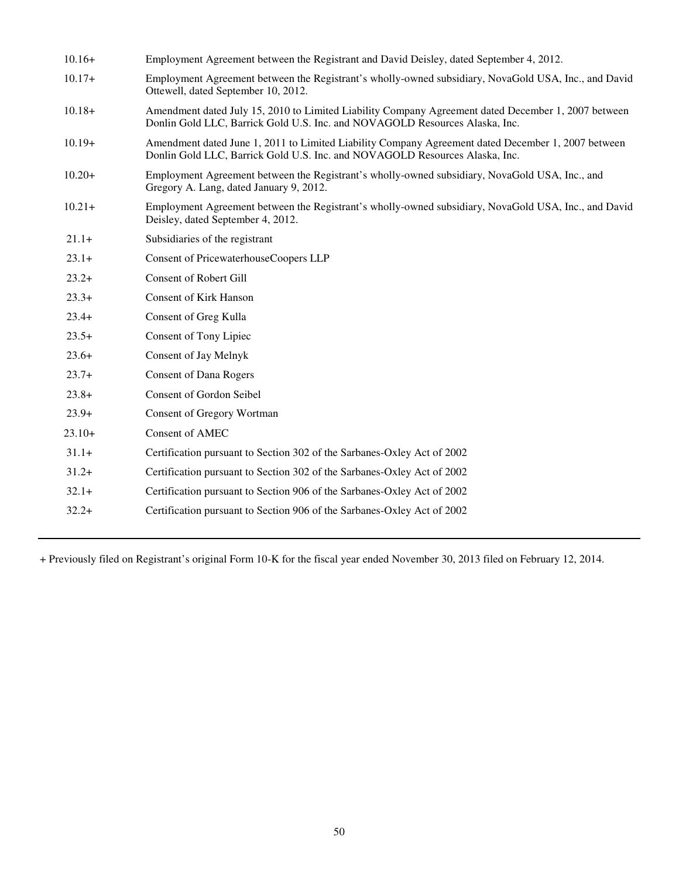| | |
|---|---|
| 10.16+ | Employment Agreement between the Registrant and David Deisley, dated September 4, 2012. |
| 10.17+ | Employment Agreement between the Registrant's wholly-owned subsidiary, NovaGold USA, Inc., and David Ottewell, dated September 10, 2012. |
| 10.18+ | Amendment dated July 15, 2010 to Limited Liability Company Agreement dated December 1, 2007 between Donlin Gold LLC, Barrick Gold U.S. Inc. and NOVAGOLD Resources Alaska, Inc. |
| 10.19+ | Amendment dated June 1, 2011 to Limited Liability Company Agreement dated December 1, 2007 between Donlin Gold LLC, Barrick Gold U.S. Inc. and NOVAGOLD Resources Alaska, Inc. |
| 10.20+ | Employment Agreement between the Registrant's wholly-owned subsidiary, NovaGold USA, Inc., and Gregory A. Lang, dated January 9, 2012. |
| 10.21+ | Employment Agreement between the Registrant's wholly-owned subsidiary, NovaGold USA, Inc., and David Deisley, dated September 4, 2012. |
| 21.1+ | Subsidiaries of the registrant |
| 23.1+ | Consent of PricewaterhouseCoopers LLP |
| 23.2+ | Consent of Robert Gill |
| 23.3+ | Consent of Kirk Hanson |
| 23.4+ | Consent of Greg Kulla |
| 23.5+ | Consent of Tony Lipiec |
| 23.6+ | Consent of Jay Melnyk |
| 23.7+ | Consent of Dana Rogers |
| 23.8+ | Consent of Gordon Seibel |
| 23.9+ | Consent of Gregory Wortman |
| 23.10+ | Consent of AMEC |
| 31.1+ | Certification pursuant to Section 302 of the Sarbanes-Oxley Act of 2002 |
| 31.2+ | Certification pursuant to Section 302 of the Sarbanes-Oxley Act of 2002 |
| 32.1+ | Certification pursuant to Section 906 of the Sarbanes-Oxley Act of 2002 |
| 32.2+ | Certification pursuant to Section 906 of the Sarbanes-Oxley Act of 2002 |

+ Previously filed on Registrant's original Form 10-K for the fiscal year ended November 30, 2013 filed on February 12, 2014.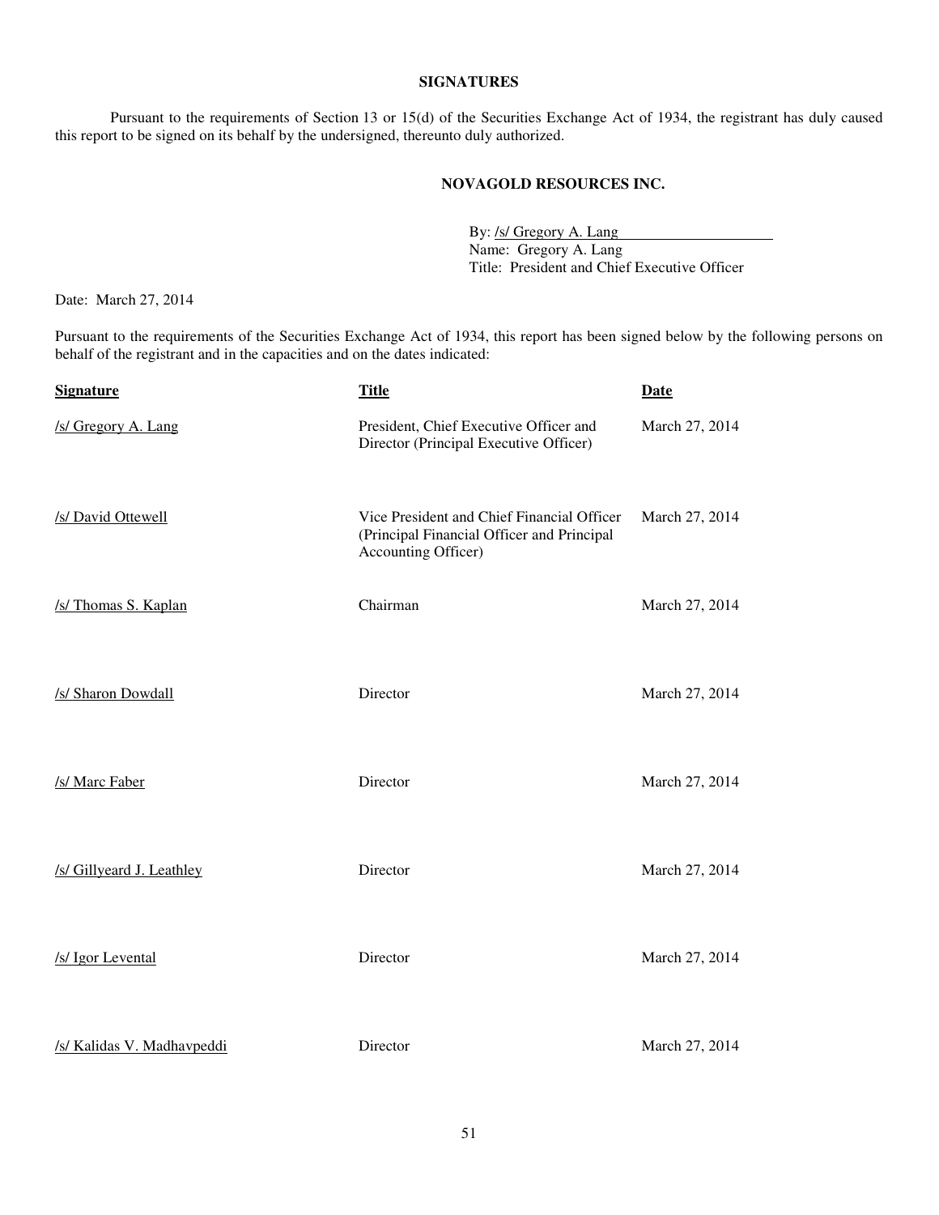## SIGNATURES

Pursuant to the requirements of Section 13 or 15(d) of the Securities Exchange Act of 1934, the registrant has duly caused this report to be signed on its behalf by the undersigned, thereunto duly authorized.

**NOVAGOLD RESOURCES INC.**

By: /s/ Gregory A. Lang
Name: Gregory A. Lang
Title: President and Chief Executive Officer

Date: March 27, 2014

Pursuant to the requirements of the Securities Exchange Act of 1934, this report has been signed below by the following persons on behalf of the registrant and in the capacities and on the dates indicated:

| Signature | Title | Date |
|---|---|---|
| /s/ Gregory A. Lang | President, Chief Executive Officer and Director (Principal Executive Officer) | March 27, 2014 |
| /s/ David Ottewell | Vice President and Chief Financial Officer (Principal Financial Officer and Principal Accounting Officer) | March 27, 2014 |
| /s/ Thomas S. Kaplan | Chairman | March 27, 2014 |
| /s/ Sharon Dowdall | Director | March 27, 2014 |
| /s/ Marc Faber | Director | March 27, 2014 |
| /s/ Gillyeard J. Leathley | Director | March 27, 2014 |
| /s/ Igor Levental | Director | March 27, 2014 |
| /s/ Kalidas V. Madhavpeddi | Director | March 27, 2014 |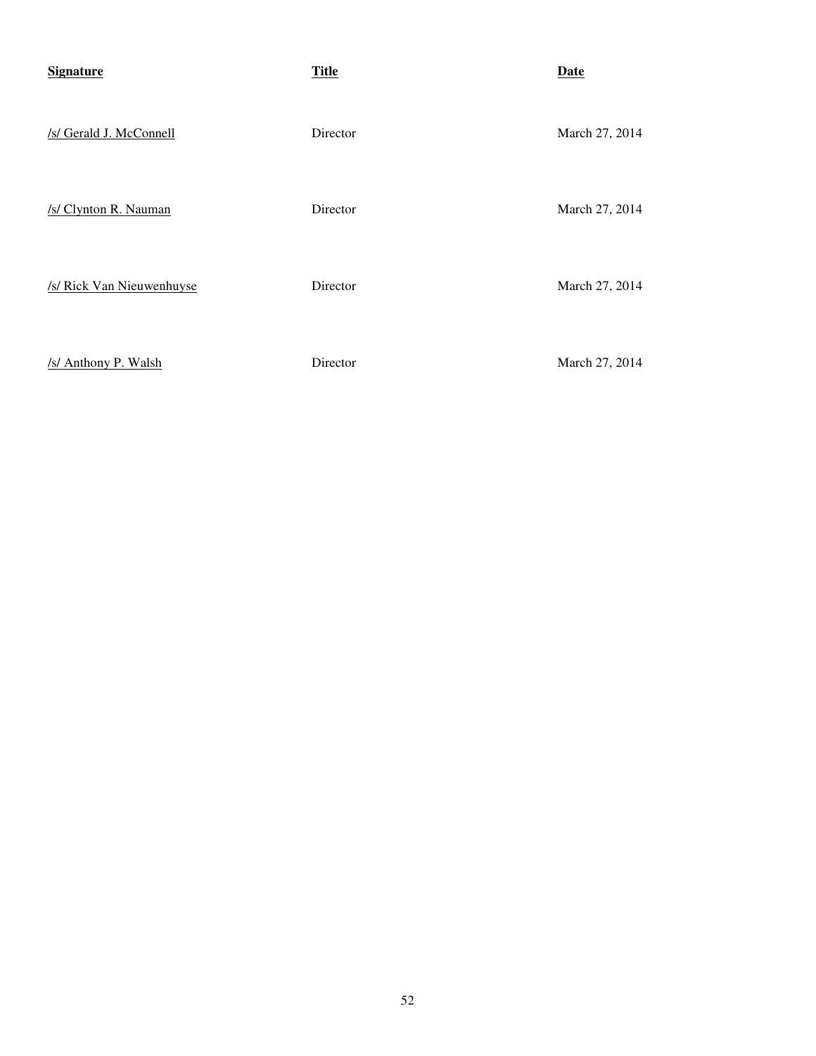| Signature | Title | Date |
|---|---|---|
| /s/ Gerald J. McConnell | Director | March 27, 2014 |
| /s/ Clynton R. Nauman | Director | March 27, 2014 |
| /s/ Rick Van Nieuwenhuyse | Director | March 27, 2014 |
| /s/ Anthony P. Walsh | Director | March 27, 2014 |